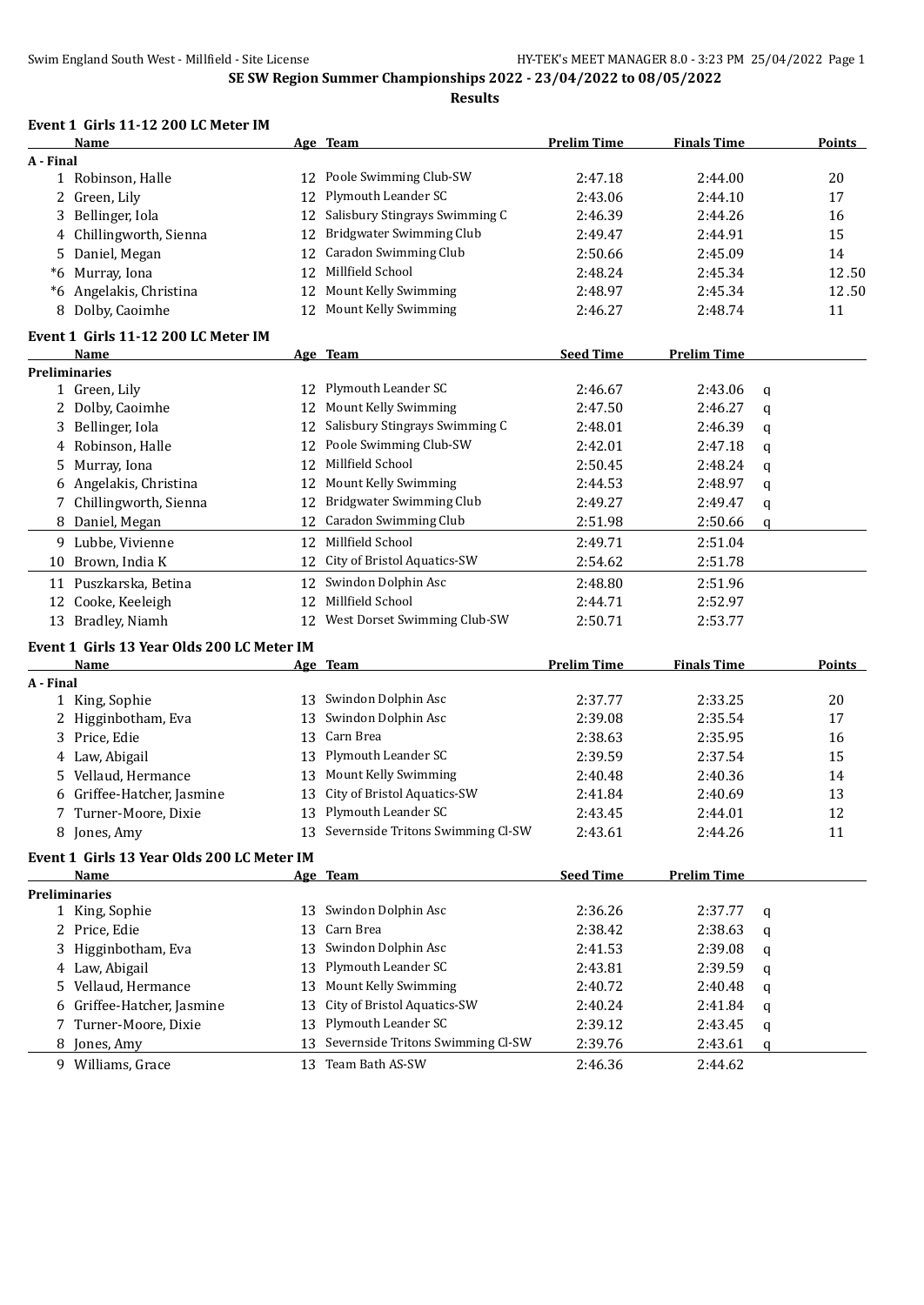# SE SW Region Summer Championships 2022 - 23/04/2022 to 08/05/2022

## Results

### Event 1 Girls 11-12 200 LC Meter IM

| | Name | Age | Team | Prelim Time | Finals Time | Points |
|---|---|---|---|---|---|---|
| **A - Final** | | | | | | |
| 1 | Robinson, Halle | 12 | Poole Swimming Club-SW | 2:47.18 | 2:44.00 | 20 |
| 2 | Green, Lily | 12 | Plymouth Leander SC | 2:43.06 | 2:44.10 | 17 |
| 3 | Bellinger, Iola | 12 | Salisbury Stingrays Swimming C | 2:46.39 | 2:44.26 | 16 |
| 4 | Chillingworth, Sienna | 12 | Bridgwater Swimming Club | 2:49.47 | 2:44.91 | 15 |
| 5 | Daniel, Megan | 12 | Caradon Swimming Club | 2:50.66 | 2:45.09 | 14 |
| *6 | Murray, Iona | 12 | Millfield School | 2:48.24 | 2:45.34 | 12.50 |
| *6 | Angelakis, Christina | 12 | Mount Kelly Swimming | 2:48.97 | 2:45.34 | 12.50 |
| 8 | Dolby, Caoimhe | 12 | Mount Kelly Swimming | 2:46.27 | 2:48.74 | 11 |

### Event 1 Girls 11-12 200 LC Meter IM

| | Name | Age | Team | Seed Time | Prelim Time | |
|---|---|---|---|---|---|---|
| **Preliminaries** | | | | | | |
| 1 | Green, Lily | 12 | Plymouth Leander SC | 2:46.67 | 2:43.06 | q |
| 2 | Dolby, Caoimhe | 12 | Mount Kelly Swimming | 2:47.50 | 2:46.27 | q |
| 3 | Bellinger, Iola | 12 | Salisbury Stingrays Swimming C | 2:48.01 | 2:46.39 | q |
| 4 | Robinson, Halle | 12 | Poole Swimming Club-SW | 2:42.01 | 2:47.18 | q |
| 5 | Murray, Iona | 12 | Millfield School | 2:50.45 | 2:48.24 | q |
| 6 | Angelakis, Christina | 12 | Mount Kelly Swimming | 2:44.53 | 2:48.97 | q |
| 7 | Chillingworth, Sienna | 12 | Bridgwater Swimming Club | 2:49.27 | 2:49.47 | q |
| 8 | Daniel, Megan | 12 | Caradon Swimming Club | 2:51.98 | 2:50.66 | q |
| 9 | Lubbe, Vivienne | 12 | Millfield School | 2:49.71 | 2:51.04 | |
| 10 | Brown, India K | 12 | City of Bristol Aquatics-SW | 2:54.62 | 2:51.78 | |
| 11 | Puszkarska, Betina | 12 | Swindon Dolphin Asc | 2:48.80 | 2:51.96 | |
| 12 | Cooke, Keeleigh | 12 | Millfield School | 2:44.71 | 2:52.97 | |
| 13 | Bradley, Niamh | 12 | West Dorset Swimming Club-SW | 2:50.71 | 2:53.77 | |

### Event 1 Girls 13 Year Olds 200 LC Meter IM

| | Name | Age | Team | Prelim Time | Finals Time | Points |
|---|---|---|---|---|---|---|
| **A - Final** | | | | | | |
| 1 | King, Sophie | 13 | Swindon Dolphin Asc | 2:37.77 | 2:33.25 | 20 |
| 2 | Higginbotham, Eva | 13 | Swindon Dolphin Asc | 2:39.08 | 2:35.54 | 17 |
| 3 | Price, Edie | 13 | Carn Brea | 2:38.63 | 2:35.95 | 16 |
| 4 | Law, Abigail | 13 | Plymouth Leander SC | 2:39.59 | 2:37.54 | 15 |
| 5 | Vellaud, Hermance | 13 | Mount Kelly Swimming | 2:40.48 | 2:40.36 | 14 |
| 6 | Griffee-Hatcher, Jasmine | 13 | City of Bristol Aquatics-SW | 2:41.84 | 2:40.69 | 13 |
| 7 | Turner-Moore, Dixie | 13 | Plymouth Leander SC | 2:43.45 | 2:44.01 | 12 |
| 8 | Jones, Amy | 13 | Severnside Tritons Swimming Cl-SW | 2:43.61 | 2:44.26 | 11 |

### Event 1 Girls 13 Year Olds 200 LC Meter IM

| | Name | Age | Team | Seed Time | Prelim Time | |
|---|---|---|---|---|---|---|
| **Preliminaries** | | | | | | |
| 1 | King, Sophie | 13 | Swindon Dolphin Asc | 2:36.26 | 2:37.77 | q |
| 2 | Price, Edie | 13 | Carn Brea | 2:38.42 | 2:38.63 | q |
| 3 | Higginbotham, Eva | 13 | Swindon Dolphin Asc | 2:41.53 | 2:39.08 | q |
| 4 | Law, Abigail | 13 | Plymouth Leander SC | 2:43.81 | 2:39.59 | q |
| 5 | Vellaud, Hermance | 13 | Mount Kelly Swimming | 2:40.72 | 2:40.48 | q |
| 6 | Griffee-Hatcher, Jasmine | 13 | City of Bristol Aquatics-SW | 2:40.24 | 2:41.84 | q |
| 7 | Turner-Moore, Dixie | 13 | Plymouth Leander SC | 2:39.12 | 2:43.45 | q |
| 8 | Jones, Amy | 13 | Severnside Tritons Swimming Cl-SW | 2:39.76 | 2:43.61 | q |
| 9 | Williams, Grace | 13 | Team Bath AS-SW | 2:46.36 | 2:44.62 | |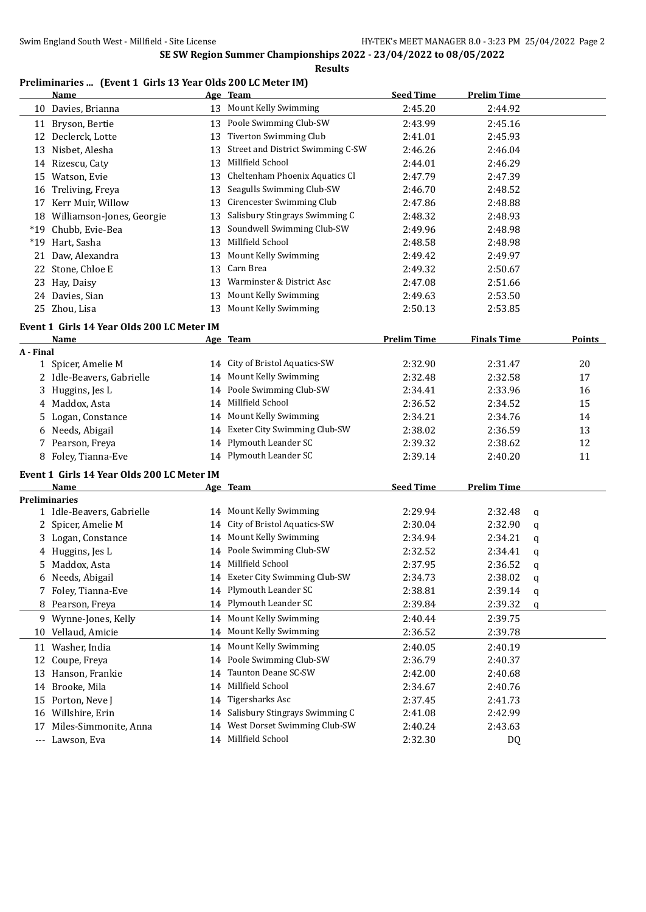**SE SW Region Summer Championships 2022 - 23/04/2022 to 08/05/2022**

**Results**

### Preliminaries ... (Event 1 Girls 13 Year Olds 200 LC Meter IM)

| | Name | Age | Team | Seed Time | Prelim Time | |
|---|---|---|---|---|---|---|
| 10 | Davies, Brianna | 13 | Mount Kelly Swimming | 2:45.20 | 2:44.92 | |
| 11 | Bryson, Bertie | 13 | Poole Swimming Club-SW | 2:43.99 | 2:45.16 | |
| 12 | Declerck, Lotte | 13 | Tiverton Swimming Club | 2:41.01 | 2:45.93 | |
| 13 | Nisbet, Alesha | 13 | Street and District Swimming C-SW | 2:46.26 | 2:46.04 | |
| 14 | Rizescu, Caty | 13 | Millfield School | 2:44.01 | 2:46.29 | |
| 15 | Watson, Evie | 13 | Cheltenham Phoenix Aquatics Cl | 2:47.79 | 2:47.39 | |
| 16 | Treliving, Freya | 13 | Seagulls Swimming Club-SW | 2:46.70 | 2:48.52 | |
| 17 | Kerr Muir, Willow | 13 | Cirencester Swimming Club | 2:47.86 | 2:48.88 | |
| 18 | Williamson-Jones, Georgie | 13 | Salisbury Stingrays Swimming C | 2:48.32 | 2:48.93 | |
| *19 | Chubb, Evie-Bea | 13 | Soundwell Swimming Club-SW | 2:49.96 | 2:48.98 | |
| *19 | Hart, Sasha | 13 | Millfield School | 2:48.58 | 2:48.98 | |
| 21 | Daw, Alexandra | 13 | Mount Kelly Swimming | 2:49.42 | 2:49.97 | |
| 22 | Stone, Chloe E | 13 | Carn Brea | 2:49.32 | 2:50.67 | |
| 23 | Hay, Daisy | 13 | Warminster & District Asc | 2:47.08 | 2:51.66 | |
| 24 | Davies, Sian | 13 | Mount Kelly Swimming | 2:49.63 | 2:53.50 | |
| 25 | Zhou, Lisa | 13 | Mount Kelly Swimming | 2:50.13 | 2:53.85 | |

### Event 1 Girls 14 Year Olds 200 LC Meter IM

| | Name | Age | Team | Prelim Time | Finals Time | Points |
|---|---|---|---|---|---|---|
| **A - Final** | | | | | | |
| 1 | Spicer, Amelie M | 14 | City of Bristol Aquatics-SW | 2:32.90 | 2:31.47 | 20 |
| 2 | Idle-Beavers, Gabrielle | 14 | Mount Kelly Swimming | 2:32.48 | 2:32.58 | 17 |
| 3 | Huggins, Jes L | 14 | Poole Swimming Club-SW | 2:34.41 | 2:33.96 | 16 |
| 4 | Maddox, Asta | 14 | Millfield School | 2:36.52 | 2:34.52 | 15 |
| 5 | Logan, Constance | 14 | Mount Kelly Swimming | 2:34.21 | 2:34.76 | 14 |
| 6 | Needs, Abigail | 14 | Exeter City Swimming Club-SW | 2:38.02 | 2:36.59 | 13 |
| 7 | Pearson, Freya | 14 | Plymouth Leander SC | 2:39.32 | 2:38.62 | 12 |
| 8 | Foley, Tianna-Eve | 14 | Plymouth Leander SC | 2:39.14 | 2:40.20 | 11 |

### Event 1 Girls 14 Year Olds 200 LC Meter IM

| | Name | Age | Team | Seed Time | Prelim Time | |
|---|---|---|---|---|---|---|
| **Preliminaries** | | | | | | |
| 1 | Idle-Beavers, Gabrielle | 14 | Mount Kelly Swimming | 2:29.94 | 2:32.48 | q |
| 2 | Spicer, Amelie M | 14 | City of Bristol Aquatics-SW | 2:30.04 | 2:32.90 | q |
| 3 | Logan, Constance | 14 | Mount Kelly Swimming | 2:34.94 | 2:34.21 | q |
| 4 | Huggins, Jes L | 14 | Poole Swimming Club-SW | 2:32.52 | 2:34.41 | q |
| 5 | Maddox, Asta | 14 | Millfield School | 2:37.95 | 2:36.52 | q |
| 6 | Needs, Abigail | 14 | Exeter City Swimming Club-SW | 2:34.73 | 2:38.02 | q |
| 7 | Foley, Tianna-Eve | 14 | Plymouth Leander SC | 2:38.81 | 2:39.14 | q |
| 8 | Pearson, Freya | 14 | Plymouth Leander SC | 2:39.84 | 2:39.32 | q |
| 9 | Wynne-Jones, Kelly | 14 | Mount Kelly Swimming | 2:40.44 | 2:39.75 | |
| 10 | Vellaud, Amicie | 14 | Mount Kelly Swimming | 2:36.52 | 2:39.78 | |
| 11 | Washer, India | 14 | Mount Kelly Swimming | 2:40.05 | 2:40.19 | |
| 12 | Coupe, Freya | 14 | Poole Swimming Club-SW | 2:36.79 | 2:40.37 | |
| 13 | Hanson, Frankie | 14 | Taunton Deane SC-SW | 2:42.00 | 2:40.68 | |
| 14 | Brooke, Mila | 14 | Millfield School | 2:34.67 | 2:40.76 | |
| 15 | Porton, Neve J | 14 | Tigersharks Asc | 2:37.45 | 2:41.73 | |
| 16 | Willshire, Erin | 14 | Salisbury Stingrays Swimming C | 2:41.08 | 2:42.99 | |
| 17 | Miles-Simmonite, Anna | 14 | West Dorset Swimming Club-SW | 2:40.24 | 2:43.63 | |
| --- | Lawson, Eva | 14 | Millfield School | 2:32.30 | DQ | |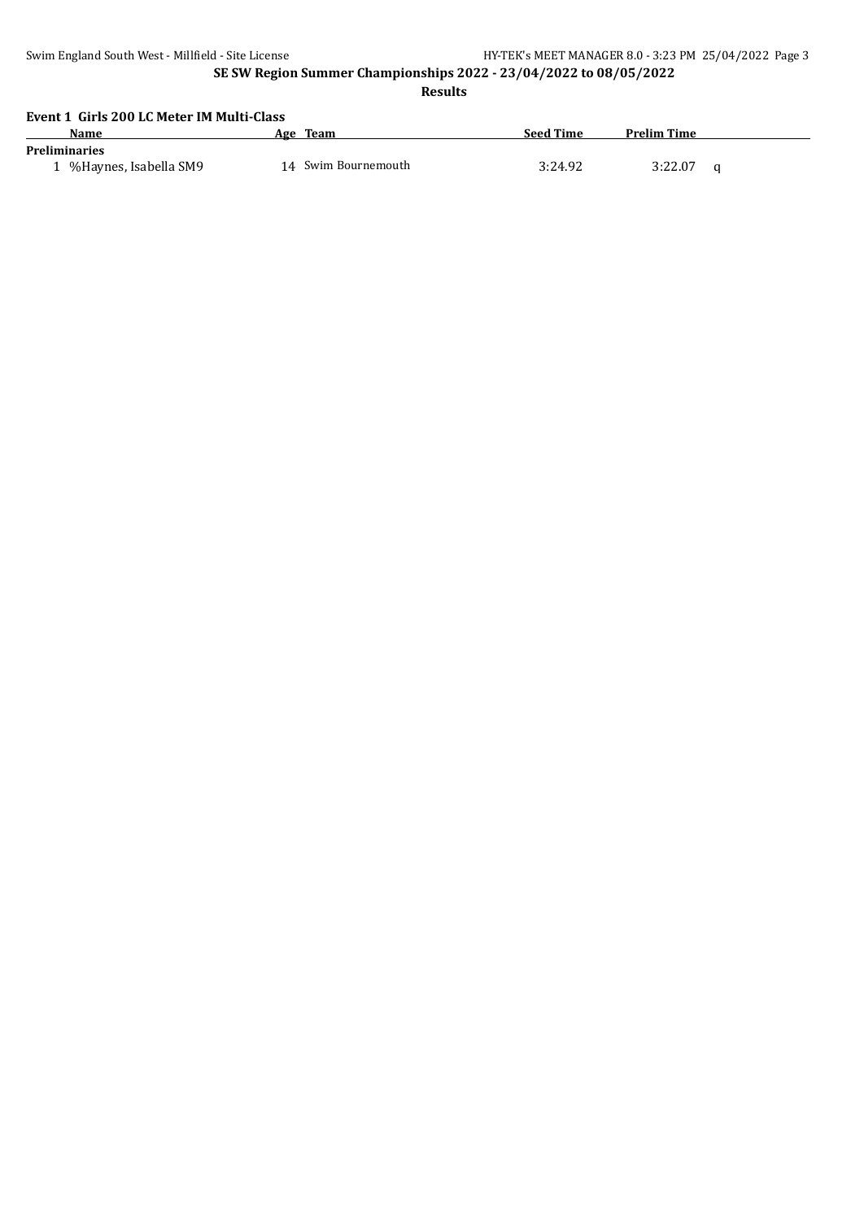**SE SW Region Summer Championships 2022 - 23/04/2022 to 08/05/2022**

**Results**

### Event 1 Girls 200 LC Meter IM Multi-Class

| | Name | Age | Team | Seed Time | Prelim Time | |
|---|---|---|---|---|---|---|
| **Preliminaries** | | | | | | |
| 1 | %Haynes, Isabella SM9 | 14 | Swim Bournemouth | 3:24.92 | 3:22.07 | q |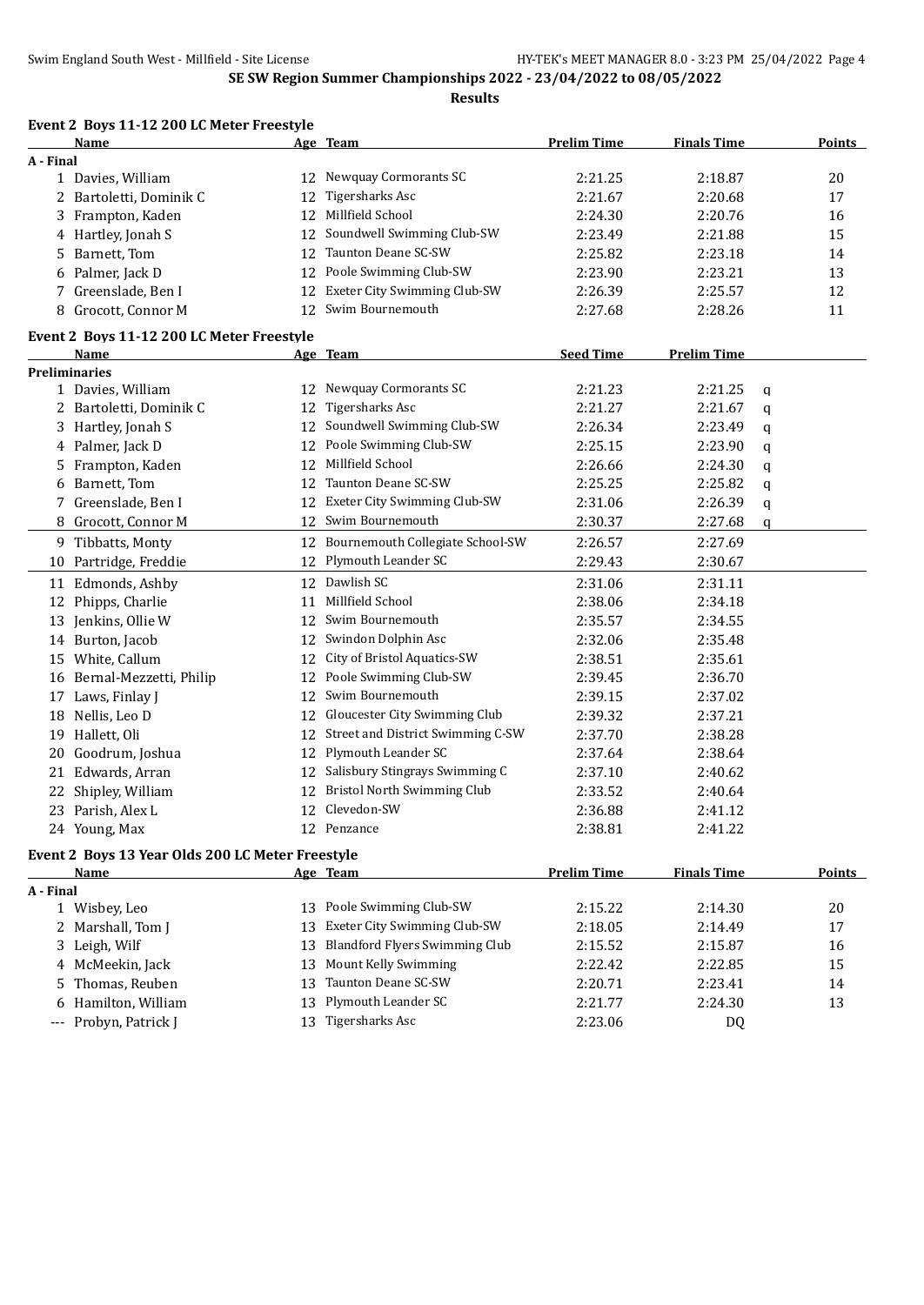Swim England South West - Millfield - Site License HY-TEK's MEET MANAGER 8.0 - 3:23 PM 25/04/2022

**SE SW Region Summer Championships 2022 - 23/04/2022 to 08/05/2022**

**Results**

### Event 2 Boys 11-12 200 LC Meter Freestyle

| | Name | Age | Team | Prelim Time | Finals Time | Points |
|---|---|---|---|---|---|---|
| **A - Final** | | | | | | |
| 1 | Davies, William | 12 | Newquay Cormorants SC | 2:21.25 | 2:18.87 | 20 |
| 2 | Bartoletti, Dominik C | 12 | Tigersharks Asc | 2:21.67 | 2:20.68 | 17 |
| 3 | Frampton, Kaden | 12 | Millfield School | 2:24.30 | 2:20.76 | 16 |
| 4 | Hartley, Jonah S | 12 | Soundwell Swimming Club-SW | 2:23.49 | 2:21.88 | 15 |
| 5 | Barnett, Tom | 12 | Taunton Deane SC-SW | 2:25.82 | 2:23.18 | 14 |
| 6 | Palmer, Jack D | 12 | Poole Swimming Club-SW | 2:23.90 | 2:23.21 | 13 |
| 7 | Greenslade, Ben I | 12 | Exeter City Swimming Club-SW | 2:26.39 | 2:25.57 | 12 |
| 8 | Grocott, Connor M | 12 | Swim Bournemouth | 2:27.68 | 2:28.26 | 11 |

### Event 2 Boys 11-12 200 LC Meter Freestyle

| | Name | Age | Team | Seed Time | Prelim Time | |
|---|---|---|---|---|---|---|
| **Preliminaries** | | | | | | |
| 1 | Davies, William | 12 | Newquay Cormorants SC | 2:21.23 | 2:21.25 | q |
| 2 | Bartoletti, Dominik C | 12 | Tigersharks Asc | 2:21.27 | 2:21.67 | q |
| 3 | Hartley, Jonah S | 12 | Soundwell Swimming Club-SW | 2:26.34 | 2:23.49 | q |
| 4 | Palmer, Jack D | 12 | Poole Swimming Club-SW | 2:25.15 | 2:23.90 | q |
| 5 | Frampton, Kaden | 12 | Millfield School | 2:26.66 | 2:24.30 | q |
| 6 | Barnett, Tom | 12 | Taunton Deane SC-SW | 2:25.25 | 2:25.82 | q |
| 7 | Greenslade, Ben I | 12 | Exeter City Swimming Club-SW | 2:31.06 | 2:26.39 | q |
| 8 | Grocott, Connor M | 12 | Swim Bournemouth | 2:30.37 | 2:27.68 | q |
| 9 | Tibbatts, Monty | 12 | Bournemouth Collegiate School-SW | 2:26.57 | 2:27.69 | |
| 10 | Partridge, Freddie | 12 | Plymouth Leander SC | 2:29.43 | 2:30.67 | |
| 11 | Edmonds, Ashby | 12 | Dawlish SC | 2:31.06 | 2:31.11 | |
| 12 | Phipps, Charlie | 11 | Millfield School | 2:38.06 | 2:34.18 | |
| 13 | Jenkins, Ollie W | 12 | Swim Bournemouth | 2:35.57 | 2:34.55 | |
| 14 | Burton, Jacob | 12 | Swindon Dolphin Asc | 2:32.06 | 2:35.48 | |
| 15 | White, Callum | 12 | City of Bristol Aquatics-SW | 2:38.51 | 2:35.61 | |
| 16 | Bernal-Mezzetti, Philip | 12 | Poole Swimming Club-SW | 2:39.45 | 2:36.70 | |
| 17 | Laws, Finlay J | 12 | Swim Bournemouth | 2:39.15 | 2:37.02 | |
| 18 | Nellis, Leo D | 12 | Gloucester City Swimming Club | 2:39.32 | 2:37.21 | |
| 19 | Hallett, Oli | 12 | Street and District Swimming C-SW | 2:37.70 | 2:38.28 | |
| 20 | Goodrum, Joshua | 12 | Plymouth Leander SC | 2:37.64 | 2:38.64 | |
| 21 | Edwards, Arran | 12 | Salisbury Stingrays Swimming C | 2:37.10 | 2:40.62 | |
| 22 | Shipley, William | 12 | Bristol North Swimming Club | 2:33.52 | 2:40.64 | |
| 23 | Parish, Alex L | 12 | Clevedon-SW | 2:36.88 | 2:41.12 | |
| 24 | Young, Max | 12 | Penzance | 2:38.81 | 2:41.22 | |

### Event 2 Boys 13 Year Olds 200 LC Meter Freestyle

| | Name | Age | Team | Prelim Time | Finals Time | Points |
|---|---|---|---|---|---|---|
| **A - Final** | | | | | | |
| 1 | Wisbey, Leo | 13 | Poole Swimming Club-SW | 2:15.22 | 2:14.30 | 20 |
| 2 | Marshall, Tom J | 13 | Exeter City Swimming Club-SW | 2:18.05 | 2:14.49 | 17 |
| 3 | Leigh, Wilf | 13 | Blandford Flyers Swimming Club | 2:15.52 | 2:15.87 | 16 |
| 4 | McMeekin, Jack | 13 | Mount Kelly Swimming | 2:22.42 | 2:22.85 | 15 |
| 5 | Thomas, Reuben | 13 | Taunton Deane SC-SW | 2:20.71 | 2:23.41 | 14 |
| 6 | Hamilton, William | 13 | Plymouth Leander SC | 2:21.77 | 2:24.30 | 13 |
| --- | Probyn, Patrick J | 13 | Tigersharks Asc | 2:23.06 | DQ | |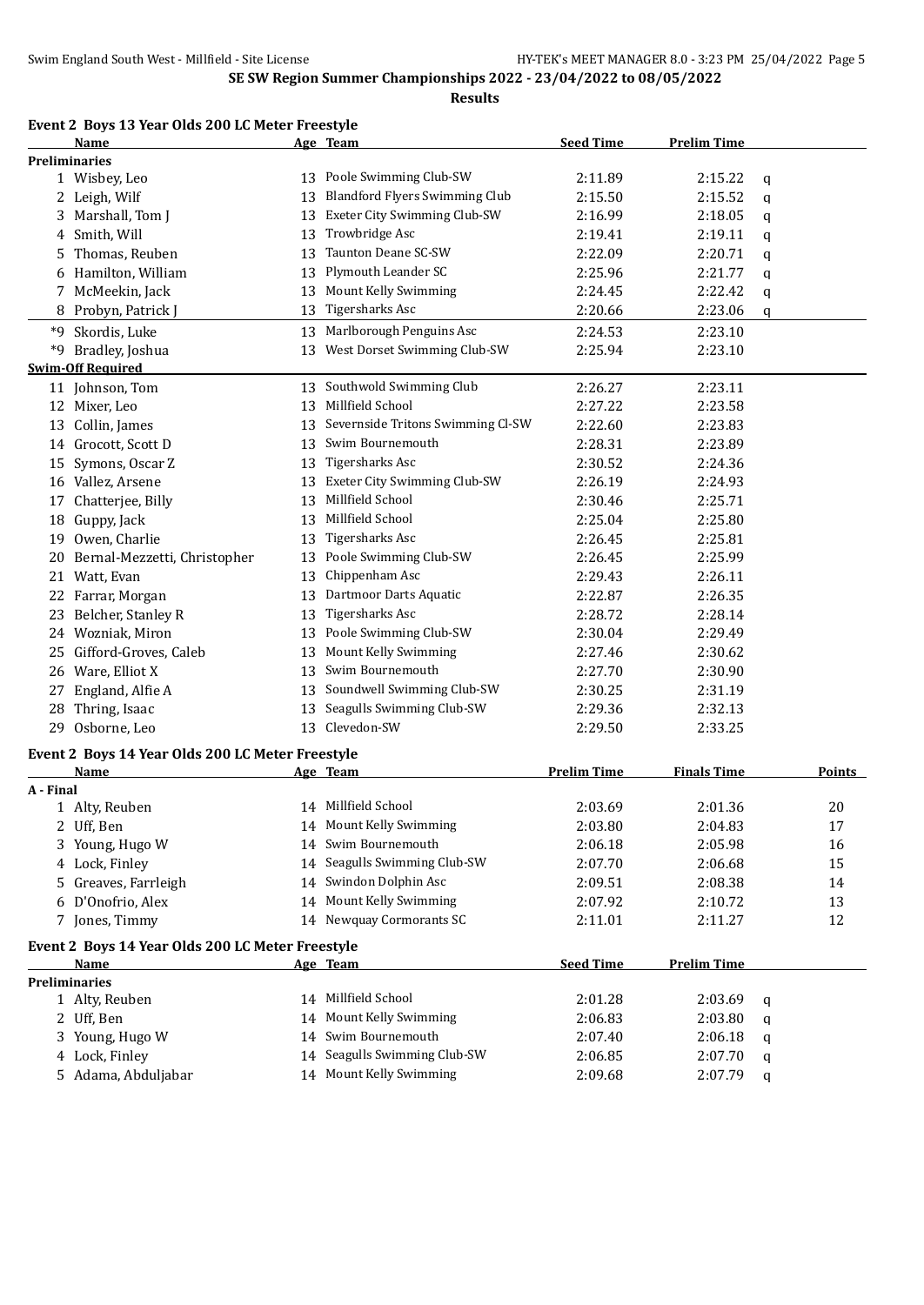## SE SW Region Summer Championships 2022 - 23/04/2022 to 08/05/2022

**Results**

### Event 2 Boys 13 Year Olds 200 LC Meter Freestyle

| | Name | Age | Team | Seed Time | Prelim Time | |
|---|---|---|---|---|---|---|
| **Preliminaries** | | | | | | |
| 1 | Wisbey, Leo | 13 | Poole Swimming Club-SW | 2:11.89 | 2:15.22 | q |
| 2 | Leigh, Wilf | 13 | Blandford Flyers Swimming Club | 2:15.50 | 2:15.52 | q |
| 3 | Marshall, Tom J | 13 | Exeter City Swimming Club-SW | 2:16.99 | 2:18.05 | q |
| 4 | Smith, Will | 13 | Trowbridge Asc | 2:19.41 | 2:19.11 | q |
| 5 | Thomas, Reuben | 13 | Taunton Deane SC-SW | 2:22.09 | 2:20.71 | q |
| 6 | Hamilton, William | 13 | Plymouth Leander SC | 2:25.96 | 2:21.77 | q |
| 7 | McMeekin, Jack | 13 | Mount Kelly Swimming | 2:24.45 | 2:22.42 | q |
| 8 | Probyn, Patrick J | 13 | Tigersharks Asc | 2:20.66 | 2:23.06 | q |
| *9 | Skordis, Luke | 13 | Marlborough Penguins Asc | 2:24.53 | 2:23.10 | |
| *9 | Bradley, Joshua | 13 | West Dorset Swimming Club-SW | 2:25.94 | 2:23.10 | |
| **Swim-Off Required** | | | | | | |
| 11 | Johnson, Tom | 13 | Southwold Swimming Club | 2:26.27 | 2:23.11 | |
| 12 | Mixer, Leo | 13 | Millfield School | 2:27.22 | 2:23.58 | |
| 13 | Collin, James | 13 | Severnside Tritons Swimming Cl-SW | 2:22.60 | 2:23.83 | |
| 14 | Grocott, Scott D | 13 | Swim Bournemouth | 2:28.31 | 2:23.89 | |
| 15 | Symons, Oscar Z | 13 | Tigersharks Asc | 2:30.52 | 2:24.36 | |
| 16 | Vallez, Arsene | 13 | Exeter City Swimming Club-SW | 2:26.19 | 2:24.93 | |
| 17 | Chatterjee, Billy | 13 | Millfield School | 2:30.46 | 2:25.71 | |
| 18 | Guppy, Jack | 13 | Millfield School | 2:25.04 | 2:25.80 | |
| 19 | Owen, Charlie | 13 | Tigersharks Asc | 2:26.45 | 2:25.81 | |
| 20 | Bernal-Mezzetti, Christopher | 13 | Poole Swimming Club-SW | 2:26.45 | 2:25.99 | |
| 21 | Watt, Evan | 13 | Chippenham Asc | 2:29.43 | 2:26.11 | |
| 22 | Farrar, Morgan | 13 | Dartmoor Darts Aquatic | 2:22.87 | 2:26.35 | |
| 23 | Belcher, Stanley R | 13 | Tigersharks Asc | 2:28.72 | 2:28.14 | |
| 24 | Wozniak, Miron | 13 | Poole Swimming Club-SW | 2:30.04 | 2:29.49 | |
| 25 | Gifford-Groves, Caleb | 13 | Mount Kelly Swimming | 2:27.46 | 2:30.62 | |
| 26 | Ware, Elliot X | 13 | Swim Bournemouth | 2:27.70 | 2:30.90 | |
| 27 | England, Alfie A | 13 | Soundwell Swimming Club-SW | 2:30.25 | 2:31.19 | |
| 28 | Thring, Isaac | 13 | Seagulls Swimming Club-SW | 2:29.36 | 2:32.13 | |
| 29 | Osborne, Leo | 13 | Clevedon-SW | 2:29.50 | 2:33.25 | |

### Event 2 Boys 14 Year Olds 200 LC Meter Freestyle

| | Name | Age | Team | Prelim Time | Finals Time | Points |
|---|---|---|---|---|---|---|
| **A - Final** | | | | | | |
| 1 | Alty, Reuben | 14 | Millfield School | 2:03.69 | 2:01.36 | 20 |
| 2 | Uff, Ben | 14 | Mount Kelly Swimming | 2:03.80 | 2:04.83 | 17 |
| 3 | Young, Hugo W | 14 | Swim Bournemouth | 2:06.18 | 2:05.98 | 16 |
| 4 | Lock, Finley | 14 | Seagulls Swimming Club-SW | 2:07.70 | 2:06.68 | 15 |
| 5 | Greaves, Farrleigh | 14 | Swindon Dolphin Asc | 2:09.51 | 2:08.38 | 14 |
| 6 | D'Onofrio, Alex | 14 | Mount Kelly Swimming | 2:07.92 | 2:10.72 | 13 |
| 7 | Jones, Timmy | 14 | Newquay Cormorants SC | 2:11.01 | 2:11.27 | 12 |

### Event 2 Boys 14 Year Olds 200 LC Meter Freestyle

| | Name | Age | Team | Seed Time | Prelim Time | |
|---|---|---|---|---|---|---|
| **Preliminaries** | | | | | | |
| 1 | Alty, Reuben | 14 | Millfield School | 2:01.28 | 2:03.69 | q |
| 2 | Uff, Ben | 14 | Mount Kelly Swimming | 2:06.83 | 2:03.80 | q |
| 3 | Young, Hugo W | 14 | Swim Bournemouth | 2:07.40 | 2:06.18 | q |
| 4 | Lock, Finley | 14 | Seagulls Swimming Club-SW | 2:06.85 | 2:07.70 | q |
| 5 | Adama, Abduljabar | 14 | Mount Kelly Swimming | 2:09.68 | 2:07.79 | q |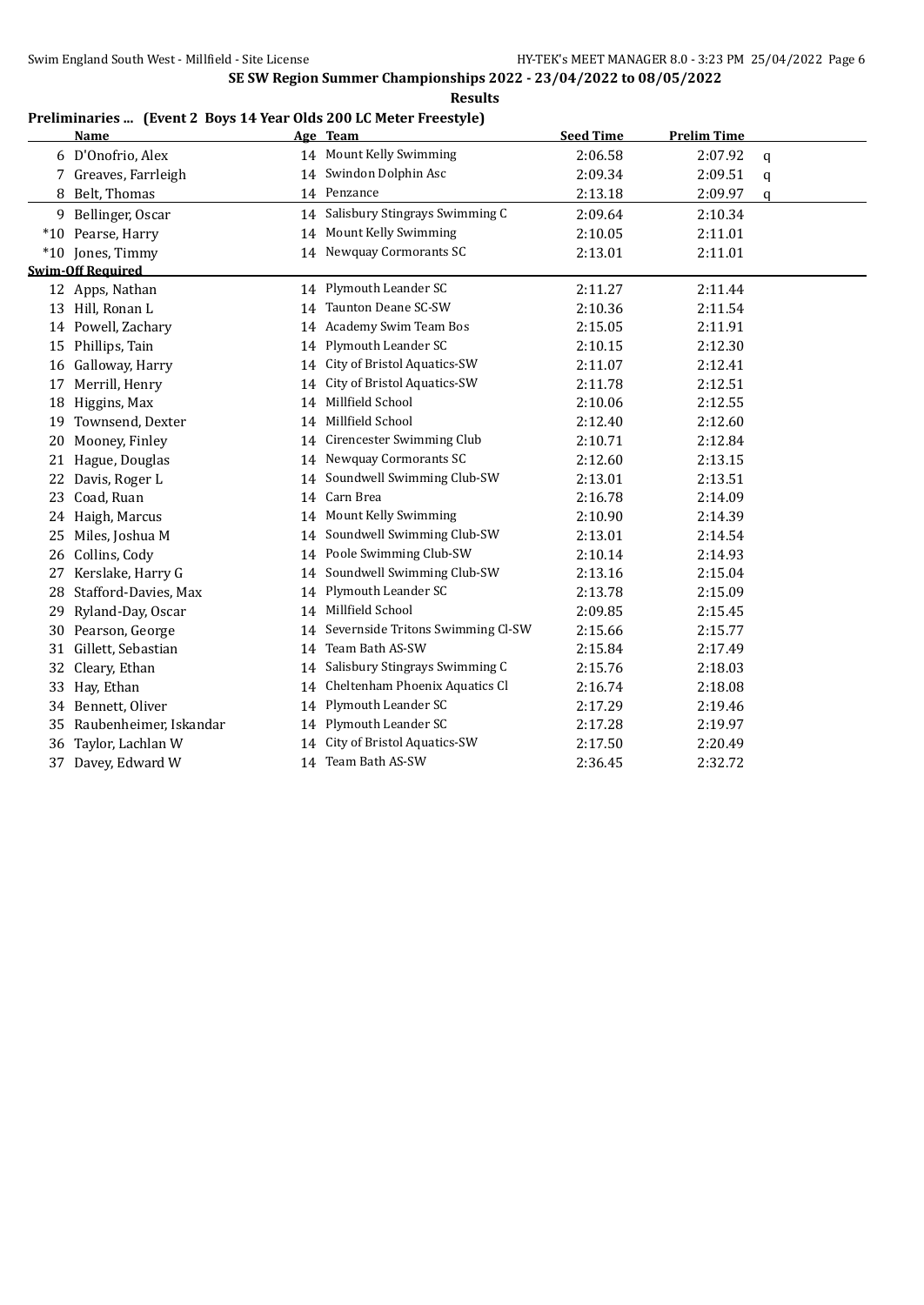**SE SW Region Summer Championships 2022 - 23/04/2022 to 08/05/2022**

**Results**

**Preliminaries ... (Event 2 Boys 14 Year Olds 200 LC Meter Freestyle)**

| | Name | Age | Team | Seed Time | Prelim Time | |
|---|---|---|---|---|---|---|
| 6 | D'Onofrio, Alex | 14 | Mount Kelly Swimming | 2:06.58 | 2:07.92 | q |
| 7 | Greaves, Farrleigh | 14 | Swindon Dolphin Asc | 2:09.34 | 2:09.51 | q |
| 8 | Belt, Thomas | 14 | Penzance | 2:13.18 | 2:09.97 | q |
| 9 | Bellinger, Oscar | 14 | Salisbury Stingrays Swimming C | 2:09.64 | 2:10.34 | |
| *10 | Pearse, Harry | 14 | Mount Kelly Swimming | 2:10.05 | 2:11.01 | |
| *10 | Jones, Timmy | 14 | Newquay Cormorants SC | 2:13.01 | 2:11.01 | |
| **Swim-Off Required** | | | | | | |
| 12 | Apps, Nathan | 14 | Plymouth Leander SC | 2:11.27 | 2:11.44 | |
| 13 | Hill, Ronan L | 14 | Taunton Deane SC-SW | 2:10.36 | 2:11.54 | |
| 14 | Powell, Zachary | 14 | Academy Swim Team Bos | 2:15.05 | 2:11.91 | |
| 15 | Phillips, Tain | 14 | Plymouth Leander SC | 2:10.15 | 2:12.30 | |
| 16 | Galloway, Harry | 14 | City of Bristol Aquatics-SW | 2:11.07 | 2:12.41 | |
| 17 | Merrill, Henry | 14 | City of Bristol Aquatics-SW | 2:11.78 | 2:12.51 | |
| 18 | Higgins, Max | 14 | Millfield School | 2:10.06 | 2:12.55 | |
| 19 | Townsend, Dexter | 14 | Millfield School | 2:12.40 | 2:12.60 | |
| 20 | Mooney, Finley | 14 | Cirencester Swimming Club | 2:10.71 | 2:12.84 | |
| 21 | Hague, Douglas | 14 | Newquay Cormorants SC | 2:12.60 | 2:13.15 | |
| 22 | Davis, Roger L | 14 | Soundwell Swimming Club-SW | 2:13.01 | 2:13.51 | |
| 23 | Coad, Ruan | 14 | Carn Brea | 2:16.78 | 2:14.09 | |
| 24 | Haigh, Marcus | 14 | Mount Kelly Swimming | 2:10.90 | 2:14.39 | |
| 25 | Miles, Joshua M | 14 | Soundwell Swimming Club-SW | 2:13.01 | 2:14.54 | |
| 26 | Collins, Cody | 14 | Poole Swimming Club-SW | 2:10.14 | 2:14.93 | |
| 27 | Kerslake, Harry G | 14 | Soundwell Swimming Club-SW | 2:13.16 | 2:15.04 | |
| 28 | Stafford-Davies, Max | 14 | Plymouth Leander SC | 2:13.78 | 2:15.09 | |
| 29 | Ryland-Day, Oscar | 14 | Millfield School | 2:09.85 | 2:15.45 | |
| 30 | Pearson, George | 14 | Severnside Tritons Swimming Cl-SW | 2:15.66 | 2:15.77 | |
| 31 | Gillett, Sebastian | 14 | Team Bath AS-SW | 2:15.84 | 2:17.49 | |
| 32 | Cleary, Ethan | 14 | Salisbury Stingrays Swimming C | 2:15.76 | 2:18.03 | |
| 33 | Hay, Ethan | 14 | Cheltenham Phoenix Aquatics Cl | 2:16.74 | 2:18.08 | |
| 34 | Bennett, Oliver | 14 | Plymouth Leander SC | 2:17.29 | 2:19.46 | |
| 35 | Raubenheimer, Iskandar | 14 | Plymouth Leander SC | 2:17.28 | 2:19.97 | |
| 36 | Taylor, Lachlan W | 14 | City of Bristol Aquatics-SW | 2:17.50 | 2:20.49 | |
| 37 | Davey, Edward W | 14 | Team Bath AS-SW | 2:36.45 | 2:32.72 | |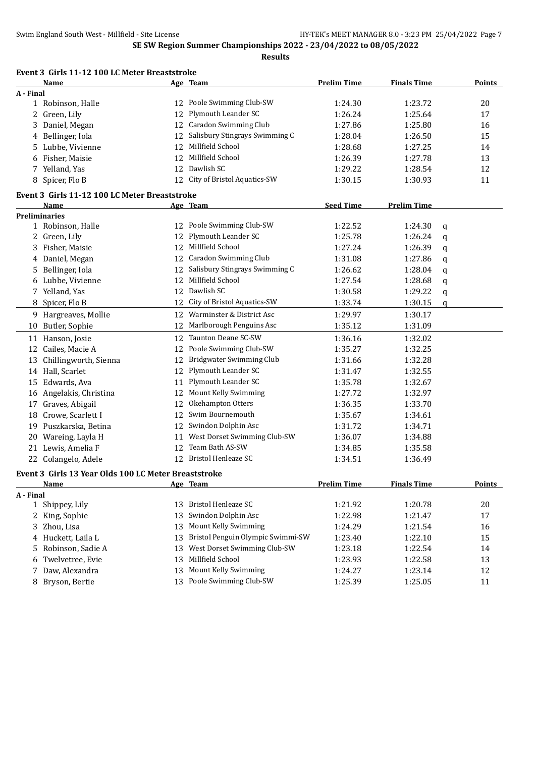# SE SW Region Summer Championships 2022 - 23/04/2022 to 08/05/2022

## Results

### Event 3 Girls 11-12 100 LC Meter Breaststroke

| | Name | Age | Team | Prelim Time | Finals Time | Points |
|---|---|---|---|---|---|---|
| **A - Final** | | | | | | |
| 1 | Robinson, Halle | 12 | Poole Swimming Club-SW | 1:24.30 | 1:23.72 | 20 |
| 2 | Green, Lily | 12 | Plymouth Leander SC | 1:26.24 | 1:25.64 | 17 |
| 3 | Daniel, Megan | 12 | Caradon Swimming Club | 1:27.86 | 1:25.80 | 16 |
| 4 | Bellinger, Iola | 12 | Salisbury Stingrays Swimming C | 1:28.04 | 1:26.50 | 15 |
| 5 | Lubbe, Vivienne | 12 | Millfield School | 1:28.68 | 1:27.25 | 14 |
| 6 | Fisher, Maisie | 12 | Millfield School | 1:26.39 | 1:27.78 | 13 |
| 7 | Yelland, Yas | 12 | Dawlish SC | 1:29.22 | 1:28.54 | 12 |
| 8 | Spicer, Flo B | 12 | City of Bristol Aquatics-SW | 1:30.15 | 1:30.93 | 11 |

### Event 3 Girls 11-12 100 LC Meter Breaststroke

| | Name | Age | Team | Seed Time | Prelim Time | |
|---|---|---|---|---|---|---|
| **Preliminaries** | | | | | | |
| 1 | Robinson, Halle | 12 | Poole Swimming Club-SW | 1:22.52 | 1:24.30 | q |
| 2 | Green, Lily | 12 | Plymouth Leander SC | 1:25.78 | 1:26.24 | q |
| 3 | Fisher, Maisie | 12 | Millfield School | 1:27.24 | 1:26.39 | q |
| 4 | Daniel, Megan | 12 | Caradon Swimming Club | 1:31.08 | 1:27.86 | q |
| 5 | Bellinger, Iola | 12 | Salisbury Stingrays Swimming C | 1:26.62 | 1:28.04 | q |
| 6 | Lubbe, Vivienne | 12 | Millfield School | 1:27.54 | 1:28.68 | q |
| 7 | Yelland, Yas | 12 | Dawlish SC | 1:30.58 | 1:29.22 | q |
| 8 | Spicer, Flo B | 12 | City of Bristol Aquatics-SW | 1:33.74 | 1:30.15 | q |
| 9 | Hargreaves, Mollie | 12 | Warminster & District Asc | 1:29.97 | 1:30.17 | |
| 10 | Butler, Sophie | 12 | Marlborough Penguins Asc | 1:35.12 | 1:31.09 | |
| 11 | Hanson, Josie | 12 | Taunton Deane SC-SW | 1:36.16 | 1:32.02 | |
| 12 | Cailes, Macie A | 12 | Poole Swimming Club-SW | 1:35.27 | 1:32.25 | |
| 13 | Chillingworth, Sienna | 12 | Bridgwater Swimming Club | 1:31.66 | 1:32.28 | |
| 14 | Hall, Scarlet | 12 | Plymouth Leander SC | 1:31.47 | 1:32.55 | |
| 15 | Edwards, Ava | 11 | Plymouth Leander SC | 1:35.78 | 1:32.67 | |
| 16 | Angelakis, Christina | 12 | Mount Kelly Swimming | 1:27.72 | 1:32.97 | |
| 17 | Graves, Abigail | 12 | Okehampton Otters | 1:36.35 | 1:33.70 | |
| 18 | Crowe, Scarlett I | 12 | Swim Bournemouth | 1:35.67 | 1:34.61 | |
| 19 | Puszkarska, Betina | 12 | Swindon Dolphin Asc | 1:31.72 | 1:34.71 | |
| 20 | Wareing, Layla H | 11 | West Dorset Swimming Club-SW | 1:36.07 | 1:34.88 | |
| 21 | Lewis, Amelia F | 12 | Team Bath AS-SW | 1:34.85 | 1:35.58 | |
| 22 | Colangelo, Adele | 12 | Bristol Henleaze SC | 1:34.51 | 1:36.49 | |

### Event 3 Girls 13 Year Olds 100 LC Meter Breaststroke

| | Name | Age | Team | Prelim Time | Finals Time | Points |
|---|---|---|---|---|---|---|
| **A - Final** | | | | | | |
| 1 | Shippey, Lily | 13 | Bristol Henleaze SC | 1:21.92 | 1:20.78 | 20 |
| 2 | King, Sophie | 13 | Swindon Dolphin Asc | 1:22.98 | 1:21.47 | 17 |
| 3 | Zhou, Lisa | 13 | Mount Kelly Swimming | 1:24.29 | 1:21.54 | 16 |
| 4 | Huckett, Laila L | 13 | Bristol Penguin Olympic Swimmi-SW | 1:23.40 | 1:22.10 | 15 |
| 5 | Robinson, Sadie A | 13 | West Dorset Swimming Club-SW | 1:23.18 | 1:22.54 | 14 |
| 6 | Twelvetree, Evie | 13 | Millfield School | 1:23.93 | 1:22.58 | 13 |
| 7 | Daw, Alexandra | 13 | Mount Kelly Swimming | 1:24.27 | 1:23.14 | 12 |
| 8 | Bryson, Bertie | 13 | Poole Swimming Club-SW | 1:25.39 | 1:25.05 | 11 |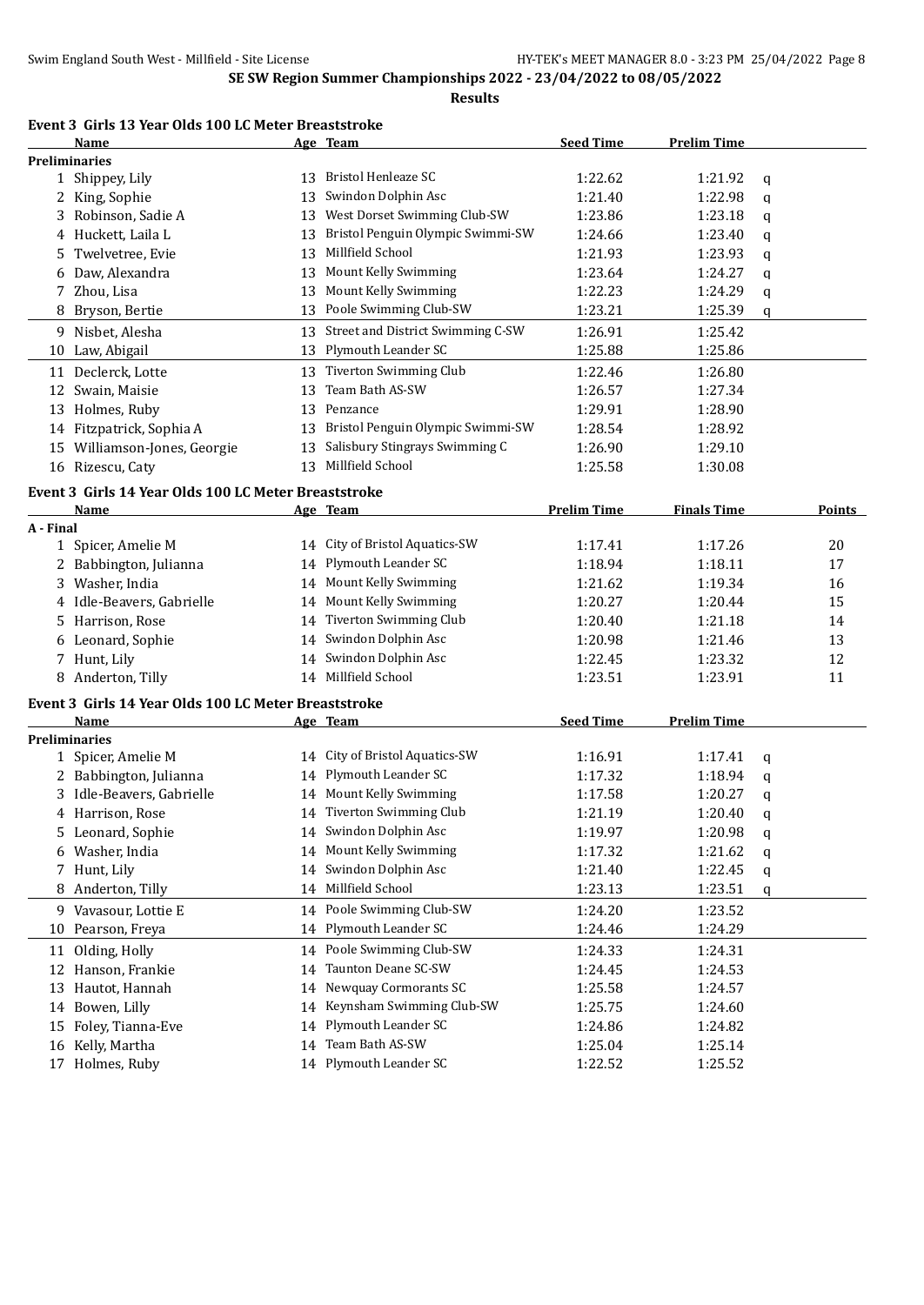## SE SW Region Summer Championships 2022 - 23/04/2022 to 08/05/2022

**Results**

### Event 3 Girls 13 Year Olds 100 LC Meter Breaststroke

| | Name | Age | Team | Seed Time | Prelim Time | |
|---|---|---|---|---|---|---|
| **Preliminaries** | | | | | | |
| 1 | Shippey, Lily | 13 | Bristol Henleaze SC | 1:22.62 | 1:21.92 | q |
| 2 | King, Sophie | 13 | Swindon Dolphin Asc | 1:21.40 | 1:22.98 | q |
| 3 | Robinson, Sadie A | 13 | West Dorset Swimming Club-SW | 1:23.86 | 1:23.18 | q |
| 4 | Huckett, Laila L | 13 | Bristol Penguin Olympic Swimmi-SW | 1:24.66 | 1:23.40 | q |
| 5 | Twelvetree, Evie | 13 | Millfield School | 1:21.93 | 1:23.93 | q |
| 6 | Daw, Alexandra | 13 | Mount Kelly Swimming | 1:23.64 | 1:24.27 | q |
| 7 | Zhou, Lisa | 13 | Mount Kelly Swimming | 1:22.23 | 1:24.29 | q |
| 8 | Bryson, Bertie | 13 | Poole Swimming Club-SW | 1:23.21 | 1:25.39 | q |
| 9 | Nisbet, Alesha | 13 | Street and District Swimming C-SW | 1:26.91 | 1:25.42 | |
| 10 | Law, Abigail | 13 | Plymouth Leander SC | 1:25.88 | 1:25.86 | |
| 11 | Declerck, Lotte | 13 | Tiverton Swimming Club | 1:22.46 | 1:26.80 | |
| 12 | Swain, Maisie | 13 | Team Bath AS-SW | 1:26.57 | 1:27.34 | |
| 13 | Holmes, Ruby | 13 | Penzance | 1:29.91 | 1:28.90 | |
| 14 | Fitzpatrick, Sophia A | 13 | Bristol Penguin Olympic Swimmi-SW | 1:28.54 | 1:28.92 | |
| 15 | Williamson-Jones, Georgie | 13 | Salisbury Stingrays Swimming C | 1:26.90 | 1:29.10 | |
| 16 | Rizescu, Caty | 13 | Millfield School | 1:25.58 | 1:30.08 | |

### Event 3 Girls 14 Year Olds 100 LC Meter Breaststroke

| | Name | Age | Team | Prelim Time | Finals Time | Points |
|---|---|---|---|---|---|---|
| **A - Final** | | | | | | |
| 1 | Spicer, Amelie M | 14 | City of Bristol Aquatics-SW | 1:17.41 | 1:17.26 | 20 |
| 2 | Babbington, Julianna | 14 | Plymouth Leander SC | 1:18.94 | 1:18.11 | 17 |
| 3 | Washer, India | 14 | Mount Kelly Swimming | 1:21.62 | 1:19.34 | 16 |
| 4 | Idle-Beavers, Gabrielle | 14 | Mount Kelly Swimming | 1:20.27 | 1:20.44 | 15 |
| 5 | Harrison, Rose | 14 | Tiverton Swimming Club | 1:20.40 | 1:21.18 | 14 |
| 6 | Leonard, Sophie | 14 | Swindon Dolphin Asc | 1:20.98 | 1:21.46 | 13 |
| 7 | Hunt, Lily | 14 | Swindon Dolphin Asc | 1:22.45 | 1:23.32 | 12 |
| 8 | Anderton, Tilly | 14 | Millfield School | 1:23.51 | 1:23.91 | 11 |

### Event 3 Girls 14 Year Olds 100 LC Meter Breaststroke

| | Name | Age | Team | Seed Time | Prelim Time | |
|---|---|---|---|---|---|---|
| **Preliminaries** | | | | | | |
| 1 | Spicer, Amelie M | 14 | City of Bristol Aquatics-SW | 1:16.91 | 1:17.41 | q |
| 2 | Babbington, Julianna | 14 | Plymouth Leander SC | 1:17.32 | 1:18.94 | q |
| 3 | Idle-Beavers, Gabrielle | 14 | Mount Kelly Swimming | 1:17.58 | 1:20.27 | q |
| 4 | Harrison, Rose | 14 | Tiverton Swimming Club | 1:21.19 | 1:20.40 | q |
| 5 | Leonard, Sophie | 14 | Swindon Dolphin Asc | 1:19.97 | 1:20.98 | q |
| 6 | Washer, India | 14 | Mount Kelly Swimming | 1:17.32 | 1:21.62 | q |
| 7 | Hunt, Lily | 14 | Swindon Dolphin Asc | 1:21.40 | 1:22.45 | q |
| 8 | Anderton, Tilly | 14 | Millfield School | 1:23.13 | 1:23.51 | q |
| 9 | Vavasour, Lottie E | 14 | Poole Swimming Club-SW | 1:24.20 | 1:23.52 | |
| 10 | Pearson, Freya | 14 | Plymouth Leander SC | 1:24.46 | 1:24.29 | |
| 11 | Olding, Holly | 14 | Poole Swimming Club-SW | 1:24.33 | 1:24.31 | |
| 12 | Hanson, Frankie | 14 | Taunton Deane SC-SW | 1:24.45 | 1:24.53 | |
| 13 | Hautot, Hannah | 14 | Newquay Cormorants SC | 1:25.58 | 1:24.57 | |
| 14 | Bowen, Lilly | 14 | Keynsham Swimming Club-SW | 1:25.75 | 1:24.60 | |
| 15 | Foley, Tianna-Eve | 14 | Plymouth Leander SC | 1:24.86 | 1:24.82 | |
| 16 | Kelly, Martha | 14 | Team Bath AS-SW | 1:25.04 | 1:25.14 | |
| 17 | Holmes, Ruby | 14 | Plymouth Leander SC | 1:22.52 | 1:25.52 | |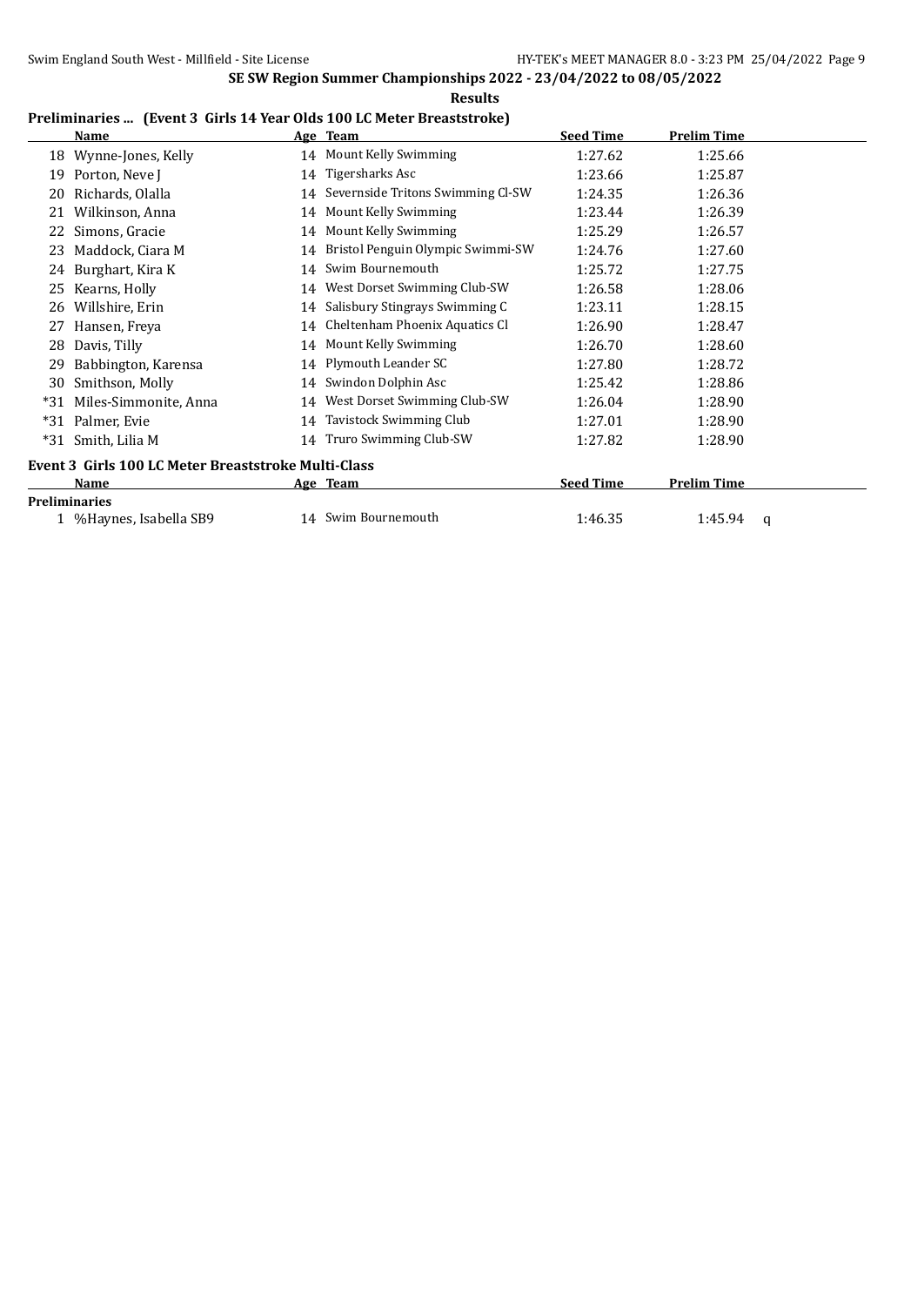# SE SW Region Summer Championships 2022 - 23/04/2022 to 08/05/2022

**Results**

## Preliminaries ... (Event 3 Girls 14 Year Olds 100 LC Meter Breaststroke)

| | Name | Age | Team | Seed Time | Prelim Time |
|---|---|---|---|---|---|
| 18 | Wynne-Jones, Kelly | 14 | Mount Kelly Swimming | 1:27.62 | 1:25.66 |
| 19 | Porton, Neve J | 14 | Tigersharks Asc | 1:23.66 | 1:25.87 |
| 20 | Richards, Olalla | 14 | Severnside Tritons Swimming Cl-SW | 1:24.35 | 1:26.36 |
| 21 | Wilkinson, Anna | 14 | Mount Kelly Swimming | 1:23.44 | 1:26.39 |
| 22 | Simons, Gracie | 14 | Mount Kelly Swimming | 1:25.29 | 1:26.57 |
| 23 | Maddock, Ciara M | 14 | Bristol Penguin Olympic Swimmi-SW | 1:24.76 | 1:27.60 |
| 24 | Burghart, Kira K | 14 | Swim Bournemouth | 1:25.72 | 1:27.75 |
| 25 | Kearns, Holly | 14 | West Dorset Swimming Club-SW | 1:26.58 | 1:28.06 |
| 26 | Willshire, Erin | 14 | Salisbury Stingrays Swimming C | 1:23.11 | 1:28.15 |
| 27 | Hansen, Freya | 14 | Cheltenham Phoenix Aquatics Cl | 1:26.90 | 1:28.47 |
| 28 | Davis, Tilly | 14 | Mount Kelly Swimming | 1:26.70 | 1:28.60 |
| 29 | Babbington, Karensa | 14 | Plymouth Leander SC | 1:27.80 | 1:28.72 |
| 30 | Smithson, Molly | 14 | Swindon Dolphin Asc | 1:25.42 | 1:28.86 |
| *31 | Miles-Simmonite, Anna | 14 | West Dorset Swimming Club-SW | 1:26.04 | 1:28.90 |
| *31 | Palmer, Evie | 14 | Tavistock Swimming Club | 1:27.01 | 1:28.90 |
| *31 | Smith, Lilia M | 14 | Truro Swimming Club-SW | 1:27.82 | 1:28.90 |

## Event 3 Girls 100 LC Meter Breaststroke Multi-Class

| | Name | Age | Team | Seed Time | Prelim Time | |
|---|---|---|---|---|---|---|
| **Preliminaries** | | | | | | |
| 1 | %Haynes, Isabella SB9 | 14 | Swim Bournemouth | 1:46.35 | 1:45.94 | q |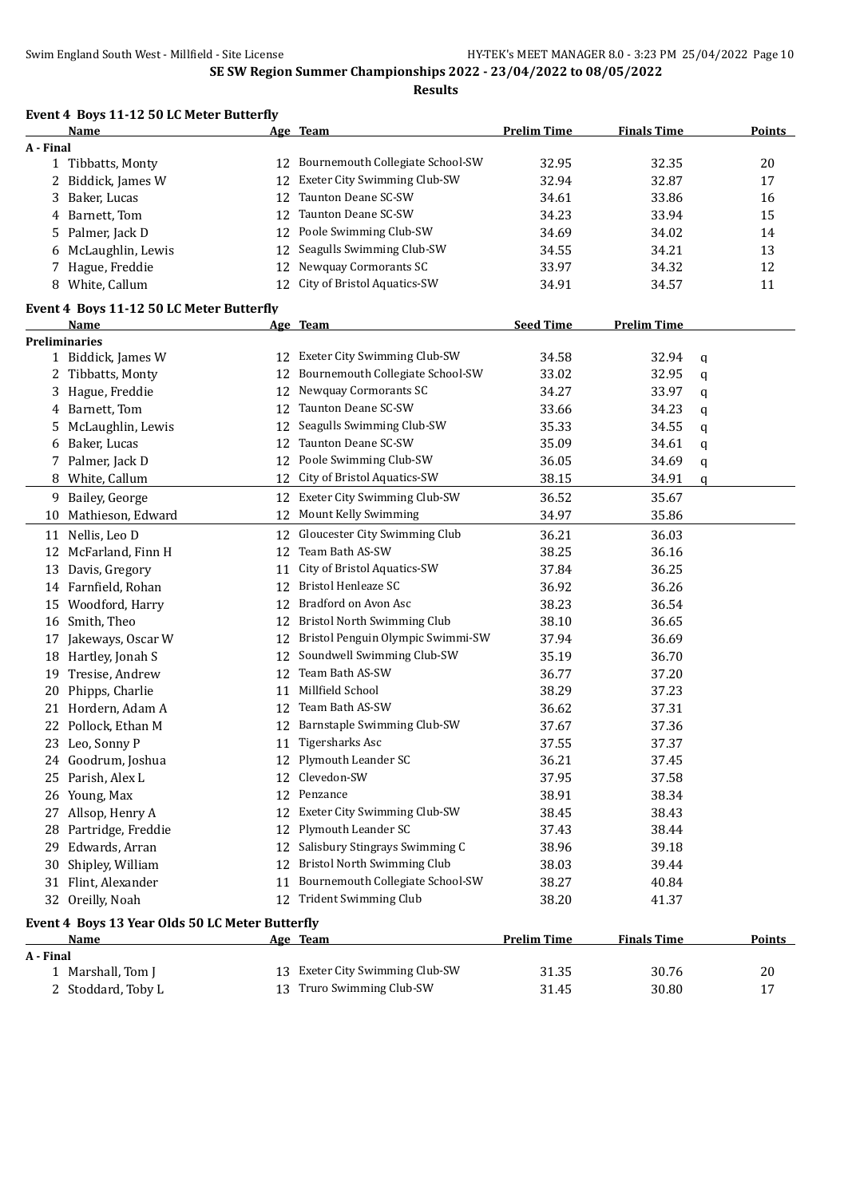## SE SW Region Summer Championships 2022 - 23/04/2022 to 08/05/2022

### Results

### Event 4 Boys 11-12 50 LC Meter Butterfly

| | Name | Age | Team | Prelim Time | Finals Time | Points |
|---|---|---|---|---|---|---|
| **A - Final** | | | | | | |
| 1 | Tibbatts, Monty | 12 | Bournemouth Collegiate School-SW | 32.95 | 32.35 | 20 |
| 2 | Biddick, James W | 12 | Exeter City Swimming Club-SW | 32.94 | 32.87 | 17 |
| 3 | Baker, Lucas | 12 | Taunton Deane SC-SW | 34.61 | 33.86 | 16 |
| 4 | Barnett, Tom | 12 | Taunton Deane SC-SW | 34.23 | 33.94 | 15 |
| 5 | Palmer, Jack D | 12 | Poole Swimming Club-SW | 34.69 | 34.02 | 14 |
| 6 | McLaughlin, Lewis | 12 | Seagulls Swimming Club-SW | 34.55 | 34.21 | 13 |
| 7 | Hague, Freddie | 12 | Newquay Cormorants SC | 33.97 | 34.32 | 12 |
| 8 | White, Callum | 12 | City of Bristol Aquatics-SW | 34.91 | 34.57 | 11 |

### Event 4 Boys 11-12 50 LC Meter Butterfly

| | Name | Age | Team | Seed Time | Prelim Time | |
|---|---|---|---|---|---|---|
| **Preliminaries** | | | | | | |
| 1 | Biddick, James W | 12 | Exeter City Swimming Club-SW | 34.58 | 32.94 | q |
| 2 | Tibbatts, Monty | 12 | Bournemouth Collegiate School-SW | 33.02 | 32.95 | q |
| 3 | Hague, Freddie | 12 | Newquay Cormorants SC | 34.27 | 33.97 | q |
| 4 | Barnett, Tom | 12 | Taunton Deane SC-SW | 33.66 | 34.23 | q |
| 5 | McLaughlin, Lewis | 12 | Seagulls Swimming Club-SW | 35.33 | 34.55 | q |
| 6 | Baker, Lucas | 12 | Taunton Deane SC-SW | 35.09 | 34.61 | q |
| 7 | Palmer, Jack D | 12 | Poole Swimming Club-SW | 36.05 | 34.69 | q |
| 8 | White, Callum | 12 | City of Bristol Aquatics-SW | 38.15 | 34.91 | q |
| 9 | Bailey, George | 12 | Exeter City Swimming Club-SW | 36.52 | 35.67 | |
| 10 | Mathieson, Edward | 12 | Mount Kelly Swimming | 34.97 | 35.86 | |
| 11 | Nellis, Leo D | 12 | Gloucester City Swimming Club | 36.21 | 36.03 | |
| 12 | McFarland, Finn H | 12 | Team Bath AS-SW | 38.25 | 36.16 | |
| 13 | Davis, Gregory | 11 | City of Bristol Aquatics-SW | 37.84 | 36.25 | |
| 14 | Farnfield, Rohan | 12 | Bristol Henleaze SC | 36.92 | 36.26 | |
| 15 | Woodford, Harry | 12 | Bradford on Avon Asc | 38.23 | 36.54 | |
| 16 | Smith, Theo | 12 | Bristol North Swimming Club | 38.10 | 36.65 | |
| 17 | Jakeways, Oscar W | 12 | Bristol Penguin Olympic Swimmi-SW | 37.94 | 36.69 | |
| 18 | Hartley, Jonah S | 12 | Soundwell Swimming Club-SW | 35.19 | 36.70 | |
| 19 | Tresise, Andrew | 12 | Team Bath AS-SW | 36.77 | 37.20 | |
| 20 | Phipps, Charlie | 11 | Millfield School | 38.29 | 37.23 | |
| 21 | Hordern, Adam A | 12 | Team Bath AS-SW | 36.62 | 37.31 | |
| 22 | Pollock, Ethan M | 12 | Barnstaple Swimming Club-SW | 37.67 | 37.36 | |
| 23 | Leo, Sonny P | 11 | Tigersharks Asc | 37.55 | 37.37 | |
| 24 | Goodrum, Joshua | 12 | Plymouth Leander SC | 36.21 | 37.45 | |
| 25 | Parish, Alex L | 12 | Clevedon-SW | 37.95 | 37.58 | |
| 26 | Young, Max | 12 | Penzance | 38.91 | 38.34 | |
| 27 | Allsop, Henry A | 12 | Exeter City Swimming Club-SW | 38.45 | 38.43 | |
| 28 | Partridge, Freddie | 12 | Plymouth Leander SC | 37.43 | 38.44 | |
| 29 | Edwards, Arran | 12 | Salisbury Stingrays Swimming C | 38.96 | 39.18 | |
| 30 | Shipley, William | 12 | Bristol North Swimming Club | 38.03 | 39.44 | |
| 31 | Flint, Alexander | 11 | Bournemouth Collegiate School-SW | 38.27 | 40.84 | |
| 32 | Oreilly, Noah | 12 | Trident Swimming Club | 38.20 | 41.37 | |

### Event 4 Boys 13 Year Olds 50 LC Meter Butterfly

| | Name | Age | Team | Prelim Time | Finals Time | Points |
|---|---|---|---|---|---|---|
| **A - Final** | | | | | | |
| 1 | Marshall, Tom J | 13 | Exeter City Swimming Club-SW | 31.35 | 30.76 | 20 |
| 2 | Stoddard, Toby L | 13 | Truro Swimming Club-SW | 31.45 | 30.80 | 17 |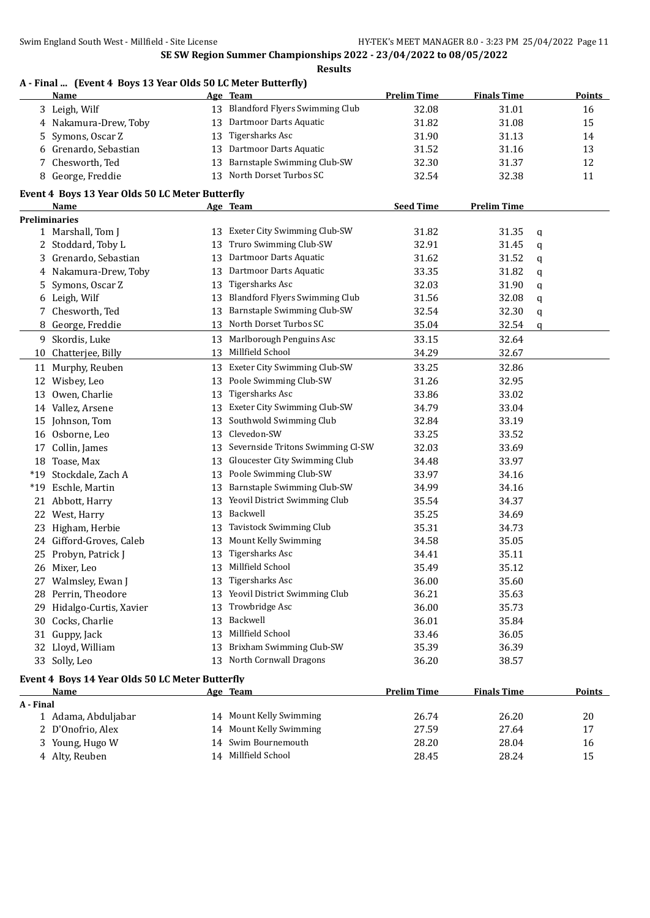**SE SW Region Summer Championships 2022 - 23/04/2022 to 08/05/2022**

**Results**

### A - Final ... (Event 4 Boys 13 Year Olds 50 LC Meter Butterfly)

| | Name | Age | Team | Prelim Time | Finals Time | Points |
|---|---|---|---|---|---|---|
| 3 | Leigh, Wilf | 13 | Blandford Flyers Swimming Club | 32.08 | 31.01 | 16 |
| 4 | Nakamura-Drew, Toby | 13 | Dartmoor Darts Aquatic | 31.82 | 31.08 | 15 |
| 5 | Symons, Oscar Z | 13 | Tigersharks Asc | 31.90 | 31.13 | 14 |
| 6 | Grenardo, Sebastian | 13 | Dartmoor Darts Aquatic | 31.52 | 31.16 | 13 |
| 7 | Chesworth, Ted | 13 | Barnstaple Swimming Club-SW | 32.30 | 31.37 | 12 |
| 8 | George, Freddie | 13 | North Dorset Turbos SC | 32.54 | 32.38 | 11 |

### Event 4 Boys 13 Year Olds 50 LC Meter Butterfly

| | Name | Age | Team | Seed Time | Prelim Time | |
|---|---|---|---|---|---|---|
| **Preliminaries** | | | | | | |
| 1 | Marshall, Tom J | 13 | Exeter City Swimming Club-SW | 31.82 | 31.35 | q |
| 2 | Stoddard, Toby L | 13 | Truro Swimming Club-SW | 32.91 | 31.45 | q |
| 3 | Grenardo, Sebastian | 13 | Dartmoor Darts Aquatic | 31.62 | 31.52 | q |
| 4 | Nakamura-Drew, Toby | 13 | Dartmoor Darts Aquatic | 33.35 | 31.82 | q |
| 5 | Symons, Oscar Z | 13 | Tigersharks Asc | 32.03 | 31.90 | q |
| 6 | Leigh, Wilf | 13 | Blandford Flyers Swimming Club | 31.56 | 32.08 | q |
| 7 | Chesworth, Ted | 13 | Barnstaple Swimming Club-SW | 32.54 | 32.30 | q |
| 8 | George, Freddie | 13 | North Dorset Turbos SC | 35.04 | 32.54 | q |
| 9 | Skordis, Luke | 13 | Marlborough Penguins Asc | 33.15 | 32.64 | |
| 10 | Chatterjee, Billy | 13 | Millfield School | 34.29 | 32.67 | |
| 11 | Murphy, Reuben | 13 | Exeter City Swimming Club-SW | 33.25 | 32.86 | |
| 12 | Wisbey, Leo | 13 | Poole Swimming Club-SW | 31.26 | 32.95 | |
| 13 | Owen, Charlie | 13 | Tigersharks Asc | 33.86 | 33.02 | |
| 14 | Vallez, Arsene | 13 | Exeter City Swimming Club-SW | 34.79 | 33.04 | |
| 15 | Johnson, Tom | 13 | Southwold Swimming Club | 32.84 | 33.19 | |
| 16 | Osborne, Leo | 13 | Clevedon-SW | 33.25 | 33.52 | |
| 17 | Collin, James | 13 | Severnside Tritons Swimming Cl-SW | 32.03 | 33.69 | |
| 18 | Toase, Max | 13 | Gloucester City Swimming Club | 34.48 | 33.97 | |
| *19 | Stockdale, Zach A | 13 | Poole Swimming Club-SW | 33.97 | 34.16 | |
| *19 | Eschle, Martin | 13 | Barnstaple Swimming Club-SW | 34.99 | 34.16 | |
| 21 | Abbott, Harry | 13 | Yeovil District Swimming Club | 35.54 | 34.37 | |
| 22 | West, Harry | 13 | Backwell | 35.25 | 34.69 | |
| 23 | Higham, Herbie | 13 | Tavistock Swimming Club | 35.31 | 34.73 | |
| 24 | Gifford-Groves, Caleb | 13 | Mount Kelly Swimming | 34.58 | 35.05 | |
| 25 | Probyn, Patrick J | 13 | Tigersharks Asc | 34.41 | 35.11 | |
| 26 | Mixer, Leo | 13 | Millfield School | 35.49 | 35.12 | |
| 27 | Walmsley, Ewan J | 13 | Tigersharks Asc | 36.00 | 35.60 | |
| 28 | Perrin, Theodore | 13 | Yeovil District Swimming Club | 36.21 | 35.63 | |
| 29 | Hidalgo-Curtis, Xavier | 13 | Trowbridge Asc | 36.00 | 35.73 | |
| 30 | Cocks, Charlie | 13 | Backwell | 36.01 | 35.84 | |
| 31 | Guppy, Jack | 13 | Millfield School | 33.46 | 36.05 | |
| 32 | Lloyd, William | 13 | Brixham Swimming Club-SW | 35.39 | 36.39 | |
| 33 | Solly, Leo | 13 | North Cornwall Dragons | 36.20 | 38.57 | |

### Event 4 Boys 14 Year Olds 50 LC Meter Butterfly

| | Name | Age | Team | Prelim Time | Finals Time | Points |
|---|---|---|---|---|---|---|
| **A - Final** | | | | | | |
| 1 | Adama, Abduljabar | 14 | Mount Kelly Swimming | 26.74 | 26.20 | 20 |
| 2 | D'Onofrio, Alex | 14 | Mount Kelly Swimming | 27.59 | 27.64 | 17 |
| 3 | Young, Hugo W | 14 | Swim Bournemouth | 28.20 | 28.04 | 16 |
| 4 | Alty, Reuben | 14 | Millfield School | 28.45 | 28.24 | 15 |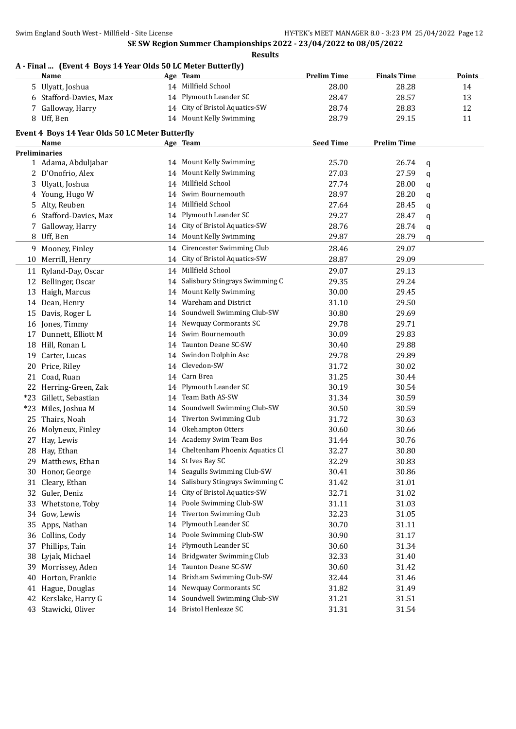## SE SW Region Summer Championships 2022 - 23/04/2022 to 08/05/2022

**Results**

### A - Final ... (Event 4 Boys 14 Year Olds 50 LC Meter Butterfly)

| | Name | Age | Team | Prelim Time | Finals Time | Points |
|---|---|---|---|---|---|---|
| 5 | Ulyatt, Joshua | 14 | Millfield School | 28.00 | 28.28 | 14 |
| 6 | Stafford-Davies, Max | 14 | Plymouth Leander SC | 28.47 | 28.57 | 13 |
| 7 | Galloway, Harry | 14 | City of Bristol Aquatics-SW | 28.74 | 28.83 | 12 |
| 8 | Uff, Ben | 14 | Mount Kelly Swimming | 28.79 | 29.15 | 11 |

### Event 4 Boys 14 Year Olds 50 LC Meter Butterfly

**Preliminaries**

| | Name | Age | Team | Seed Time | Prelim Time | |
|---|---|---|---|---|---|---|
| 1 | Adama, Abduljabar | 14 | Mount Kelly Swimming | 25.70 | 26.74 | q |
| 2 | D'Onofrio, Alex | 14 | Mount Kelly Swimming | 27.03 | 27.59 | q |
| 3 | Ulyatt, Joshua | 14 | Millfield School | 27.74 | 28.00 | q |
| 4 | Young, Hugo W | 14 | Swim Bournemouth | 28.97 | 28.20 | q |
| 5 | Alty, Reuben | 14 | Millfield School | 27.64 | 28.45 | q |
| 6 | Stafford-Davies, Max | 14 | Plymouth Leander SC | 29.27 | 28.47 | q |
| 7 | Galloway, Harry | 14 | City of Bristol Aquatics-SW | 28.76 | 28.74 | q |
| 8 | Uff, Ben | 14 | Mount Kelly Swimming | 29.87 | 28.79 | q |
| 9 | Mooney, Finley | 14 | Cirencester Swimming Club | 28.46 | 29.07 | |
| 10 | Merrill, Henry | 14 | City of Bristol Aquatics-SW | 28.87 | 29.09 | |
| 11 | Ryland-Day, Oscar | 14 | Millfield School | 29.07 | 29.13 | |
| 12 | Bellinger, Oscar | 14 | Salisbury Stingrays Swimming C | 29.35 | 29.24 | |
| 13 | Haigh, Marcus | 14 | Mount Kelly Swimming | 30.00 | 29.45 | |
| 14 | Dean, Henry | 14 | Wareham and District | 31.10 | 29.50 | |
| 15 | Davis, Roger L | 14 | Soundwell Swimming Club-SW | 30.80 | 29.69 | |
| 16 | Jones, Timmy | 14 | Newquay Cormorants SC | 29.78 | 29.71 | |
| 17 | Dunnett, Elliott M | 14 | Swim Bournemouth | 30.09 | 29.83 | |
| 18 | Hill, Ronan L | 14 | Taunton Deane SC-SW | 30.40 | 29.88 | |
| 19 | Carter, Lucas | 14 | Swindon Dolphin Asc | 29.78 | 29.89 | |
| 20 | Price, Riley | 14 | Clevedon-SW | 31.72 | 30.02 | |
| 21 | Coad, Ruan | 14 | Carn Brea | 31.25 | 30.44 | |
| 22 | Herring-Green, Zak | 14 | Plymouth Leander SC | 30.19 | 30.54 | |
| *23 | Gillett, Sebastian | 14 | Team Bath AS-SW | 31.34 | 30.59 | |
| *23 | Miles, Joshua M | 14 | Soundwell Swimming Club-SW | 30.50 | 30.59 | |
| 25 | Thairs, Noah | 14 | Tiverton Swimming Club | 31.72 | 30.63 | |
| 26 | Molyneux, Finley | 14 | Okehampton Otters | 30.60 | 30.66 | |
| 27 | Hay, Lewis | 14 | Academy Swim Team Bos | 31.44 | 30.76 | |
| 28 | Hay, Ethan | 14 | Cheltenham Phoenix Aquatics Cl | 32.27 | 30.80 | |
| 29 | Matthews, Ethan | 14 | St Ives Bay SC | 32.29 | 30.83 | |
| 30 | Honor, George | 14 | Seagulls Swimming Club-SW | 30.41 | 30.86 | |
| 31 | Cleary, Ethan | 14 | Salisbury Stingrays Swimming C | 31.42 | 31.01 | |
| 32 | Guler, Deniz | 14 | City of Bristol Aquatics-SW | 32.71 | 31.02 | |
| 33 | Whetstone, Toby | 14 | Poole Swimming Club-SW | 31.11 | 31.03 | |
| 34 | Gow, Lewis | 14 | Tiverton Swimming Club | 32.23 | 31.05 | |
| 35 | Apps, Nathan | 14 | Plymouth Leander SC | 30.70 | 31.11 | |
| 36 | Collins, Cody | 14 | Poole Swimming Club-SW | 30.90 | 31.17 | |
| 37 | Phillips, Tain | 14 | Plymouth Leander SC | 30.60 | 31.34 | |
| 38 | Lyjak, Michael | 14 | Bridgwater Swimming Club | 32.33 | 31.40 | |
| 39 | Morrissey, Aden | 14 | Taunton Deane SC-SW | 30.60 | 31.42 | |
| 40 | Horton, Frankie | 14 | Brixham Swimming Club-SW | 32.44 | 31.46 | |
| 41 | Hague, Douglas | 14 | Newquay Cormorants SC | 31.82 | 31.49 | |
| 42 | Kerslake, Harry G | 14 | Soundwell Swimming Club-SW | 31.21 | 31.51 | |
| 43 | Stawicki, Oliver | 14 | Bristol Henleaze SC | 31.31 | 31.54 | |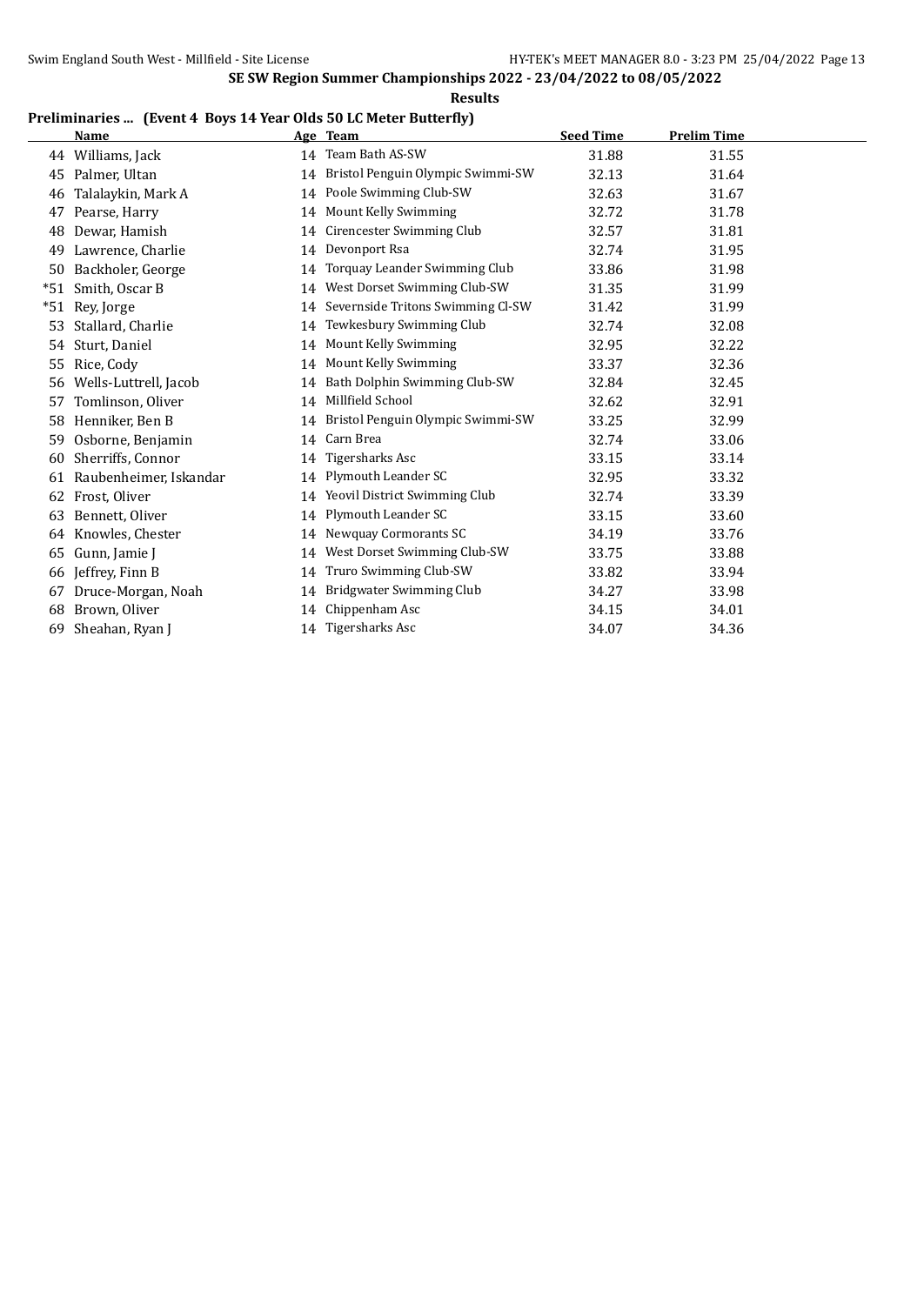## SE SW Region Summer Championships 2022 - 23/04/2022 to 08/05/2022

**Results**

### Preliminaries ... (Event 4 Boys 14 Year Olds 50 LC Meter Butterfly)

| | Name | Age | Team | Seed Time | Prelim Time |
|---|---|---|---|---|---|
| 44 | Williams, Jack | 14 | Team Bath AS-SW | 31.88 | 31.55 |
| 45 | Palmer, Ultan | 14 | Bristol Penguin Olympic Swimmi-SW | 32.13 | 31.64 |
| 46 | Talalaykin, Mark A | 14 | Poole Swimming Club-SW | 32.63 | 31.67 |
| 47 | Pearse, Harry | 14 | Mount Kelly Swimming | 32.72 | 31.78 |
| 48 | Dewar, Hamish | 14 | Cirencester Swimming Club | 32.57 | 31.81 |
| 49 | Lawrence, Charlie | 14 | Devonport Rsa | 32.74 | 31.95 |
| 50 | Backholer, George | 14 | Torquay Leander Swimming Club | 33.86 | 31.98 |
| *51 | Smith, Oscar B | 14 | West Dorset Swimming Club-SW | 31.35 | 31.99 |
| *51 | Rey, Jorge | 14 | Severnside Tritons Swimming Cl-SW | 31.42 | 31.99 |
| 53 | Stallard, Charlie | 14 | Tewkesbury Swimming Club | 32.74 | 32.08 |
| 54 | Sturt, Daniel | 14 | Mount Kelly Swimming | 32.95 | 32.22 |
| 55 | Rice, Cody | 14 | Mount Kelly Swimming | 33.37 | 32.36 |
| 56 | Wells-Luttrell, Jacob | 14 | Bath Dolphin Swimming Club-SW | 32.84 | 32.45 |
| 57 | Tomlinson, Oliver | 14 | Millfield School | 32.62 | 32.91 |
| 58 | Henniker, Ben B | 14 | Bristol Penguin Olympic Swimmi-SW | 33.25 | 32.99 |
| 59 | Osborne, Benjamin | 14 | Carn Brea | 32.74 | 33.06 |
| 60 | Sherriffs, Connor | 14 | Tigersharks Asc | 33.15 | 33.14 |
| 61 | Raubenheimer, Iskandar | 14 | Plymouth Leander SC | 32.95 | 33.32 |
| 62 | Frost, Oliver | 14 | Yeovil District Swimming Club | 32.74 | 33.39 |
| 63 | Bennett, Oliver | 14 | Plymouth Leander SC | 33.15 | 33.60 |
| 64 | Knowles, Chester | 14 | Newquay Cormorants SC | 34.19 | 33.76 |
| 65 | Gunn, Jamie J | 14 | West Dorset Swimming Club-SW | 33.75 | 33.88 |
| 66 | Jeffrey, Finn B | 14 | Truro Swimming Club-SW | 33.82 | 33.94 |
| 67 | Druce-Morgan, Noah | 14 | Bridgwater Swimming Club | 34.27 | 33.98 |
| 68 | Brown, Oliver | 14 | Chippenham Asc | 34.15 | 34.01 |
| 69 | Sheahan, Ryan J | 14 | Tigersharks Asc | 34.07 | 34.36 |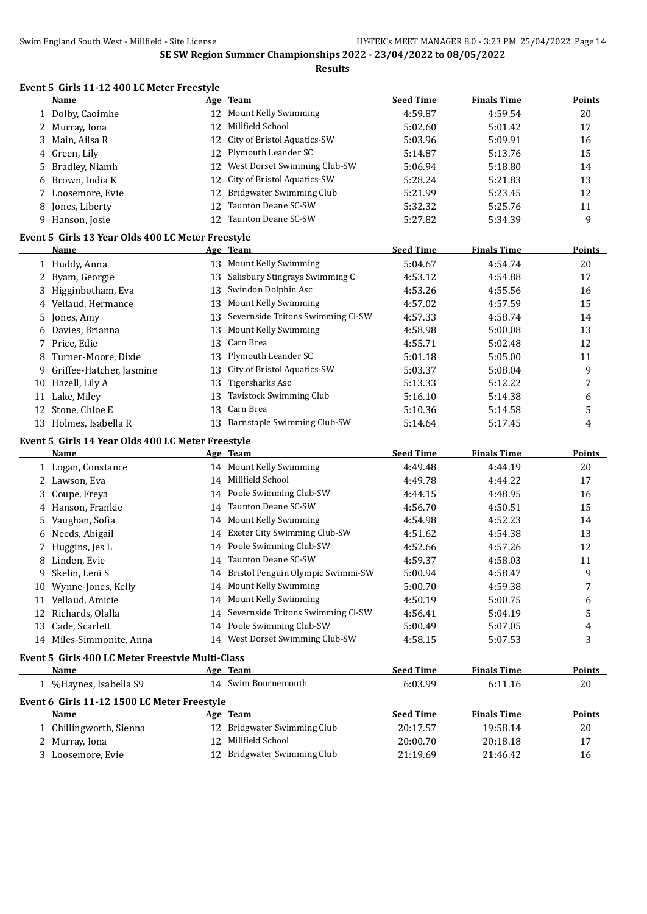# SE SW Region Summer Championships 2022 - 23/04/2022 to 08/05/2022

## Results

### Event 5 Girls 11-12 400 LC Meter Freestyle

| | Name | Age | Team | Seed Time | Finals Time | Points |
|---|---|---|---|---|---|---|
| 1 | Dolby, Caoimhe | 12 | Mount Kelly Swimming | 4:59.87 | 4:59.54 | 20 |
| 2 | Murray, Iona | 12 | Millfield School | 5:02.60 | 5:01.42 | 17 |
| 3 | Main, Ailsa R | 12 | City of Bristol Aquatics-SW | 5:03.96 | 5:09.91 | 16 |
| 4 | Green, Lily | 12 | Plymouth Leander SC | 5:14.87 | 5:13.76 | 15 |
| 5 | Bradley, Niamh | 12 | West Dorset Swimming Club-SW | 5:06.94 | 5:18.80 | 14 |
| 6 | Brown, India K | 12 | City of Bristol Aquatics-SW | 5:28.24 | 5:21.83 | 13 |
| 7 | Loosemore, Evie | 12 | Bridgwater Swimming Club | 5:21.99 | 5:23.45 | 12 |
| 8 | Jones, Liberty | 12 | Taunton Deane SC-SW | 5:32.32 | 5:25.76 | 11 |
| 9 | Hanson, Josie | 12 | Taunton Deane SC-SW | 5:27.82 | 5:34.39 | 9 |

### Event 5 Girls 13 Year Olds 400 LC Meter Freestyle

| | Name | Age | Team | Seed Time | Finals Time | Points |
|---|---|---|---|---|---|---|
| 1 | Huddy, Anna | 13 | Mount Kelly Swimming | 5:04.67 | 4:54.74 | 20 |
| 2 | Byam, Georgie | 13 | Salisbury Stingrays Swimming C | 4:53.12 | 4:54.88 | 17 |
| 3 | Higginbotham, Eva | 13 | Swindon Dolphin Asc | 4:53.26 | 4:55.56 | 16 |
| 4 | Vellaud, Hermance | 13 | Mount Kelly Swimming | 4:57.02 | 4:57.59 | 15 |
| 5 | Jones, Amy | 13 | Severnside Tritons Swimming Cl-SW | 4:57.33 | 4:58.74 | 14 |
| 6 | Davies, Brianna | 13 | Mount Kelly Swimming | 4:58.98 | 5:00.08 | 13 |
| 7 | Price, Edie | 13 | Carn Brea | 4:55.71 | 5:02.48 | 12 |
| 8 | Turner-Moore, Dixie | 13 | Plymouth Leander SC | 5:01.18 | 5:05.00 | 11 |
| 9 | Griffee-Hatcher, Jasmine | 13 | City of Bristol Aquatics-SW | 5:03.37 | 5:08.04 | 9 |
| 10 | Hazell, Lily A | 13 | Tigersharks Asc | 5:13.33 | 5:12.22 | 7 |
| 11 | Lake, Miley | 13 | Tavistock Swimming Club | 5:16.10 | 5:14.38 | 6 |
| 12 | Stone, Chloe E | 13 | Carn Brea | 5:10.36 | 5:14.58 | 5 |
| 13 | Holmes, Isabella R | 13 | Barnstaple Swimming Club-SW | 5:14.64 | 5:17.45 | 4 |

### Event 5 Girls 14 Year Olds 400 LC Meter Freestyle

| | Name | Age | Team | Seed Time | Finals Time | Points |
|---|---|---|---|---|---|---|
| 1 | Logan, Constance | 14 | Mount Kelly Swimming | 4:49.48 | 4:44.19 | 20 |
| 2 | Lawson, Eva | 14 | Millfield School | 4:49.78 | 4:44.22 | 17 |
| 3 | Coupe, Freya | 14 | Poole Swimming Club-SW | 4:44.15 | 4:48.95 | 16 |
| 4 | Hanson, Frankie | 14 | Taunton Deane SC-SW | 4:56.70 | 4:50.51 | 15 |
| 5 | Vaughan, Sofia | 14 | Mount Kelly Swimming | 4:54.98 | 4:52.23 | 14 |
| 6 | Needs, Abigail | 14 | Exeter City Swimming Club-SW | 4:51.62 | 4:54.38 | 13 |
| 7 | Huggins, Jes L | 14 | Poole Swimming Club-SW | 4:52.66 | 4:57.26 | 12 |
| 8 | Linden, Evie | 14 | Taunton Deane SC-SW | 4:59.37 | 4:58.03 | 11 |
| 9 | Skelin, Leni S | 14 | Bristol Penguin Olympic Swimmi-SW | 5:00.94 | 4:58.47 | 9 |
| 10 | Wynne-Jones, Kelly | 14 | Mount Kelly Swimming | 5:00.70 | 4:59.38 | 7 |
| 11 | Vellaud, Amicie | 14 | Mount Kelly Swimming | 4:50.19 | 5:00.75 | 6 |
| 12 | Richards, Olalla | 14 | Severnside Tritons Swimming Cl-SW | 4:56.41 | 5:04.19 | 5 |
| 13 | Cade, Scarlett | 14 | Poole Swimming Club-SW | 5:00.49 | 5:07.05 | 4 |
| 14 | Miles-Simmonite, Anna | 14 | West Dorset Swimming Club-SW | 4:58.15 | 5:07.53 | 3 |

### Event 5 Girls 400 LC Meter Freestyle Multi-Class

| | Name | Age | Team | Seed Time | Finals Time | Points |
|---|---|---|---|---|---|---|
| 1 | %Haynes, Isabella S9 | 14 | Swim Bournemouth | 6:03.99 | 6:11.16 | 20 |

### Event 6 Girls 11-12 1500 LC Meter Freestyle

| | Name | Age | Team | Seed Time | Finals Time | Points |
|---|---|---|---|---|---|---|
| 1 | Chillingworth, Sienna | 12 | Bridgwater Swimming Club | 20:17.57 | 19:58.14 | 20 |
| 2 | Murray, Iona | 12 | Millfield School | 20:00.70 | 20:18.18 | 17 |
| 3 | Loosemore, Evie | 12 | Bridgwater Swimming Club | 21:19.69 | 21:46.42 | 16 |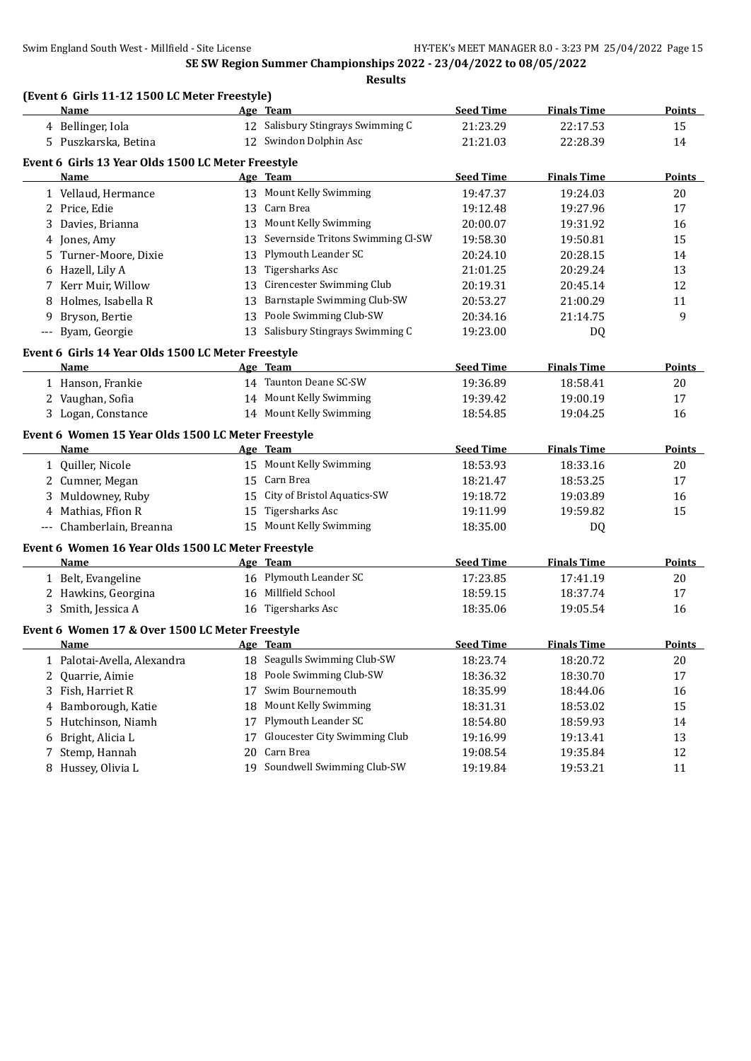**SE SW Region Summer Championships 2022 - 23/04/2022 to 08/05/2022**

**Results**

### (Event 6 Girls 11-12 1500 LC Meter Freestyle)

| | Name | Age | Team | Seed Time | Finals Time | Points |
|---|---|---|---|---|---|---|
| 4 | Bellinger, Iola | 12 | Salisbury Stingrays Swimming C | 21:23.29 | 22:17.53 | 15 |
| 5 | Puszkarska, Betina | 12 | Swindon Dolphin Asc | 21:21.03 | 22:28.39 | 14 |

### Event 6 Girls 13 Year Olds 1500 LC Meter Freestyle

| | Name | Age | Team | Seed Time | Finals Time | Points |
|---|---|---|---|---|---|---|
| 1 | Vellaud, Hermance | 13 | Mount Kelly Swimming | 19:47.37 | 19:24.03 | 20 |
| 2 | Price, Edie | 13 | Carn Brea | 19:12.48 | 19:27.96 | 17 |
| 3 | Davies, Brianna | 13 | Mount Kelly Swimming | 20:00.07 | 19:31.92 | 16 |
| 4 | Jones, Amy | 13 | Severnside Tritons Swimming Cl-SW | 19:58.30 | 19:50.81 | 15 |
| 5 | Turner-Moore, Dixie | 13 | Plymouth Leander SC | 20:24.10 | 20:28.15 | 14 |
| 6 | Hazell, Lily A | 13 | Tigersharks Asc | 21:01.25 | 20:29.24 | 13 |
| 7 | Kerr Muir, Willow | 13 | Cirencester Swimming Club | 20:19.31 | 20:45.14 | 12 |
| 8 | Holmes, Isabella R | 13 | Barnstaple Swimming Club-SW | 20:53.27 | 21:00.29 | 11 |
| 9 | Bryson, Bertie | 13 | Poole Swimming Club-SW | 20:34.16 | 21:14.75 | 9 |
| --- | Byam, Georgie | 13 | Salisbury Stingrays Swimming C | 19:23.00 | DQ | |

### Event 6 Girls 14 Year Olds 1500 LC Meter Freestyle

| | Name | Age | Team | Seed Time | Finals Time | Points |
|---|---|---|---|---|---|---|
| 1 | Hanson, Frankie | 14 | Taunton Deane SC-SW | 19:36.89 | 18:58.41 | 20 |
| 2 | Vaughan, Sofia | 14 | Mount Kelly Swimming | 19:39.42 | 19:00.19 | 17 |
| 3 | Logan, Constance | 14 | Mount Kelly Swimming | 18:54.85 | 19:04.25 | 16 |

### Event 6 Women 15 Year Olds 1500 LC Meter Freestyle

| | Name | Age | Team | Seed Time | Finals Time | Points |
|---|---|---|---|---|---|---|
| 1 | Quiller, Nicole | 15 | Mount Kelly Swimming | 18:53.93 | 18:33.16 | 20 |
| 2 | Cumner, Megan | 15 | Carn Brea | 18:21.47 | 18:53.25 | 17 |
| 3 | Muldowney, Ruby | 15 | City of Bristol Aquatics-SW | 19:18.72 | 19:03.89 | 16 |
| 4 | Mathias, Ffion R | 15 | Tigersharks Asc | 19:11.99 | 19:59.82 | 15 |
| --- | Chamberlain, Breanna | 15 | Mount Kelly Swimming | 18:35.00 | DQ | |

### Event 6 Women 16 Year Olds 1500 LC Meter Freestyle

| | Name | Age | Team | Seed Time | Finals Time | Points |
|---|---|---|---|---|---|---|
| 1 | Belt, Evangeline | 16 | Plymouth Leander SC | 17:23.85 | 17:41.19 | 20 |
| 2 | Hawkins, Georgina | 16 | Millfield School | 18:59.15 | 18:37.74 | 17 |
| 3 | Smith, Jessica A | 16 | Tigersharks Asc | 18:35.06 | 19:05.54 | 16 |

### Event 6 Women 17 & Over 1500 LC Meter Freestyle

| | Name | Age | Team | Seed Time | Finals Time | Points |
|---|---|---|---|---|---|---|
| 1 | Palotai-Avella, Alexandra | 18 | Seagulls Swimming Club-SW | 18:23.74 | 18:20.72 | 20 |
| 2 | Quarrie, Aimie | 18 | Poole Swimming Club-SW | 18:36.32 | 18:30.70 | 17 |
| 3 | Fish, Harriet R | 17 | Swim Bournemouth | 18:35.99 | 18:44.06 | 16 |
| 4 | Bamborough, Katie | 18 | Mount Kelly Swimming | 18:31.31 | 18:53.02 | 15 |
| 5 | Hutchinson, Niamh | 17 | Plymouth Leander SC | 18:54.80 | 18:59.93 | 14 |
| 6 | Bright, Alicia L | 17 | Gloucester City Swimming Club | 19:16.99 | 19:13.41 | 13 |
| 7 | Stemp, Hannah | 20 | Carn Brea | 19:08.54 | 19:35.84 | 12 |
| 8 | Hussey, Olivia L | 19 | Soundwell Swimming Club-SW | 19:19.84 | 19:53.21 | 11 |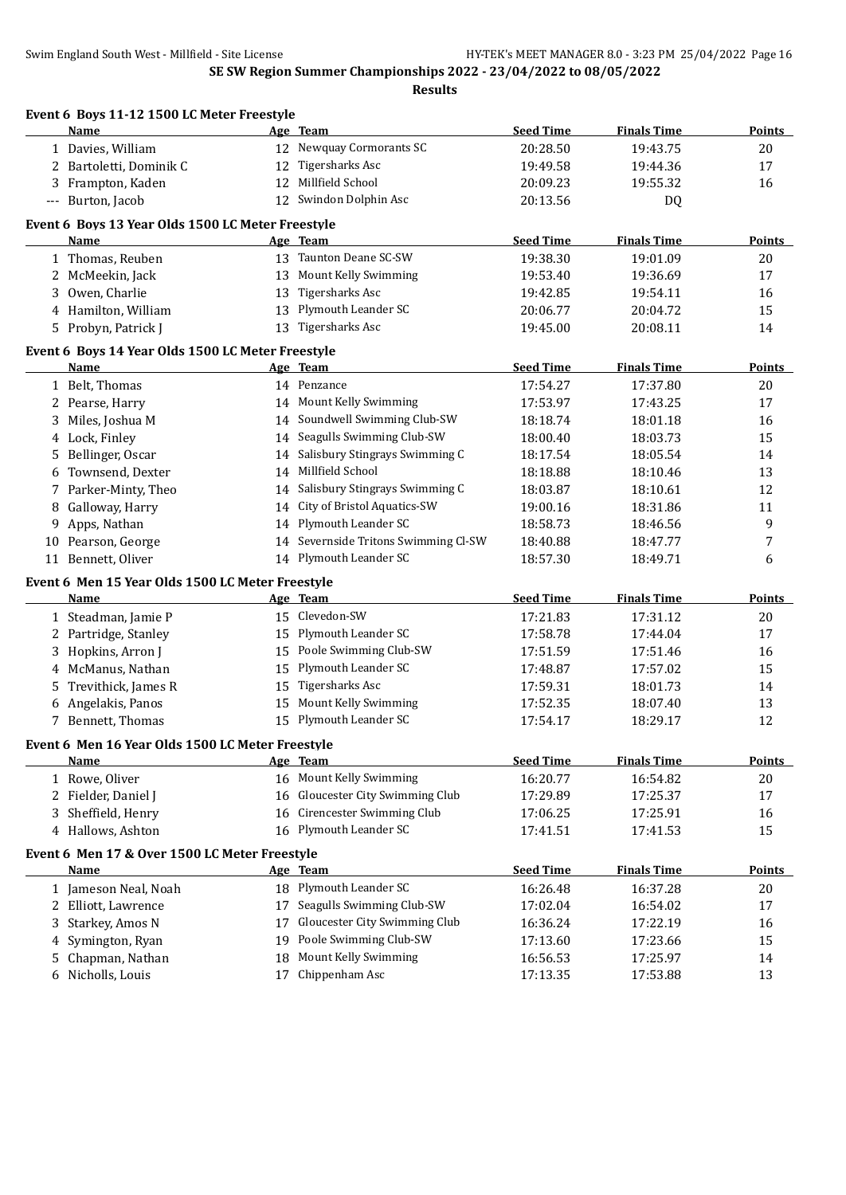# SE SW Region Summer Championships 2022 - 23/04/2022 to 08/05/2022

## Results

### Event 6 Boys 11-12 1500 LC Meter Freestyle

| | Name | Age | Team | Seed Time | Finals Time | Points |
|---|---|---|---|---|---|---|
| 1 | Davies, William | 12 | Newquay Cormorants SC | 20:28.50 | 19:43.75 | 20 |
| 2 | Bartoletti, Dominik C | 12 | Tigersharks Asc | 19:49.58 | 19:44.36 | 17 |
| 3 | Frampton, Kaden | 12 | Millfield School | 20:09.23 | 19:55.32 | 16 |
| --- | Burton, Jacob | 12 | Swindon Dolphin Asc | 20:13.56 | DQ | |

### Event 6 Boys 13 Year Olds 1500 LC Meter Freestyle

| | Name | Age | Team | Seed Time | Finals Time | Points |
|---|---|---|---|---|---|---|
| 1 | Thomas, Reuben | 13 | Taunton Deane SC-SW | 19:38.30 | 19:01.09 | 20 |
| 2 | McMeekin, Jack | 13 | Mount Kelly Swimming | 19:53.40 | 19:36.69 | 17 |
| 3 | Owen, Charlie | 13 | Tigersharks Asc | 19:42.85 | 19:54.11 | 16 |
| 4 | Hamilton, William | 13 | Plymouth Leander SC | 20:06.77 | 20:04.72 | 15 |
| 5 | Probyn, Patrick J | 13 | Tigersharks Asc | 19:45.00 | 20:08.11 | 14 |

### Event 6 Boys 14 Year Olds 1500 LC Meter Freestyle

| | Name | Age | Team | Seed Time | Finals Time | Points |
|---|---|---|---|---|---|---|
| 1 | Belt, Thomas | 14 | Penzance | 17:54.27 | 17:37.80 | 20 |
| 2 | Pearse, Harry | 14 | Mount Kelly Swimming | 17:53.97 | 17:43.25 | 17 |
| 3 | Miles, Joshua M | 14 | Soundwell Swimming Club-SW | 18:18.74 | 18:01.18 | 16 |
| 4 | Lock, Finley | 14 | Seagulls Swimming Club-SW | 18:00.40 | 18:03.73 | 15 |
| 5 | Bellinger, Oscar | 14 | Salisbury Stingrays Swimming C | 18:17.54 | 18:05.54 | 14 |
| 6 | Townsend, Dexter | 14 | Millfield School | 18:18.88 | 18:10.46 | 13 |
| 7 | Parker-Minty, Theo | 14 | Salisbury Stingrays Swimming C | 18:03.87 | 18:10.61 | 12 |
| 8 | Galloway, Harry | 14 | City of Bristol Aquatics-SW | 19:00.16 | 18:31.86 | 11 |
| 9 | Apps, Nathan | 14 | Plymouth Leander SC | 18:58.73 | 18:46.56 | 9 |
| 10 | Pearson, George | 14 | Severnside Tritons Swimming Cl-SW | 18:40.88 | 18:47.77 | 7 |
| 11 | Bennett, Oliver | 14 | Plymouth Leander SC | 18:57.30 | 18:49.71 | 6 |

### Event 6 Men 15 Year Olds 1500 LC Meter Freestyle

| | Name | Age | Team | Seed Time | Finals Time | Points |
|---|---|---|---|---|---|---|
| 1 | Steadman, Jamie P | 15 | Clevedon-SW | 17:21.83 | 17:31.12 | 20 |
| 2 | Partridge, Stanley | 15 | Plymouth Leander SC | 17:58.78 | 17:44.04 | 17 |
| 3 | Hopkins, Arron J | 15 | Poole Swimming Club-SW | 17:51.59 | 17:51.46 | 16 |
| 4 | McManus, Nathan | 15 | Plymouth Leander SC | 17:48.87 | 17:57.02 | 15 |
| 5 | Trevithick, James R | 15 | Tigersharks Asc | 17:59.31 | 18:01.73 | 14 |
| 6 | Angelakis, Panos | 15 | Mount Kelly Swimming | 17:52.35 | 18:07.40 | 13 |
| 7 | Bennett, Thomas | 15 | Plymouth Leander SC | 17:54.17 | 18:29.17 | 12 |

### Event 6 Men 16 Year Olds 1500 LC Meter Freestyle

| | Name | Age | Team | Seed Time | Finals Time | Points |
|---|---|---|---|---|---|---|
| 1 | Rowe, Oliver | 16 | Mount Kelly Swimming | 16:20.77 | 16:54.82 | 20 |
| 2 | Fielder, Daniel J | 16 | Gloucester City Swimming Club | 17:29.89 | 17:25.37 | 17 |
| 3 | Sheffield, Henry | 16 | Cirencester Swimming Club | 17:06.25 | 17:25.91 | 16 |
| 4 | Hallows, Ashton | 16 | Plymouth Leander SC | 17:41.51 | 17:41.53 | 15 |

### Event 6 Men 17 & Over 1500 LC Meter Freestyle

| | Name | Age | Team | Seed Time | Finals Time | Points |
|---|---|---|---|---|---|---|
| 1 | Jameson Neal, Noah | 18 | Plymouth Leander SC | 16:26.48 | 16:37.28 | 20 |
| 2 | Elliott, Lawrence | 17 | Seagulls Swimming Club-SW | 17:02.04 | 16:54.02 | 17 |
| 3 | Starkey, Amos N | 17 | Gloucester City Swimming Club | 16:36.24 | 17:22.19 | 16 |
| 4 | Symington, Ryan | 19 | Poole Swimming Club-SW | 17:13.60 | 17:23.66 | 15 |
| 5 | Chapman, Nathan | 18 | Mount Kelly Swimming | 16:56.53 | 17:25.97 | 14 |
| 6 | Nicholls, Louis | 17 | Chippenham Asc | 17:13.35 | 17:53.88 | 13 |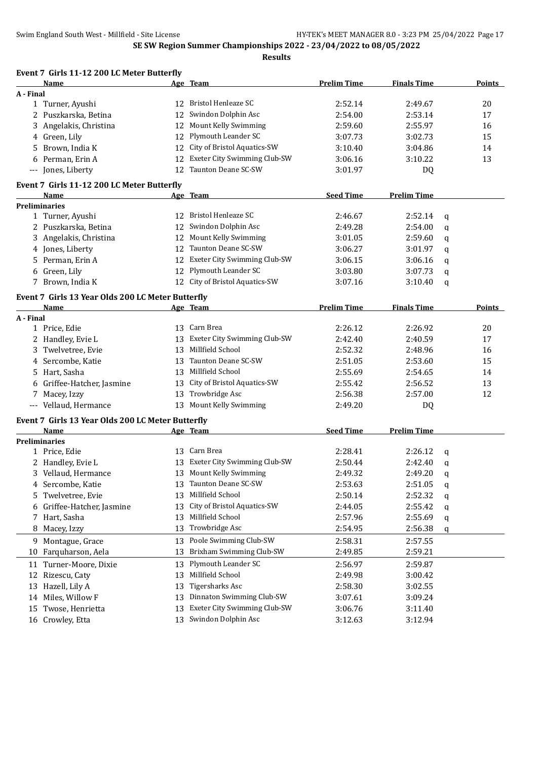**SE SW Region Summer Championships 2022 - 23/04/2022 to 08/05/2022**

**Results**

### Event 7 Girls 11-12 200 LC Meter Butterfly

| | Name | Age | Team | Prelim Time | Finals Time | Points |
|---|---|---|---|---|---|---|
| **A - Final** | | | | | | |
| 1 | Turner, Ayushi | 12 | Bristol Henleaze SC | 2:52.14 | 2:49.67 | 20 |
| 2 | Puszkarska, Betina | 12 | Swindon Dolphin Asc | 2:54.00 | 2:53.14 | 17 |
| 3 | Angelakis, Christina | 12 | Mount Kelly Swimming | 2:59.60 | 2:55.97 | 16 |
| 4 | Green, Lily | 12 | Plymouth Leander SC | 3:07.73 | 3:02.73 | 15 |
| 5 | Brown, India K | 12 | City of Bristol Aquatics-SW | 3:10.40 | 3:04.86 | 14 |
| 6 | Perman, Erin A | 12 | Exeter City Swimming Club-SW | 3:06.16 | 3:10.22 | 13 |
| --- | Jones, Liberty | 12 | Taunton Deane SC-SW | 3:01.97 | DQ | |

### Event 7 Girls 11-12 200 LC Meter Butterfly

| | Name | Age | Team | Seed Time | Prelim Time | |
|---|---|---|---|---|---|---|
| **Preliminaries** | | | | | | |
| 1 | Turner, Ayushi | 12 | Bristol Henleaze SC | 2:46.67 | 2:52.14 | q |
| 2 | Puszkarska, Betina | 12 | Swindon Dolphin Asc | 2:49.28 | 2:54.00 | q |
| 3 | Angelakis, Christina | 12 | Mount Kelly Swimming | 3:01.05 | 2:59.60 | q |
| 4 | Jones, Liberty | 12 | Taunton Deane SC-SW | 3:06.27 | 3:01.97 | q |
| 5 | Perman, Erin A | 12 | Exeter City Swimming Club-SW | 3:06.15 | 3:06.16 | q |
| 6 | Green, Lily | 12 | Plymouth Leander SC | 3:03.80 | 3:07.73 | q |
| 7 | Brown, India K | 12 | City of Bristol Aquatics-SW | 3:07.16 | 3:10.40 | q |

### Event 7 Girls 13 Year Olds 200 LC Meter Butterfly

| | Name | Age | Team | Prelim Time | Finals Time | Points |
|---|---|---|---|---|---|---|
| **A - Final** | | | | | | |
| 1 | Price, Edie | 13 | Carn Brea | 2:26.12 | 2:26.92 | 20 |
| 2 | Handley, Evie L | 13 | Exeter City Swimming Club-SW | 2:42.40 | 2:40.59 | 17 |
| 3 | Twelvetree, Evie | 13 | Millfield School | 2:52.32 | 2:48.96 | 16 |
| 4 | Sercombe, Katie | 13 | Taunton Deane SC-SW | 2:51.05 | 2:53.60 | 15 |
| 5 | Hart, Sasha | 13 | Millfield School | 2:55.69 | 2:54.65 | 14 |
| 6 | Griffee-Hatcher, Jasmine | 13 | City of Bristol Aquatics-SW | 2:55.42 | 2:56.52 | 13 |
| 7 | Macey, Izzy | 13 | Trowbridge Asc | 2:56.38 | 2:57.00 | 12 |
| --- | Vellaud, Hermance | 13 | Mount Kelly Swimming | 2:49.20 | DQ | |

### Event 7 Girls 13 Year Olds 200 LC Meter Butterfly

| | Name | Age | Team | Seed Time | Prelim Time | |
|---|---|---|---|---|---|---|
| **Preliminaries** | | | | | | |
| 1 | Price, Edie | 13 | Carn Brea | 2:28.41 | 2:26.12 | q |
| 2 | Handley, Evie L | 13 | Exeter City Swimming Club-SW | 2:50.44 | 2:42.40 | q |
| 3 | Vellaud, Hermance | 13 | Mount Kelly Swimming | 2:49.32 | 2:49.20 | q |
| 4 | Sercombe, Katie | 13 | Taunton Deane SC-SW | 2:53.63 | 2:51.05 | q |
| 5 | Twelvetree, Evie | 13 | Millfield School | 2:50.14 | 2:52.32 | q |
| 6 | Griffee-Hatcher, Jasmine | 13 | City of Bristol Aquatics-SW | 2:44.05 | 2:55.42 | q |
| 7 | Hart, Sasha | 13 | Millfield School | 2:57.96 | 2:55.69 | q |
| 8 | Macey, Izzy | 13 | Trowbridge Asc | 2:54.95 | 2:56.38 | q |
| 9 | Montague, Grace | 13 | Poole Swimming Club-SW | 2:58.31 | 2:57.55 | |
| 10 | Farquharson, Aela | 13 | Brixham Swimming Club-SW | 2:49.85 | 2:59.21 | |
| 11 | Turner-Moore, Dixie | 13 | Plymouth Leander SC | 2:56.97 | 2:59.87 | |
| 12 | Rizescu, Caty | 13 | Millfield School | 2:49.98 | 3:00.42 | |
| 13 | Hazell, Lily A | 13 | Tigersharks Asc | 2:58.30 | 3:02.55 | |
| 14 | Miles, Willow F | 13 | Dinnaton Swimming Club-SW | 3:07.61 | 3:09.24 | |
| 15 | Twose, Henrietta | 13 | Exeter City Swimming Club-SW | 3:06.76 | 3:11.40 | |
| 16 | Crowley, Etta | 13 | Swindon Dolphin Asc | 3:12.63 | 3:12.94 | |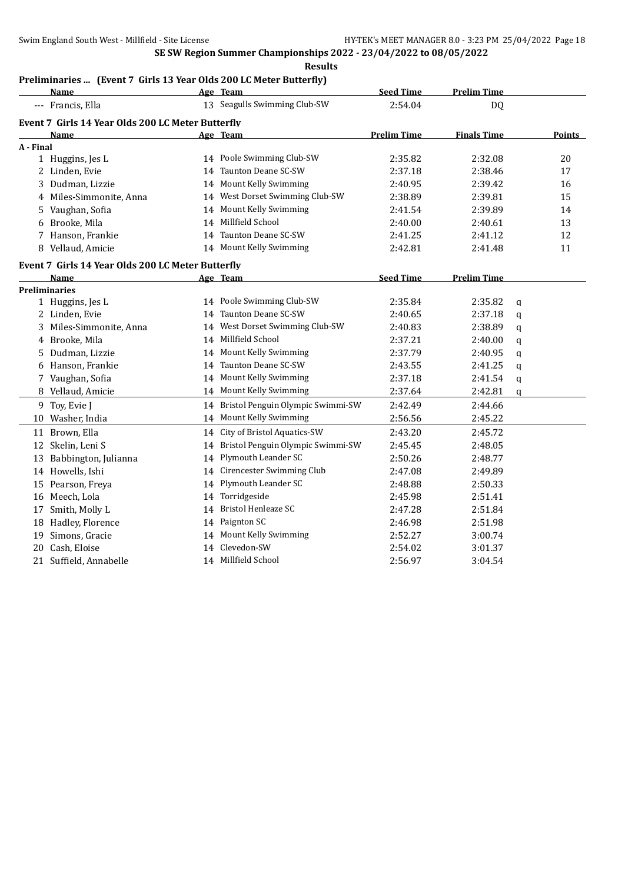SE SW Region Summer Championships 2022 - 23/04/2022 to 08/05/2022

**Results**

### Preliminaries ... (Event 7 Girls 13 Year Olds 200 LC Meter Butterfly)

| | Name | Age | Team | Seed Time | Prelim Time |
|---|---|---|---|---|---|
| --- | Francis, Ella | 13 | Seagulls Swimming Club-SW | 2:54.04 | DQ |

### Event 7 Girls 14 Year Olds 200 LC Meter Butterfly

| | Name | Age | Team | Prelim Time | Finals Time | Points |
|---|---|---|---|---|---|---|
| **A - Final** | | | | | | |
| 1 | Huggins, Jes L | 14 | Poole Swimming Club-SW | 2:35.82 | 2:32.08 | 20 |
| 2 | Linden, Evie | 14 | Taunton Deane SC-SW | 2:37.18 | 2:38.46 | 17 |
| 3 | Dudman, Lizzie | 14 | Mount Kelly Swimming | 2:40.95 | 2:39.42 | 16 |
| 4 | Miles-Simmonite, Anna | 14 | West Dorset Swimming Club-SW | 2:38.89 | 2:39.81 | 15 |
| 5 | Vaughan, Sofia | 14 | Mount Kelly Swimming | 2:41.54 | 2:39.89 | 14 |
| 6 | Brooke, Mila | 14 | Millfield School | 2:40.00 | 2:40.61 | 13 |
| 7 | Hanson, Frankie | 14 | Taunton Deane SC-SW | 2:41.25 | 2:41.12 | 12 |
| 8 | Vellaud, Amicie | 14 | Mount Kelly Swimming | 2:42.81 | 2:41.48 | 11 |

### Event 7 Girls 14 Year Olds 200 LC Meter Butterfly

| | Name | Age | Team | Seed Time | Prelim Time | |
|---|---|---|---|---|---|---|
| **Preliminaries** | | | | | | |
| 1 | Huggins, Jes L | 14 | Poole Swimming Club-SW | 2:35.84 | 2:35.82 | q |
| 2 | Linden, Evie | 14 | Taunton Deane SC-SW | 2:40.65 | 2:37.18 | q |
| 3 | Miles-Simmonite, Anna | 14 | West Dorset Swimming Club-SW | 2:40.83 | 2:38.89 | q |
| 4 | Brooke, Mila | 14 | Millfield School | 2:37.21 | 2:40.00 | q |
| 5 | Dudman, Lizzie | 14 | Mount Kelly Swimming | 2:37.79 | 2:40.95 | q |
| 6 | Hanson, Frankie | 14 | Taunton Deane SC-SW | 2:43.55 | 2:41.25 | q |
| 7 | Vaughan, Sofia | 14 | Mount Kelly Swimming | 2:37.18 | 2:41.54 | q |
| 8 | Vellaud, Amicie | 14 | Mount Kelly Swimming | 2:37.64 | 2:42.81 | q |
| 9 | Toy, Evie J | 14 | Bristol Penguin Olympic Swimmi-SW | 2:42.49 | 2:44.66 | |
| 10 | Washer, India | 14 | Mount Kelly Swimming | 2:56.56 | 2:45.22 | |
| 11 | Brown, Ella | 14 | City of Bristol Aquatics-SW | 2:43.20 | 2:45.72 | |
| 12 | Skelin, Leni S | 14 | Bristol Penguin Olympic Swimmi-SW | 2:45.45 | 2:48.05 | |
| 13 | Babbington, Julianna | 14 | Plymouth Leander SC | 2:50.26 | 2:48.77 | |
| 14 | Howells, Ishi | 14 | Cirencester Swimming Club | 2:47.08 | 2:49.89 | |
| 15 | Pearson, Freya | 14 | Plymouth Leander SC | 2:48.88 | 2:50.33 | |
| 16 | Meech, Lola | 14 | Torridgeside | 2:45.98 | 2:51.41 | |
| 17 | Smith, Molly L | 14 | Bristol Henleaze SC | 2:47.28 | 2:51.84 | |
| 18 | Hadley, Florence | 14 | Paignton SC | 2:46.98 | 2:51.98 | |
| 19 | Simons, Gracie | 14 | Mount Kelly Swimming | 2:52.27 | 3:00.74 | |
| 20 | Cash, Eloise | 14 | Clevedon-SW | 2:54.02 | 3:01.37 | |
| 21 | Suffield, Annabelle | 14 | Millfield School | 2:56.97 | 3:04.54 | |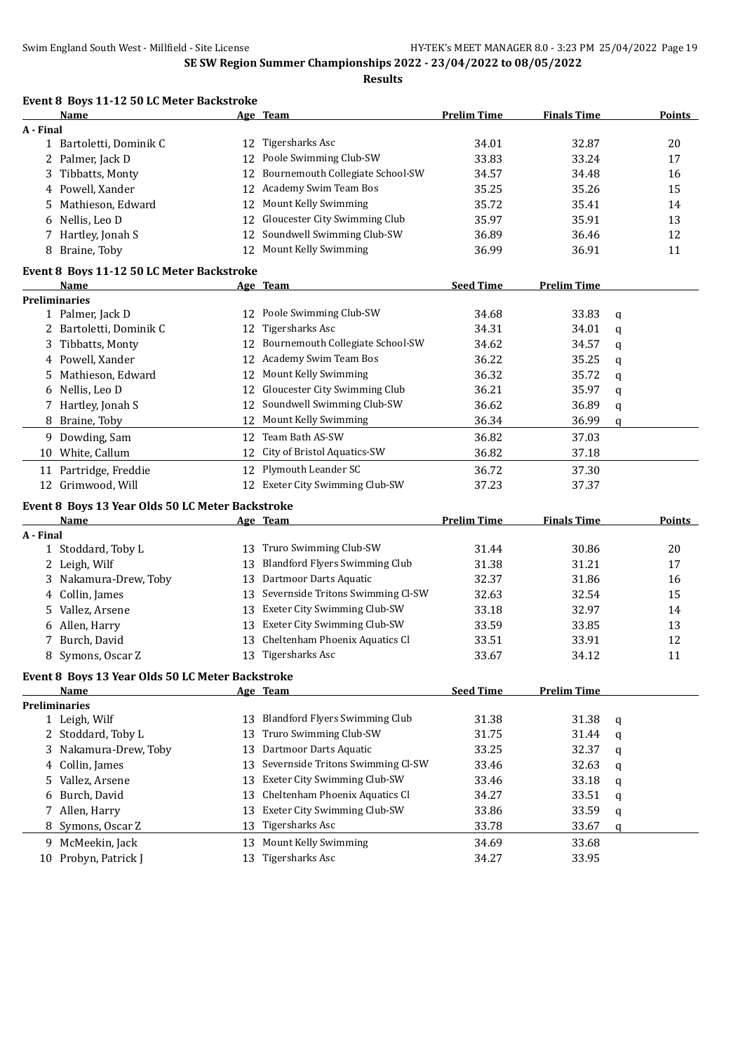## SE SW Region Summer Championships 2022 - 23/04/2022 to 08/05/2022

**Results**

### Event 8 Boys 11-12 50 LC Meter Backstroke

| | Name | Age | Team | Prelim Time | Finals Time | Points |
|---|---|---|---|---|---|---|
| **A - Final** | | | | | | |
| 1 | Bartoletti, Dominik C | 12 | Tigersharks Asc | 34.01 | 32.87 | 20 |
| 2 | Palmer, Jack D | 12 | Poole Swimming Club-SW | 33.83 | 33.24 | 17 |
| 3 | Tibbatts, Monty | 12 | Bournemouth Collegiate School-SW | 34.57 | 34.48 | 16 |
| 4 | Powell, Xander | 12 | Academy Swim Team Bos | 35.25 | 35.26 | 15 |
| 5 | Mathieson, Edward | 12 | Mount Kelly Swimming | 35.72 | 35.41 | 14 |
| 6 | Nellis, Leo D | 12 | Gloucester City Swimming Club | 35.97 | 35.91 | 13 |
| 7 | Hartley, Jonah S | 12 | Soundwell Swimming Club-SW | 36.89 | 36.46 | 12 |
| 8 | Braine, Toby | 12 | Mount Kelly Swimming | 36.99 | 36.91 | 11 |

### Event 8 Boys 11-12 50 LC Meter Backstroke

| | Name | Age | Team | Seed Time | Prelim Time | |
|---|---|---|---|---|---|---|
| **Preliminaries** | | | | | | |
| 1 | Palmer, Jack D | 12 | Poole Swimming Club-SW | 34.68 | 33.83 | q |
| 2 | Bartoletti, Dominik C | 12 | Tigersharks Asc | 34.31 | 34.01 | q |
| 3 | Tibbatts, Monty | 12 | Bournemouth Collegiate School-SW | 34.62 | 34.57 | q |
| 4 | Powell, Xander | 12 | Academy Swim Team Bos | 36.22 | 35.25 | q |
| 5 | Mathieson, Edward | 12 | Mount Kelly Swimming | 36.32 | 35.72 | q |
| 6 | Nellis, Leo D | 12 | Gloucester City Swimming Club | 36.21 | 35.97 | q |
| 7 | Hartley, Jonah S | 12 | Soundwell Swimming Club-SW | 36.62 | 36.89 | q |
| 8 | Braine, Toby | 12 | Mount Kelly Swimming | 36.34 | 36.99 | q |
| 9 | Dowding, Sam | 12 | Team Bath AS-SW | 36.82 | 37.03 | |
| 10 | White, Callum | 12 | City of Bristol Aquatics-SW | 36.82 | 37.18 | |
| 11 | Partridge, Freddie | 12 | Plymouth Leander SC | 36.72 | 37.30 | |
| 12 | Grimwood, Will | 12 | Exeter City Swimming Club-SW | 37.23 | 37.37 | |

### Event 8 Boys 13 Year Olds 50 LC Meter Backstroke

| | Name | Age | Team | Prelim Time | Finals Time | Points |
|---|---|---|---|---|---|---|
| **A - Final** | | | | | | |
| 1 | Stoddard, Toby L | 13 | Truro Swimming Club-SW | 31.44 | 30.86 | 20 |
| 2 | Leigh, Wilf | 13 | Blandford Flyers Swimming Club | 31.38 | 31.21 | 17 |
| 3 | Nakamura-Drew, Toby | 13 | Dartmoor Darts Aquatic | 32.37 | 31.86 | 16 |
| 4 | Collin, James | 13 | Severnside Tritons Swimming Cl-SW | 32.63 | 32.54 | 15 |
| 5 | Vallez, Arsene | 13 | Exeter City Swimming Club-SW | 33.18 | 32.97 | 14 |
| 6 | Allen, Harry | 13 | Exeter City Swimming Club-SW | 33.59 | 33.85 | 13 |
| 7 | Burch, David | 13 | Cheltenham Phoenix Aquatics Cl | 33.51 | 33.91 | 12 |
| 8 | Symons, Oscar Z | 13 | Tigersharks Asc | 33.67 | 34.12 | 11 |

### Event 8 Boys 13 Year Olds 50 LC Meter Backstroke

| | Name | Age | Team | Seed Time | Prelim Time | |
|---|---|---|---|---|---|---|
| **Preliminaries** | | | | | | |
| 1 | Leigh, Wilf | 13 | Blandford Flyers Swimming Club | 31.38 | 31.38 | q |
| 2 | Stoddard, Toby L | 13 | Truro Swimming Club-SW | 31.75 | 31.44 | q |
| 3 | Nakamura-Drew, Toby | 13 | Dartmoor Darts Aquatic | 33.25 | 32.37 | q |
| 4 | Collin, James | 13 | Severnside Tritons Swimming Cl-SW | 33.46 | 32.63 | q |
| 5 | Vallez, Arsene | 13 | Exeter City Swimming Club-SW | 33.46 | 33.18 | q |
| 6 | Burch, David | 13 | Cheltenham Phoenix Aquatics Cl | 34.27 | 33.51 | q |
| 7 | Allen, Harry | 13 | Exeter City Swimming Club-SW | 33.86 | 33.59 | q |
| 8 | Symons, Oscar Z | 13 | Tigersharks Asc | 33.78 | 33.67 | q |
| 9 | McMeekin, Jack | 13 | Mount Kelly Swimming | 34.69 | 33.68 | |
| 10 | Probyn, Patrick J | 13 | Tigersharks Asc | 34.27 | 33.95 | |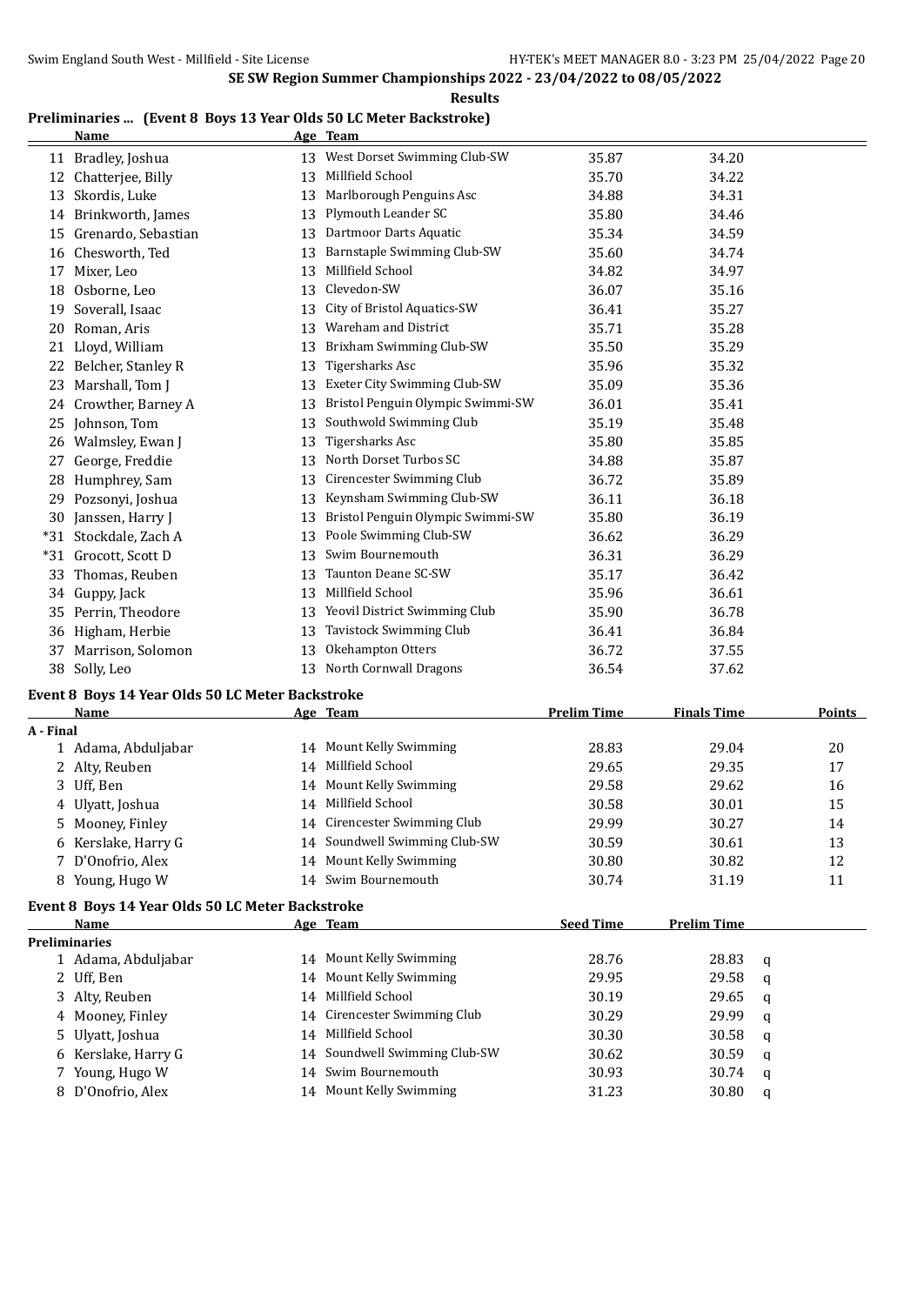**SE SW Region Summer Championships 2022 - 23/04/2022 to 08/05/2022**

**Results**

### Preliminaries ... (Event 8 Boys 13 Year Olds 50 LC Meter Backstroke)

| | Name | Age | Team | | |
|---|---|---|---|---|---|
| 11 | Bradley, Joshua | 13 | West Dorset Swimming Club-SW | 35.87 | 34.20 |
| 12 | Chatterjee, Billy | 13 | Millfield School | 35.70 | 34.22 |
| 13 | Skordis, Luke | 13 | Marlborough Penguins Asc | 34.88 | 34.31 |
| 14 | Brinkworth, James | 13 | Plymouth Leander SC | 35.80 | 34.46 |
| 15 | Grenardo, Sebastian | 13 | Dartmoor Darts Aquatic | 35.34 | 34.59 |
| 16 | Chesworth, Ted | 13 | Barnstaple Swimming Club-SW | 35.60 | 34.74 |
| 17 | Mixer, Leo | 13 | Millfield School | 34.82 | 34.97 |
| 18 | Osborne, Leo | 13 | Clevedon-SW | 36.07 | 35.16 |
| 19 | Soverall, Isaac | 13 | City of Bristol Aquatics-SW | 36.41 | 35.27 |
| 20 | Roman, Aris | 13 | Wareham and District | 35.71 | 35.28 |
| 21 | Lloyd, William | 13 | Brixham Swimming Club-SW | 35.50 | 35.29 |
| 22 | Belcher, Stanley R | 13 | Tigersharks Asc | 35.96 | 35.32 |
| 23 | Marshall, Tom J | 13 | Exeter City Swimming Club-SW | 35.09 | 35.36 |
| 24 | Crowther, Barney A | 13 | Bristol Penguin Olympic Swimmi-SW | 36.01 | 35.41 |
| 25 | Johnson, Tom | 13 | Southwold Swimming Club | 35.19 | 35.48 |
| 26 | Walmsley, Ewan J | 13 | Tigersharks Asc | 35.80 | 35.85 |
| 27 | George, Freddie | 13 | North Dorset Turbos SC | 34.88 | 35.87 |
| 28 | Humphrey, Sam | 13 | Cirencester Swimming Club | 36.72 | 35.89 |
| 29 | Pozsonyi, Joshua | 13 | Keynsham Swimming Club-SW | 36.11 | 36.18 |
| 30 | Janssen, Harry J | 13 | Bristol Penguin Olympic Swimmi-SW | 35.80 | 36.19 |
| *31 | Stockdale, Zach A | 13 | Poole Swimming Club-SW | 36.62 | 36.29 |
| *31 | Grocott, Scott D | 13 | Swim Bournemouth | 36.31 | 36.29 |
| 33 | Thomas, Reuben | 13 | Taunton Deane SC-SW | 35.17 | 36.42 |
| 34 | Guppy, Jack | 13 | Millfield School | 35.96 | 36.61 |
| 35 | Perrin, Theodore | 13 | Yeovil District Swimming Club | 35.90 | 36.78 |
| 36 | Higham, Herbie | 13 | Tavistock Swimming Club | 36.41 | 36.84 |
| 37 | Marrison, Solomon | 13 | Okehampton Otters | 36.72 | 37.55 |
| 38 | Solly, Leo | 13 | North Cornwall Dragons | 36.54 | 37.62 |

### Event 8 Boys 14 Year Olds 50 LC Meter Backstroke

| | Name | Age | Team | Prelim Time | Finals Time | Points |
|---|---|---|---|---|---|---|
| **A - Final** | | | | | | |
| 1 | Adama, Abduljabar | 14 | Mount Kelly Swimming | 28.83 | 29.04 | 20 |
| 2 | Alty, Reuben | 14 | Millfield School | 29.65 | 29.35 | 17 |
| 3 | Uff, Ben | 14 | Mount Kelly Swimming | 29.58 | 29.62 | 16 |
| 4 | Ulyatt, Joshua | 14 | Millfield School | 30.58 | 30.01 | 15 |
| 5 | Mooney, Finley | 14 | Cirencester Swimming Club | 29.99 | 30.27 | 14 |
| 6 | Kerslake, Harry G | 14 | Soundwell Swimming Club-SW | 30.59 | 30.61 | 13 |
| 7 | D'Onofrio, Alex | 14 | Mount Kelly Swimming | 30.80 | 30.82 | 12 |
| 8 | Young, Hugo W | 14 | Swim Bournemouth | 30.74 | 31.19 | 11 |

### Event 8 Boys 14 Year Olds 50 LC Meter Backstroke

| | Name | Age | Team | Seed Time | Prelim Time | |
|---|---|---|---|---|---|---|
| **Preliminaries** | | | | | | |
| 1 | Adama, Abduljabar | 14 | Mount Kelly Swimming | 28.76 | 28.83 | q |
| 2 | Uff, Ben | 14 | Mount Kelly Swimming | 29.95 | 29.58 | q |
| 3 | Alty, Reuben | 14 | Millfield School | 30.19 | 29.65 | q |
| 4 | Mooney, Finley | 14 | Cirencester Swimming Club | 30.29 | 29.99 | q |
| 5 | Ulyatt, Joshua | 14 | Millfield School | 30.30 | 30.58 | q |
| 6 | Kerslake, Harry G | 14 | Soundwell Swimming Club-SW | 30.62 | 30.59 | q |
| 7 | Young, Hugo W | 14 | Swim Bournemouth | 30.93 | 30.74 | q |
| 8 | D'Onofrio, Alex | 14 | Mount Kelly Swimming | 31.23 | 30.80 | q |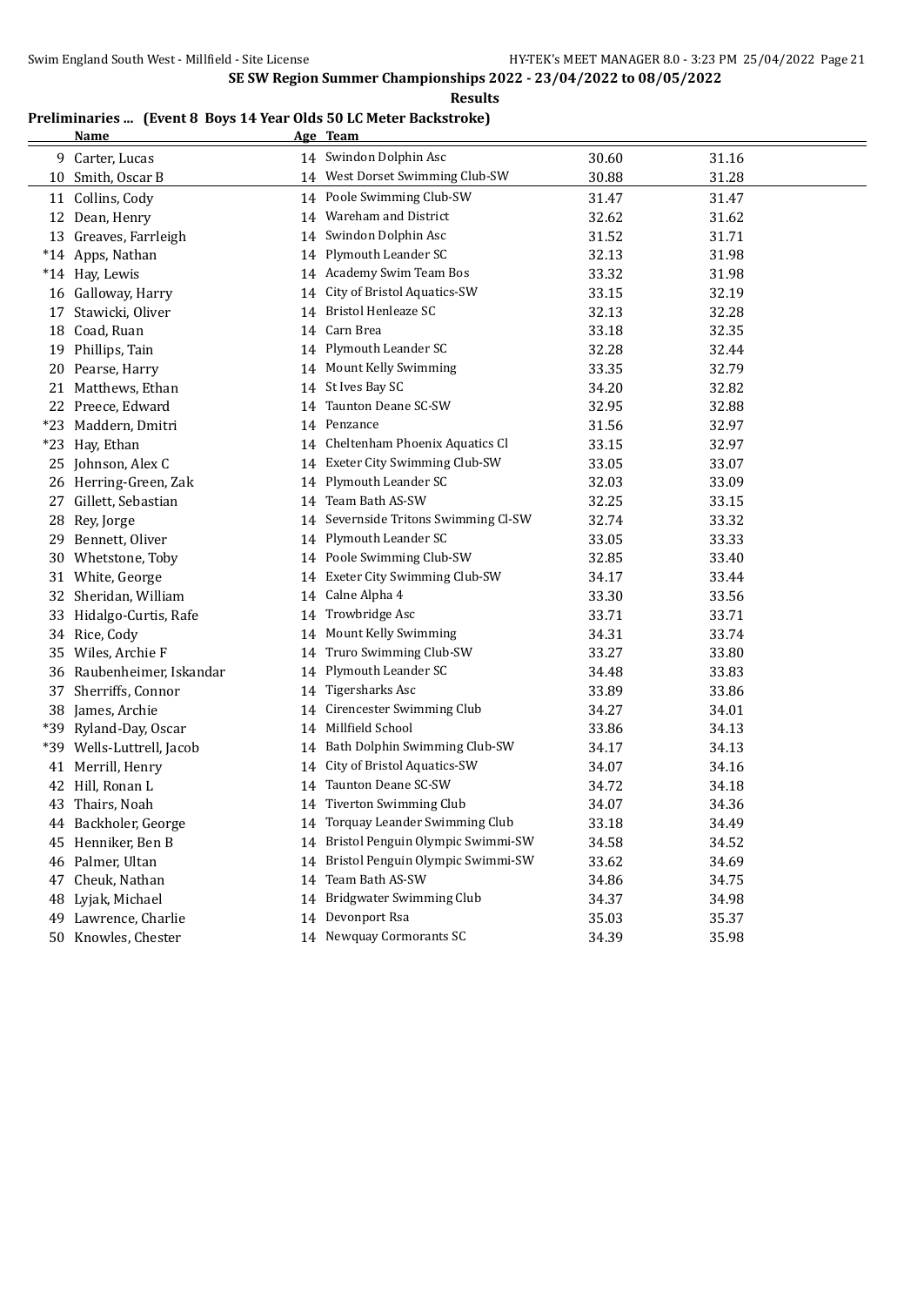SE SW Region Summer Championships 2022 - 23/04/2022 to 08/05/2022

**Results**

**Preliminaries ... (Event 8 Boys 14 Year Olds 50 LC Meter Backstroke)**

| | Name | Age | Team | | |
|---|---|---|---|---|---|
| 9 | Carter, Lucas | 14 | Swindon Dolphin Asc | 30.60 | 31.16 |
| 10 | Smith, Oscar B | 14 | West Dorset Swimming Club-SW | 30.88 | 31.28 |
| 11 | Collins, Cody | 14 | Poole Swimming Club-SW | 31.47 | 31.47 |
| 12 | Dean, Henry | 14 | Wareham and District | 32.62 | 31.62 |
| 13 | Greaves, Farrleigh | 14 | Swindon Dolphin Asc | 31.52 | 31.71 |
| *14 | Apps, Nathan | 14 | Plymouth Leander SC | 32.13 | 31.98 |
| *14 | Hay, Lewis | 14 | Academy Swim Team Bos | 33.32 | 31.98 |
| 16 | Galloway, Harry | 14 | City of Bristol Aquatics-SW | 33.15 | 32.19 |
| 17 | Stawicki, Oliver | 14 | Bristol Henleaze SC | 32.13 | 32.28 |
| 18 | Coad, Ruan | 14 | Carn Brea | 33.18 | 32.35 |
| 19 | Phillips, Tain | 14 | Plymouth Leander SC | 32.28 | 32.44 |
| 20 | Pearse, Harry | 14 | Mount Kelly Swimming | 33.35 | 32.79 |
| 21 | Matthews, Ethan | 14 | St Ives Bay SC | 34.20 | 32.82 |
| 22 | Preece, Edward | 14 | Taunton Deane SC-SW | 32.95 | 32.88 |
| *23 | Maddern, Dmitri | 14 | Penzance | 31.56 | 32.97 |
| *23 | Hay, Ethan | 14 | Cheltenham Phoenix Aquatics Cl | 33.15 | 32.97 |
| 25 | Johnson, Alex C | 14 | Exeter City Swimming Club-SW | 33.05 | 33.07 |
| 26 | Herring-Green, Zak | 14 | Plymouth Leander SC | 32.03 | 33.09 |
| 27 | Gillett, Sebastian | 14 | Team Bath AS-SW | 32.25 | 33.15 |
| 28 | Rey, Jorge | 14 | Severnside Tritons Swimming Cl-SW | 32.74 | 33.32 |
| 29 | Bennett, Oliver | 14 | Plymouth Leander SC | 33.05 | 33.33 |
| 30 | Whetstone, Toby | 14 | Poole Swimming Club-SW | 32.85 | 33.40 |
| 31 | White, George | 14 | Exeter City Swimming Club-SW | 34.17 | 33.44 |
| 32 | Sheridan, William | 14 | Calne Alpha 4 | 33.30 | 33.56 |
| 33 | Hidalgo-Curtis, Rafe | 14 | Trowbridge Asc | 33.71 | 33.71 |
| 34 | Rice, Cody | 14 | Mount Kelly Swimming | 34.31 | 33.74 |
| 35 | Wiles, Archie F | 14 | Truro Swimming Club-SW | 33.27 | 33.80 |
| 36 | Raubenheimer, Iskandar | 14 | Plymouth Leander SC | 34.48 | 33.83 |
| 37 | Sherriffs, Connor | 14 | Tigersharks Asc | 33.89 | 33.86 |
| 38 | James, Archie | 14 | Cirencester Swimming Club | 34.27 | 34.01 |
| *39 | Ryland-Day, Oscar | 14 | Millfield School | 33.86 | 34.13 |
| *39 | Wells-Luttrell, Jacob | 14 | Bath Dolphin Swimming Club-SW | 34.17 | 34.13 |
| 41 | Merrill, Henry | 14 | City of Bristol Aquatics-SW | 34.07 | 34.16 |
| 42 | Hill, Ronan L | 14 | Taunton Deane SC-SW | 34.72 | 34.18 |
| 43 | Thairs, Noah | 14 | Tiverton Swimming Club | 34.07 | 34.36 |
| 44 | Backholer, George | 14 | Torquay Leander Swimming Club | 33.18 | 34.49 |
| 45 | Henniker, Ben B | 14 | Bristol Penguin Olympic Swimmi-SW | 34.58 | 34.52 |
| 46 | Palmer, Ultan | 14 | Bristol Penguin Olympic Swimmi-SW | 33.62 | 34.69 |
| 47 | Cheuk, Nathan | 14 | Team Bath AS-SW | 34.86 | 34.75 |
| 48 | Lyjak, Michael | 14 | Bridgwater Swimming Club | 34.37 | 34.98 |
| 49 | Lawrence, Charlie | 14 | Devonport Rsa | 35.03 | 35.37 |
| 50 | Knowles, Chester | 14 | Newquay Cormorants SC | 34.39 | 35.98 |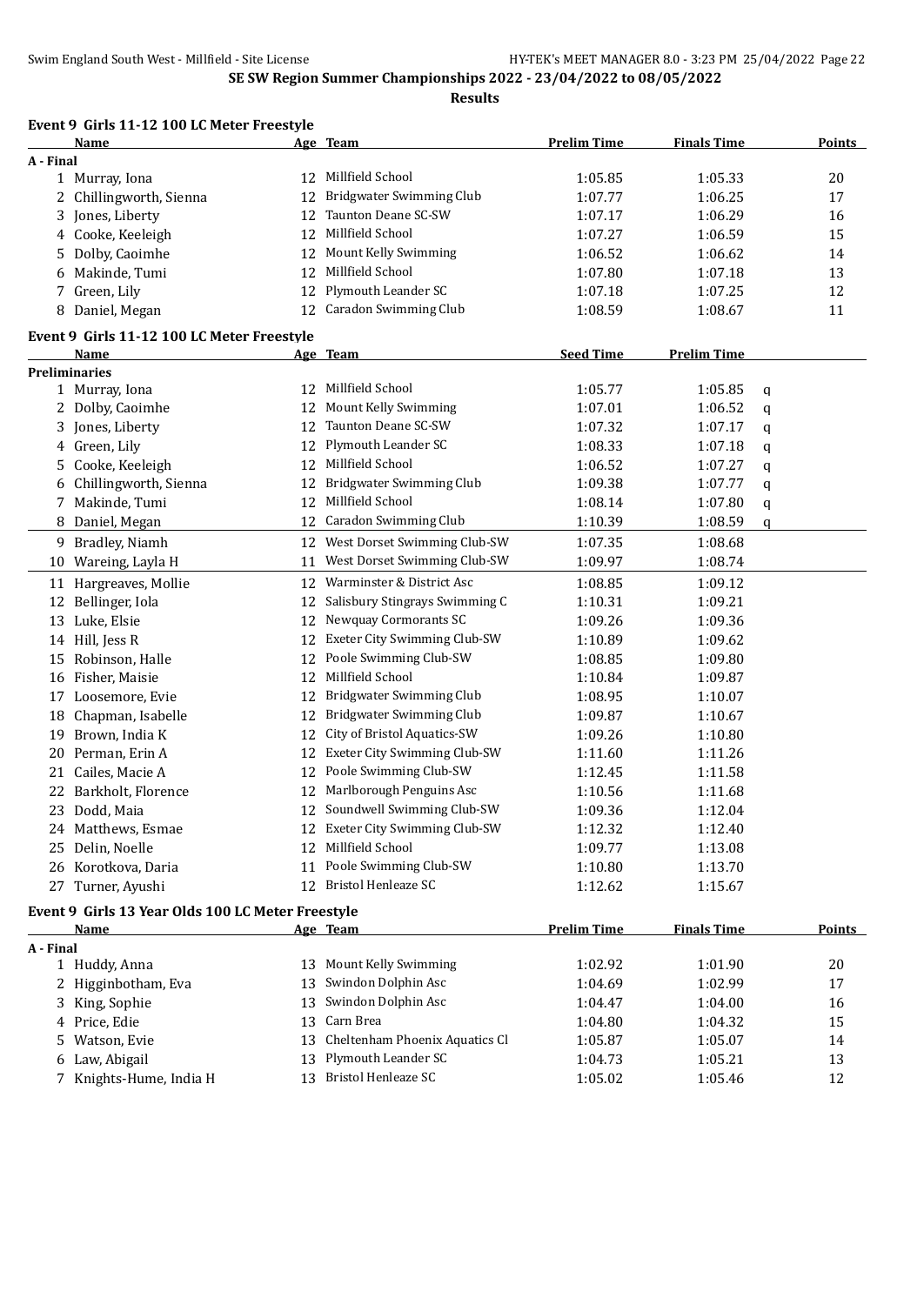## SE SW Region Summer Championships 2022 - 23/04/2022 to 08/05/2022

**Results**

### Event 9 Girls 11-12 100 LC Meter Freestyle

| | Name | Age | Team | Prelim Time | Finals Time | Points |
|---|---|---|---|---|---|---|
| **A - Final** | | | | | | |
| 1 | Murray, Iona | 12 | Millfield School | 1:05.85 | 1:05.33 | 20 |
| 2 | Chillingworth, Sienna | 12 | Bridgwater Swimming Club | 1:07.77 | 1:06.25 | 17 |
| 3 | Jones, Liberty | 12 | Taunton Deane SC-SW | 1:07.17 | 1:06.29 | 16 |
| 4 | Cooke, Keeleigh | 12 | Millfield School | 1:07.27 | 1:06.59 | 15 |
| 5 | Dolby, Caoimhe | 12 | Mount Kelly Swimming | 1:06.52 | 1:06.62 | 14 |
| 6 | Makinde, Tumi | 12 | Millfield School | 1:07.80 | 1:07.18 | 13 |
| 7 | Green, Lily | 12 | Plymouth Leander SC | 1:07.18 | 1:07.25 | 12 |
| 8 | Daniel, Megan | 12 | Caradon Swimming Club | 1:08.59 | 1:08.67 | 11 |

### Event 9 Girls 11-12 100 LC Meter Freestyle

| | Name | Age | Team | Seed Time | Prelim Time | |
|---|---|---|---|---|---|---|
| **Preliminaries** | | | | | | |
| 1 | Murray, Iona | 12 | Millfield School | 1:05.77 | 1:05.85 | q |
| 2 | Dolby, Caoimhe | 12 | Mount Kelly Swimming | 1:07.01 | 1:06.52 | q |
| 3 | Jones, Liberty | 12 | Taunton Deane SC-SW | 1:07.32 | 1:07.17 | q |
| 4 | Green, Lily | 12 | Plymouth Leander SC | 1:08.33 | 1:07.18 | q |
| 5 | Cooke, Keeleigh | 12 | Millfield School | 1:06.52 | 1:07.27 | q |
| 6 | Chillingworth, Sienna | 12 | Bridgwater Swimming Club | 1:09.38 | 1:07.77 | q |
| 7 | Makinde, Tumi | 12 | Millfield School | 1:08.14 | 1:07.80 | q |
| 8 | Daniel, Megan | 12 | Caradon Swimming Club | 1:10.39 | 1:08.59 | q |
| 9 | Bradley, Niamh | 12 | West Dorset Swimming Club-SW | 1:07.35 | 1:08.68 | |
| 10 | Wareing, Layla H | 11 | West Dorset Swimming Club-SW | 1:09.97 | 1:08.74 | |
| 11 | Hargreaves, Mollie | 12 | Warminster & District Asc | 1:08.85 | 1:09.12 | |
| 12 | Bellinger, Iola | 12 | Salisbury Stingrays Swimming C | 1:10.31 | 1:09.21 | |
| 13 | Luke, Elsie | 12 | Newquay Cormorants SC | 1:09.26 | 1:09.36 | |
| 14 | Hill, Jess R | 12 | Exeter City Swimming Club-SW | 1:10.89 | 1:09.62 | |
| 15 | Robinson, Halle | 12 | Poole Swimming Club-SW | 1:08.85 | 1:09.80 | |
| 16 | Fisher, Maisie | 12 | Millfield School | 1:10.84 | 1:09.87 | |
| 17 | Loosemore, Evie | 12 | Bridgwater Swimming Club | 1:08.95 | 1:10.07 | |
| 18 | Chapman, Isabelle | 12 | Bridgwater Swimming Club | 1:09.87 | 1:10.67 | |
| 19 | Brown, India K | 12 | City of Bristol Aquatics-SW | 1:09.26 | 1:10.80 | |
| 20 | Perman, Erin A | 12 | Exeter City Swimming Club-SW | 1:11.60 | 1:11.26 | |
| 21 | Cailes, Macie A | 12 | Poole Swimming Club-SW | 1:12.45 | 1:11.58 | |
| 22 | Barkholt, Florence | 12 | Marlborough Penguins Asc | 1:10.56 | 1:11.68 | |
| 23 | Dodd, Maia | 12 | Soundwell Swimming Club-SW | 1:09.36 | 1:12.04 | |
| 24 | Matthews, Esmae | 12 | Exeter City Swimming Club-SW | 1:12.32 | 1:12.40 | |
| 25 | Delin, Noelle | 12 | Millfield School | 1:09.77 | 1:13.08 | |
| 26 | Korotkova, Daria | 11 | Poole Swimming Club-SW | 1:10.80 | 1:13.70 | |
| 27 | Turner, Ayushi | 12 | Bristol Henleaze SC | 1:12.62 | 1:15.67 | |

### Event 9 Girls 13 Year Olds 100 LC Meter Freestyle

| | Name | Age | Team | Prelim Time | Finals Time | Points |
|---|---|---|---|---|---|---|
| **A - Final** | | | | | | |
| 1 | Huddy, Anna | 13 | Mount Kelly Swimming | 1:02.92 | 1:01.90 | 20 |
| 2 | Higginbotham, Eva | 13 | Swindon Dolphin Asc | 1:04.69 | 1:02.99 | 17 |
| 3 | King, Sophie | 13 | Swindon Dolphin Asc | 1:04.47 | 1:04.00 | 16 |
| 4 | Price, Edie | 13 | Carn Brea | 1:04.80 | 1:04.32 | 15 |
| 5 | Watson, Evie | 13 | Cheltenham Phoenix Aquatics Cl | 1:05.87 | 1:05.07 | 14 |
| 6 | Law, Abigail | 13 | Plymouth Leander SC | 1:04.73 | 1:05.21 | 13 |
| 7 | Knights-Hume, India H | 13 | Bristol Henleaze SC | 1:05.02 | 1:05.46 | 12 |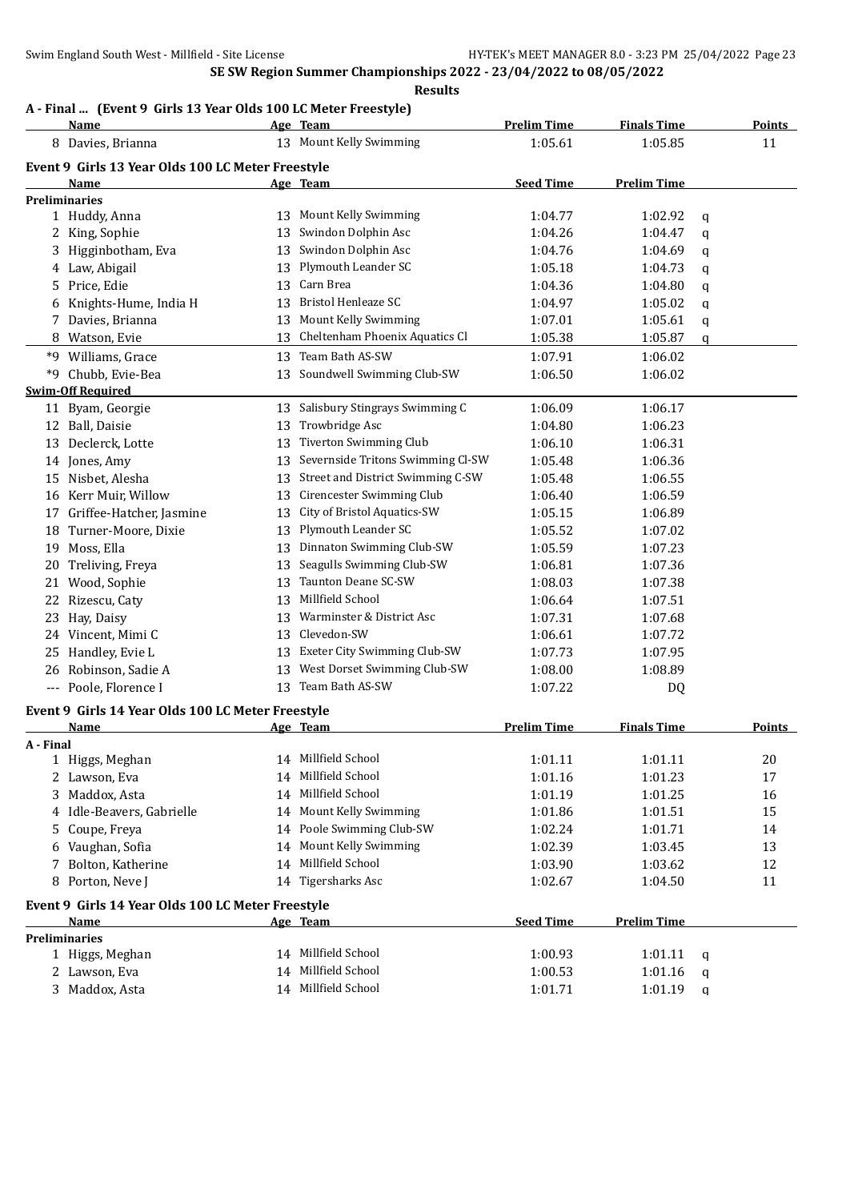## SE SW Region Summer Championships 2022 - 23/04/2022 to 08/05/2022

**Results**

### A - Final ... (Event 9 Girls 13 Year Olds 100 LC Meter Freestyle)

| | Name | Age | Team | Prelim Time | Finals Time | Points |
|---|---|---|---|---|---|---|
| 8 | Davies, Brianna | 13 | Mount Kelly Swimming | 1:05.61 | 1:05.85 | 11 |

### Event 9 Girls 13 Year Olds 100 LC Meter Freestyle

| | Name | Age | Team | Seed Time | Prelim Time | |
|---|---|---|---|---|---|---|
| **Preliminaries** | | | | | | |
| 1 | Huddy, Anna | 13 | Mount Kelly Swimming | 1:04.77 | 1:02.92 | q |
| 2 | King, Sophie | 13 | Swindon Dolphin Asc | 1:04.26 | 1:04.47 | q |
| 3 | Higginbotham, Eva | 13 | Swindon Dolphin Asc | 1:04.76 | 1:04.69 | q |
| 4 | Law, Abigail | 13 | Plymouth Leander SC | 1:05.18 | 1:04.73 | q |
| 5 | Price, Edie | 13 | Carn Brea | 1:04.36 | 1:04.80 | q |
| 6 | Knights-Hume, India H | 13 | Bristol Henleaze SC | 1:04.97 | 1:05.02 | q |
| 7 | Davies, Brianna | 13 | Mount Kelly Swimming | 1:07.01 | 1:05.61 | q |
| 8 | Watson, Evie | 13 | Cheltenham Phoenix Aquatics Cl | 1:05.38 | 1:05.87 | q |
| *9 | Williams, Grace | 13 | Team Bath AS-SW | 1:07.91 | 1:06.02 | |
| *9 | Chubb, Evie-Bea | 13 | Soundwell Swimming Club-SW | 1:06.50 | 1:06.02 | |
| **Swim-Off Required** | | | | | | |
| 11 | Byam, Georgie | 13 | Salisbury Stingrays Swimming C | 1:06.09 | 1:06.17 | |
| 12 | Ball, Daisie | 13 | Trowbridge Asc | 1:04.80 | 1:06.23 | |
| 13 | Declerck, Lotte | 13 | Tiverton Swimming Club | 1:06.10 | 1:06.31 | |
| 14 | Jones, Amy | 13 | Severnside Tritons Swimming Cl-SW | 1:05.48 | 1:06.36 | |
| 15 | Nisbet, Alesha | 13 | Street and District Swimming C-SW | 1:05.48 | 1:06.55 | |
| 16 | Kerr Muir, Willow | 13 | Cirencester Swimming Club | 1:06.40 | 1:06.59 | |
| 17 | Griffee-Hatcher, Jasmine | 13 | City of Bristol Aquatics-SW | 1:05.15 | 1:06.89 | |
| 18 | Turner-Moore, Dixie | 13 | Plymouth Leander SC | 1:05.52 | 1:07.02 | |
| 19 | Moss, Ella | 13 | Dinnaton Swimming Club-SW | 1:05.59 | 1:07.23 | |
| 20 | Treliving, Freya | 13 | Seagulls Swimming Club-SW | 1:06.81 | 1:07.36 | |
| 21 | Wood, Sophie | 13 | Taunton Deane SC-SW | 1:08.03 | 1:07.38 | |
| 22 | Rizescu, Caty | 13 | Millfield School | 1:06.64 | 1:07.51 | |
| 23 | Hay, Daisy | 13 | Warminster & District Asc | 1:07.31 | 1:07.68 | |
| 24 | Vincent, Mimi C | 13 | Clevedon-SW | 1:06.61 | 1:07.72 | |
| 25 | Handley, Evie L | 13 | Exeter City Swimming Club-SW | 1:07.73 | 1:07.95 | |
| 26 | Robinson, Sadie A | 13 | West Dorset Swimming Club-SW | 1:08.00 | 1:08.89 | |
| --- | Poole, Florence I | 13 | Team Bath AS-SW | 1:07.22 | DQ | |

### Event 9 Girls 14 Year Olds 100 LC Meter Freestyle

| | Name | Age | Team | Prelim Time | Finals Time | Points |
|---|---|---|---|---|---|---|
| **A - Final** | | | | | | |
| 1 | Higgs, Meghan | 14 | Millfield School | 1:01.11 | 1:01.11 | 20 |
| 2 | Lawson, Eva | 14 | Millfield School | 1:01.16 | 1:01.23 | 17 |
| 3 | Maddox, Asta | 14 | Millfield School | 1:01.19 | 1:01.25 | 16 |
| 4 | Idle-Beavers, Gabrielle | 14 | Mount Kelly Swimming | 1:01.86 | 1:01.51 | 15 |
| 5 | Coupe, Freya | 14 | Poole Swimming Club-SW | 1:02.24 | 1:01.71 | 14 |
| 6 | Vaughan, Sofia | 14 | Mount Kelly Swimming | 1:02.39 | 1:03.45 | 13 |
| 7 | Bolton, Katherine | 14 | Millfield School | 1:03.90 | 1:03.62 | 12 |
| 8 | Porton, Neve J | 14 | Tigersharks Asc | 1:02.67 | 1:04.50 | 11 |

### Event 9 Girls 14 Year Olds 100 LC Meter Freestyle

| | Name | Age | Team | Seed Time | Prelim Time | |
|---|---|---|---|---|---|---|
| **Preliminaries** | | | | | | |
| 1 | Higgs, Meghan | 14 | Millfield School | 1:00.93 | 1:01.11 | q |
| 2 | Lawson, Eva | 14 | Millfield School | 1:00.53 | 1:01.16 | q |
| 3 | Maddox, Asta | 14 | Millfield School | 1:01.71 | 1:01.19 | q |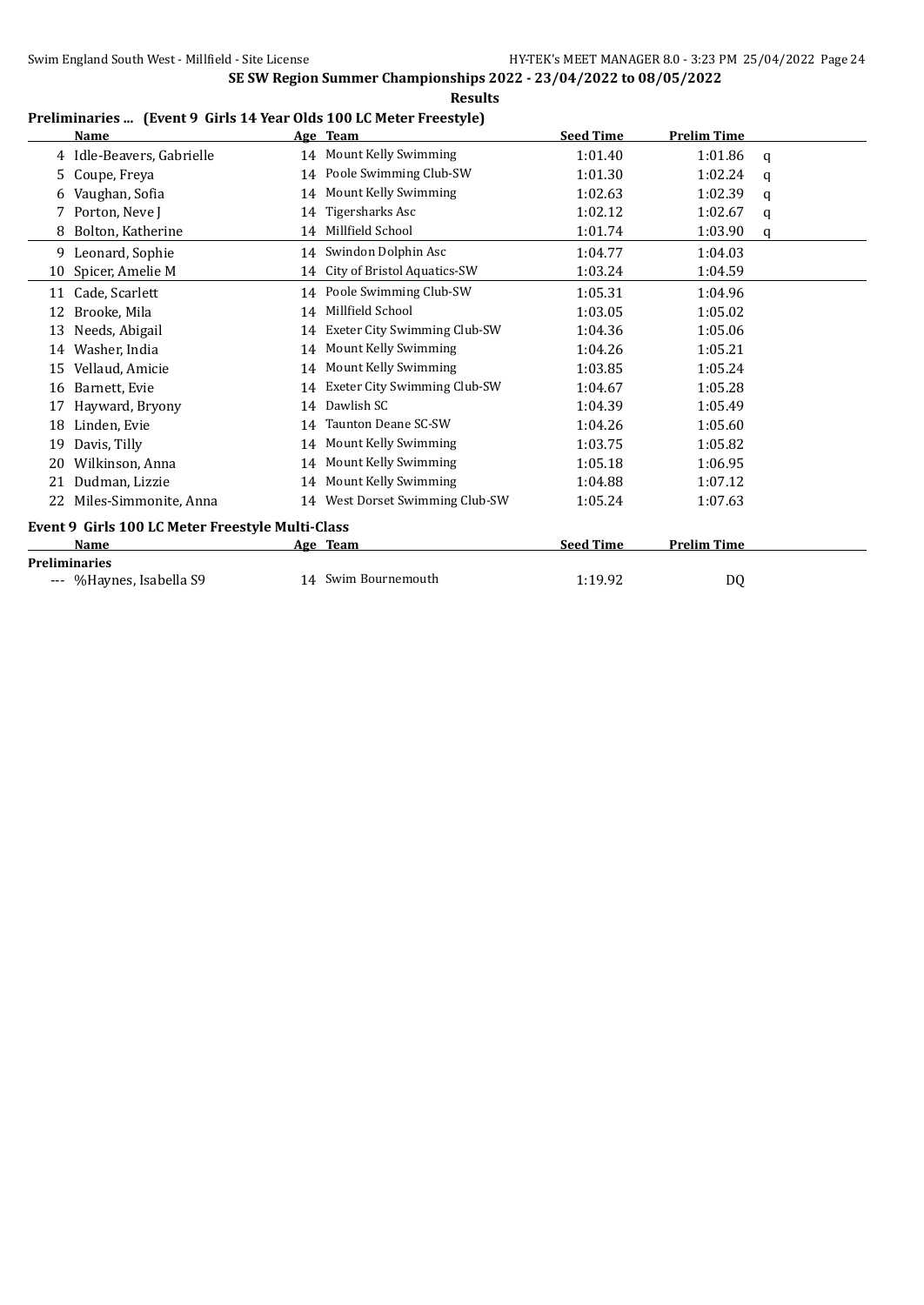SE SW Region Summer Championships 2022 - 23/04/2022 to 08/05/2022

**Results**

## Preliminaries ... (Event 9 Girls 14 Year Olds 100 LC Meter Freestyle)

| | Name | Age | Team | Seed Time | Prelim Time | |
|---|---|---|---|---|---|---|
| 4 | Idle-Beavers, Gabrielle | 14 | Mount Kelly Swimming | 1:01.40 | 1:01.86 | q |
| 5 | Coupe, Freya | 14 | Poole Swimming Club-SW | 1:01.30 | 1:02.24 | q |
| 6 | Vaughan, Sofia | 14 | Mount Kelly Swimming | 1:02.63 | 1:02.39 | q |
| 7 | Porton, Neve J | 14 | Tigersharks Asc | 1:02.12 | 1:02.67 | q |
| 8 | Bolton, Katherine | 14 | Millfield School | 1:01.74 | 1:03.90 | q |
| 9 | Leonard, Sophie | 14 | Swindon Dolphin Asc | 1:04.77 | 1:04.03 | |
| 10 | Spicer, Amelie M | 14 | City of Bristol Aquatics-SW | 1:03.24 | 1:04.59 | |
| 11 | Cade, Scarlett | 14 | Poole Swimming Club-SW | 1:05.31 | 1:04.96 | |
| 12 | Brooke, Mila | 14 | Millfield School | 1:03.05 | 1:05.02 | |
| 13 | Needs, Abigail | 14 | Exeter City Swimming Club-SW | 1:04.36 | 1:05.06 | |
| 14 | Washer, India | 14 | Mount Kelly Swimming | 1:04.26 | 1:05.21 | |
| 15 | Vellaud, Amicie | 14 | Mount Kelly Swimming | 1:03.85 | 1:05.24 | |
| 16 | Barnett, Evie | 14 | Exeter City Swimming Club-SW | 1:04.67 | 1:05.28 | |
| 17 | Hayward, Bryony | 14 | Dawlish SC | 1:04.39 | 1:05.49 | |
| 18 | Linden, Evie | 14 | Taunton Deane SC-SW | 1:04.26 | 1:05.60 | |
| 19 | Davis, Tilly | 14 | Mount Kelly Swimming | 1:03.75 | 1:05.82 | |
| 20 | Wilkinson, Anna | 14 | Mount Kelly Swimming | 1:05.18 | 1:06.95 | |
| 21 | Dudman, Lizzie | 14 | Mount Kelly Swimming | 1:04.88 | 1:07.12 | |
| 22 | Miles-Simmonite, Anna | 14 | West Dorset Swimming Club-SW | 1:05.24 | 1:07.63 | |

## Event 9 Girls 100 LC Meter Freestyle Multi-Class

| | Name | Age | Team | Seed Time | Prelim Time |
|---|---|---|---|---|---|
| **Preliminaries** | | | | | |
| --- | %Haynes, Isabella S9 | 14 | Swim Bournemouth | 1:19.92 | DQ |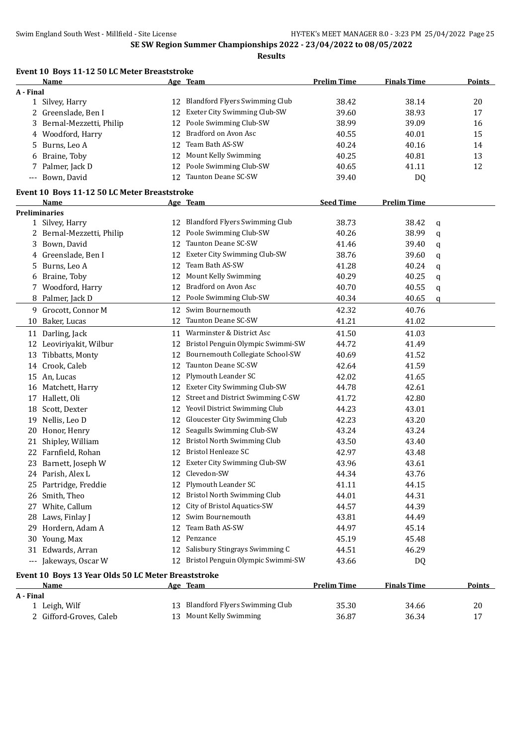**SE SW Region Summer Championships 2022 - 23/04/2022 to 08/05/2022**

**Results**

### Event 10 Boys 11-12 50 LC Meter Breaststroke

| | Name | Age | Team | Prelim Time | Finals Time | Points |
|---|---|---|---|---|---|---|
| **A - Final** | | | | | | |
| 1 | Silvey, Harry | 12 | Blandford Flyers Swimming Club | 38.42 | 38.14 | 20 |
| 2 | Greenslade, Ben I | 12 | Exeter City Swimming Club-SW | 39.60 | 38.93 | 17 |
| 3 | Bernal-Mezzetti, Philip | 12 | Poole Swimming Club-SW | 38.99 | 39.09 | 16 |
| 4 | Woodford, Harry | 12 | Bradford on Avon Asc | 40.55 | 40.01 | 15 |
| 5 | Burns, Leo A | 12 | Team Bath AS-SW | 40.24 | 40.16 | 14 |
| 6 | Braine, Toby | 12 | Mount Kelly Swimming | 40.25 | 40.81 | 13 |
| 7 | Palmer, Jack D | 12 | Poole Swimming Club-SW | 40.65 | 41.11 | 12 |
| --- | Bown, David | 12 | Taunton Deane SC-SW | 39.40 | DQ | |

### Event 10 Boys 11-12 50 LC Meter Breaststroke

| | Name | Age | Team | Seed Time | Prelim Time | |
|---|---|---|---|---|---|---|
| **Preliminaries** | | | | | | |
| 1 | Silvey, Harry | 12 | Blandford Flyers Swimming Club | 38.73 | 38.42 | q |
| 2 | Bernal-Mezzetti, Philip | 12 | Poole Swimming Club-SW | 40.26 | 38.99 | q |
| 3 | Bown, David | 12 | Taunton Deane SC-SW | 41.46 | 39.40 | q |
| 4 | Greenslade, Ben I | 12 | Exeter City Swimming Club-SW | 38.76 | 39.60 | q |
| 5 | Burns, Leo A | 12 | Team Bath AS-SW | 41.28 | 40.24 | q |
| 6 | Braine, Toby | 12 | Mount Kelly Swimming | 40.29 | 40.25 | q |
| 7 | Woodford, Harry | 12 | Bradford on Avon Asc | 40.70 | 40.55 | q |
| 8 | Palmer, Jack D | 12 | Poole Swimming Club-SW | 40.34 | 40.65 | q |
| 9 | Grocott, Connor M | 12 | Swim Bournemouth | 42.32 | 40.76 | |
| 10 | Baker, Lucas | 12 | Taunton Deane SC-SW | 41.21 | 41.02 | |
| 11 | Darling, Jack | 11 | Warminster & District Asc | 41.50 | 41.03 | |
| 12 | Leoviriyakit, Wilbur | 12 | Bristol Penguin Olympic Swimmi-SW | 44.72 | 41.49 | |
| 13 | Tibbatts, Monty | 12 | Bournemouth Collegiate School-SW | 40.69 | 41.52 | |
| 14 | Crook, Caleb | 12 | Taunton Deane SC-SW | 42.64 | 41.59 | |
| 15 | An, Lucas | 12 | Plymouth Leander SC | 42.02 | 41.65 | |
| 16 | Matchett, Harry | 12 | Exeter City Swimming Club-SW | 44.78 | 42.61 | |
| 17 | Hallett, Oli | 12 | Street and District Swimming C-SW | 41.72 | 42.80 | |
| 18 | Scott, Dexter | 12 | Yeovil District Swimming Club | 44.23 | 43.01 | |
| 19 | Nellis, Leo D | 12 | Gloucester City Swimming Club | 42.23 | 43.20 | |
| 20 | Honor, Henry | 12 | Seagulls Swimming Club-SW | 43.24 | 43.24 | |
| 21 | Shipley, William | 12 | Bristol North Swimming Club | 43.50 | 43.40 | |
| 22 | Farnfield, Rohan | 12 | Bristol Henleaze SC | 42.97 | 43.48 | |
| 23 | Barnett, Joseph W | 12 | Exeter City Swimming Club-SW | 43.96 | 43.61 | |
| 24 | Parish, Alex L | 12 | Clevedon-SW | 44.34 | 43.76 | |
| 25 | Partridge, Freddie | 12 | Plymouth Leander SC | 41.11 | 44.15 | |
| 26 | Smith, Theo | 12 | Bristol North Swimming Club | 44.01 | 44.31 | |
| 27 | White, Callum | 12 | City of Bristol Aquatics-SW | 44.57 | 44.39 | |
| 28 | Laws, Finlay J | 12 | Swim Bournemouth | 43.81 | 44.49 | |
| 29 | Hordern, Adam A | 12 | Team Bath AS-SW | 44.97 | 45.14 | |
| 30 | Young, Max | 12 | Penzance | 45.19 | 45.48 | |
| 31 | Edwards, Arran | 12 | Salisbury Stingrays Swimming C | 44.51 | 46.29 | |
| --- | Jakeways, Oscar W | 12 | Bristol Penguin Olympic Swimmi-SW | 43.66 | DQ | |

### Event 10 Boys 13 Year Olds 50 LC Meter Breaststroke

| | Name | Age | Team | Prelim Time | Finals Time | Points |
|---|---|---|---|---|---|---|
| **A - Final** | | | | | | |
| 1 | Leigh, Wilf | 13 | Blandford Flyers Swimming Club | 35.30 | 34.66 | 20 |
| 2 | Gifford-Groves, Caleb | 13 | Mount Kelly Swimming | 36.87 | 36.34 | 17 |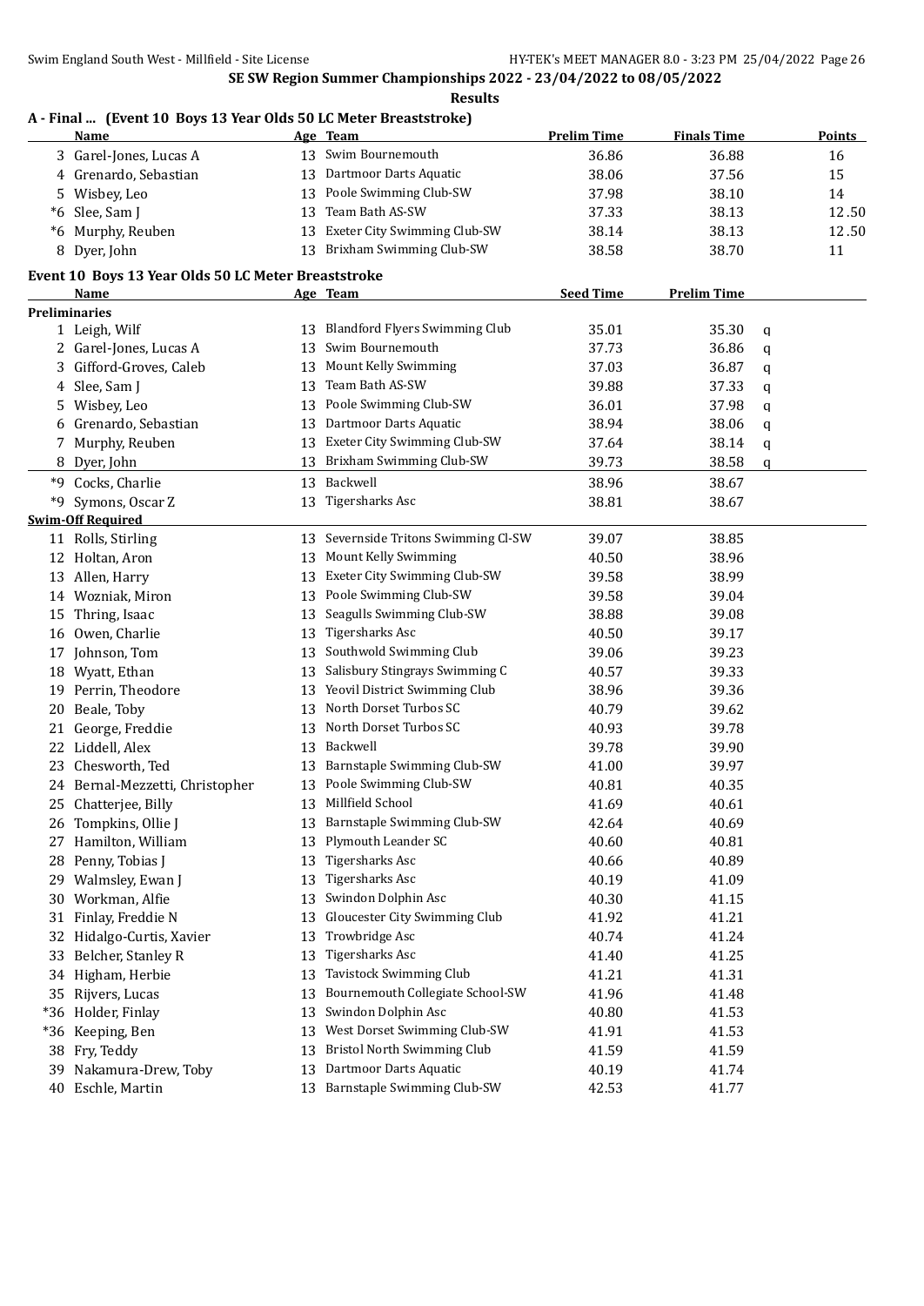**SE SW Region Summer Championships 2022 - 23/04/2022 to 08/05/2022**

**Results**

### A - Final ... (Event 10 Boys 13 Year Olds 50 LC Meter Breaststroke)

| | Name | Age | Team | Prelim Time | Finals Time | Points |
|---|---|---|---|---|---|---|
| 3 | Garel-Jones, Lucas A | 13 | Swim Bournemouth | 36.86 | 36.88 | 16 |
| 4 | Grenardo, Sebastian | 13 | Dartmoor Darts Aquatic | 38.06 | 37.56 | 15 |
| 5 | Wisbey, Leo | 13 | Poole Swimming Club-SW | 37.98 | 38.10 | 14 |
| *6 | Slee, Sam J | 13 | Team Bath AS-SW | 37.33 | 38.13 | 12.50 |
| *6 | Murphy, Reuben | 13 | Exeter City Swimming Club-SW | 38.14 | 38.13 | 12.50 |
| 8 | Dyer, John | 13 | Brixham Swimming Club-SW | 38.58 | 38.70 | 11 |

### Event 10 Boys 13 Year Olds 50 LC Meter Breaststroke

| | Name | Age | Team | Seed Time | Prelim Time | |
|---|---|---|---|---|---|---|
| **Preliminaries** | | | | | | |
| 1 | Leigh, Wilf | 13 | Blandford Flyers Swimming Club | 35.01 | 35.30 | q |
| 2 | Garel-Jones, Lucas A | 13 | Swim Bournemouth | 37.73 | 36.86 | q |
| 3 | Gifford-Groves, Caleb | 13 | Mount Kelly Swimming | 37.03 | 36.87 | q |
| 4 | Slee, Sam J | 13 | Team Bath AS-SW | 39.88 | 37.33 | q |
| 5 | Wisbey, Leo | 13 | Poole Swimming Club-SW | 36.01 | 37.98 | q |
| 6 | Grenardo, Sebastian | 13 | Dartmoor Darts Aquatic | 38.94 | 38.06 | q |
| 7 | Murphy, Reuben | 13 | Exeter City Swimming Club-SW | 37.64 | 38.14 | q |
| 8 | Dyer, John | 13 | Brixham Swimming Club-SW | 39.73 | 38.58 | q |
| *9 | Cocks, Charlie | 13 | Backwell | 38.96 | 38.67 | |
| *9 | Symons, Oscar Z | 13 | Tigersharks Asc | 38.81 | 38.67 | |
| **Swim-Off Required** | | | | | | |
| 11 | Rolls, Stirling | 13 | Severnside Tritons Swimming Cl-SW | 39.07 | 38.85 | |
| 12 | Holtan, Aron | 13 | Mount Kelly Swimming | 40.50 | 38.96 | |
| 13 | Allen, Harry | 13 | Exeter City Swimming Club-SW | 39.58 | 38.99 | |
| 14 | Wozniak, Miron | 13 | Poole Swimming Club-SW | 39.58 | 39.04 | |
| 15 | Thring, Isaac | 13 | Seagulls Swimming Club-SW | 38.88 | 39.08 | |
| 16 | Owen, Charlie | 13 | Tigersharks Asc | 40.50 | 39.17 | |
| 17 | Johnson, Tom | 13 | Southwold Swimming Club | 39.06 | 39.23 | |
| 18 | Wyatt, Ethan | 13 | Salisbury Stingrays Swimming C | 40.57 | 39.33 | |
| 19 | Perrin, Theodore | 13 | Yeovil District Swimming Club | 38.96 | 39.36 | |
| 20 | Beale, Toby | 13 | North Dorset Turbos SC | 40.79 | 39.62 | |
| 21 | George, Freddie | 13 | North Dorset Turbos SC | 40.93 | 39.78 | |
| 22 | Liddell, Alex | 13 | Backwell | 39.78 | 39.90 | |
| 23 | Chesworth, Ted | 13 | Barnstaple Swimming Club-SW | 41.00 | 39.97 | |
| 24 | Bernal-Mezzetti, Christopher | 13 | Poole Swimming Club-SW | 40.81 | 40.35 | |
| 25 | Chatterjee, Billy | 13 | Millfield School | 41.69 | 40.61 | |
| 26 | Tompkins, Ollie J | 13 | Barnstaple Swimming Club-SW | 42.64 | 40.69 | |
| 27 | Hamilton, William | 13 | Plymouth Leander SC | 40.60 | 40.81 | |
| 28 | Penny, Tobias J | 13 | Tigersharks Asc | 40.66 | 40.89 | |
| 29 | Walmsley, Ewan J | 13 | Tigersharks Asc | 40.19 | 41.09 | |
| 30 | Workman, Alfie | 13 | Swindon Dolphin Asc | 40.30 | 41.15 | |
| 31 | Finlay, Freddie N | 13 | Gloucester City Swimming Club | 41.92 | 41.21 | |
| 32 | Hidalgo-Curtis, Xavier | 13 | Trowbridge Asc | 40.74 | 41.24 | |
| 33 | Belcher, Stanley R | 13 | Tigersharks Asc | 41.40 | 41.25 | |
| 34 | Higham, Herbie | 13 | Tavistock Swimming Club | 41.21 | 41.31 | |
| 35 | Rijvers, Lucas | 13 | Bournemouth Collegiate School-SW | 41.96 | 41.48 | |
| *36 | Holder, Finlay | 13 | Swindon Dolphin Asc | 40.80 | 41.53 | |
| *36 | Keeping, Ben | 13 | West Dorset Swimming Club-SW | 41.91 | 41.53 | |
| 38 | Fry, Teddy | 13 | Bristol North Swimming Club | 41.59 | 41.59 | |
| 39 | Nakamura-Drew, Toby | 13 | Dartmoor Darts Aquatic | 40.19 | 41.74 | |
| 40 | Eschle, Martin | 13 | Barnstaple Swimming Club-SW | 42.53 | 41.77 | |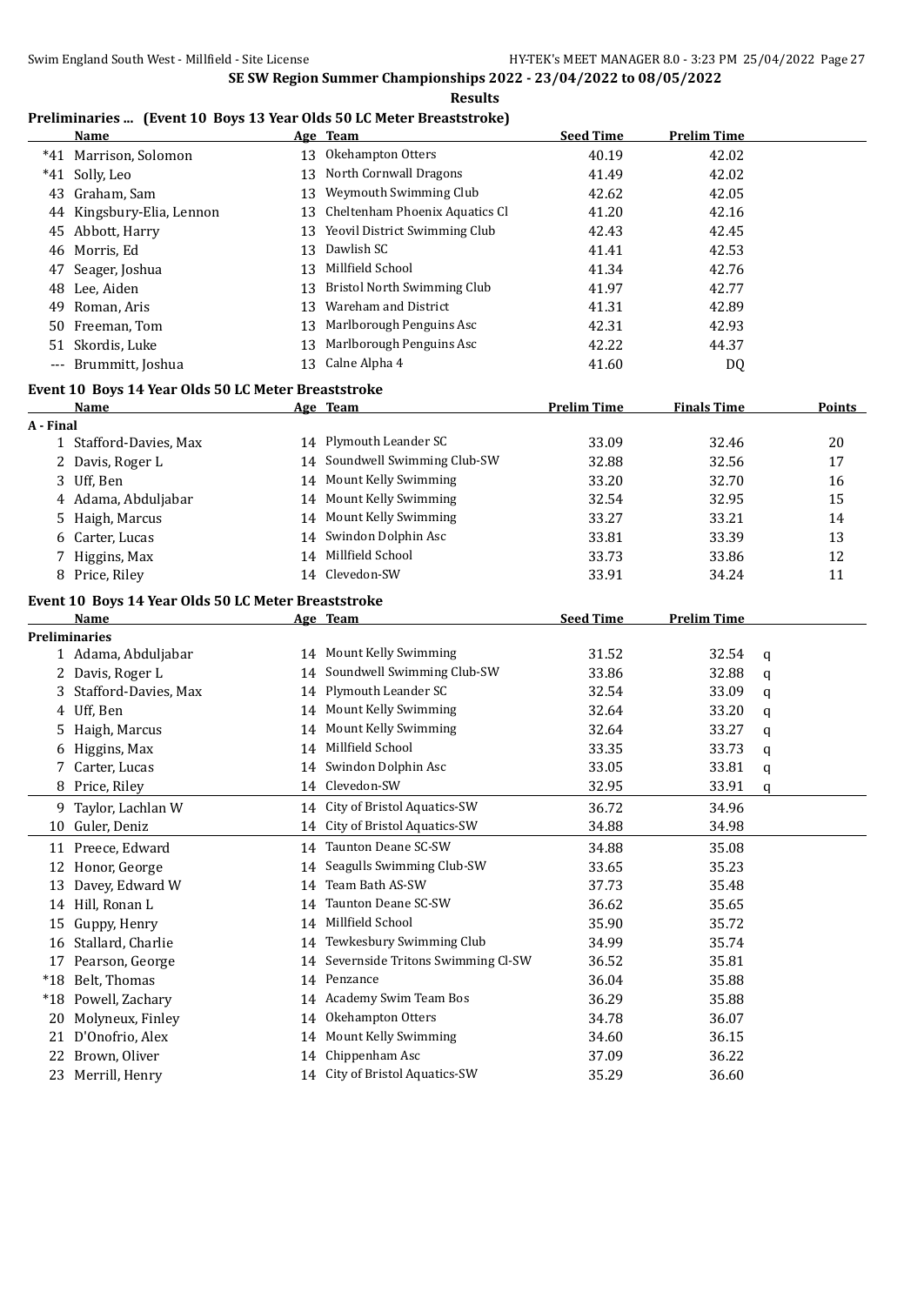**SE SW Region Summer Championships 2022 - 23/04/2022 to 08/05/2022**

**Results**

## Preliminaries ... (Event 10 Boys 13 Year Olds 50 LC Meter Breaststroke)

| | Name | Age | Team | Seed Time | Prelim Time |
|---|---|---|---|---|---|
| *41 | Marrison, Solomon | 13 | Okehampton Otters | 40.19 | 42.02 |
| *41 | Solly, Leo | 13 | North Cornwall Dragons | 41.49 | 42.02 |
| 43 | Graham, Sam | 13 | Weymouth Swimming Club | 42.62 | 42.05 |
| 44 | Kingsbury-Elia, Lennon | 13 | Cheltenham Phoenix Aquatics Cl | 41.20 | 42.16 |
| 45 | Abbott, Harry | 13 | Yeovil District Swimming Club | 42.43 | 42.45 |
| 46 | Morris, Ed | 13 | Dawlish SC | 41.41 | 42.53 |
| 47 | Seager, Joshua | 13 | Millfield School | 41.34 | 42.76 |
| 48 | Lee, Aiden | 13 | Bristol North Swimming Club | 41.97 | 42.77 |
| 49 | Roman, Aris | 13 | Wareham and District | 41.31 | 42.89 |
| 50 | Freeman, Tom | 13 | Marlborough Penguins Asc | 42.31 | 42.93 |
| 51 | Skordis, Luke | 13 | Marlborough Penguins Asc | 42.22 | 44.37 |
| --- | Brummitt, Joshua | 13 | Calne Alpha 4 | 41.60 | DQ |

## Event 10 Boys 14 Year Olds 50 LC Meter Breaststroke

| | Name | Age | Team | Prelim Time | Finals Time | Points |
|---|---|---|---|---|---|---|
| **A - Final** | | | | | | |
| 1 | Stafford-Davies, Max | 14 | Plymouth Leander SC | 33.09 | 32.46 | 20 |
| 2 | Davis, Roger L | 14 | Soundwell Swimming Club-SW | 32.88 | 32.56 | 17 |
| 3 | Uff, Ben | 14 | Mount Kelly Swimming | 33.20 | 32.70 | 16 |
| 4 | Adama, Abduljabar | 14 | Mount Kelly Swimming | 32.54 | 32.95 | 15 |
| 5 | Haigh, Marcus | 14 | Mount Kelly Swimming | 33.27 | 33.21 | 14 |
| 6 | Carter, Lucas | 14 | Swindon Dolphin Asc | 33.81 | 33.39 | 13 |
| 7 | Higgins, Max | 14 | Millfield School | 33.73 | 33.86 | 12 |
| 8 | Price, Riley | 14 | Clevedon-SW | 33.91 | 34.24 | 11 |

## Event 10 Boys 14 Year Olds 50 LC Meter Breaststroke

| | Name | Age | Team | Seed Time | Prelim Time | |
|---|---|---|---|---|---|---|
| **Preliminaries** | | | | | | |
| 1 | Adama, Abduljabar | 14 | Mount Kelly Swimming | 31.52 | 32.54 | q |
| 2 | Davis, Roger L | 14 | Soundwell Swimming Club-SW | 33.86 | 32.88 | q |
| 3 | Stafford-Davies, Max | 14 | Plymouth Leander SC | 32.54 | 33.09 | q |
| 4 | Uff, Ben | 14 | Mount Kelly Swimming | 32.64 | 33.20 | q |
| 5 | Haigh, Marcus | 14 | Mount Kelly Swimming | 32.64 | 33.27 | q |
| 6 | Higgins, Max | 14 | Millfield School | 33.35 | 33.73 | q |
| 7 | Carter, Lucas | 14 | Swindon Dolphin Asc | 33.05 | 33.81 | q |
| 8 | Price, Riley | 14 | Clevedon-SW | 32.95 | 33.91 | q |
| 9 | Taylor, Lachlan W | 14 | City of Bristol Aquatics-SW | 36.72 | 34.96 | |
| 10 | Guler, Deniz | 14 | City of Bristol Aquatics-SW | 34.88 | 34.98 | |
| 11 | Preece, Edward | 14 | Taunton Deane SC-SW | 34.88 | 35.08 | |
| 12 | Honor, George | 14 | Seagulls Swimming Club-SW | 33.65 | 35.23 | |
| 13 | Davey, Edward W | 14 | Team Bath AS-SW | 37.73 | 35.48 | |
| 14 | Hill, Ronan L | 14 | Taunton Deane SC-SW | 36.62 | 35.65 | |
| 15 | Guppy, Henry | 14 | Millfield School | 35.90 | 35.72 | |
| 16 | Stallard, Charlie | 14 | Tewkesbury Swimming Club | 34.99 | 35.74 | |
| 17 | Pearson, George | 14 | Severnside Tritons Swimming Cl-SW | 36.52 | 35.81 | |
| *18 | Belt, Thomas | 14 | Penzance | 36.04 | 35.88 | |
| *18 | Powell, Zachary | 14 | Academy Swim Team Bos | 36.29 | 35.88 | |
| 20 | Molyneux, Finley | 14 | Okehampton Otters | 34.78 | 36.07 | |
| 21 | D'Onofrio, Alex | 14 | Mount Kelly Swimming | 34.60 | 36.15 | |
| 22 | Brown, Oliver | 14 | Chippenham Asc | 37.09 | 36.22 | |
| 23 | Merrill, Henry | 14 | City of Bristol Aquatics-SW | 35.29 | 36.60 | |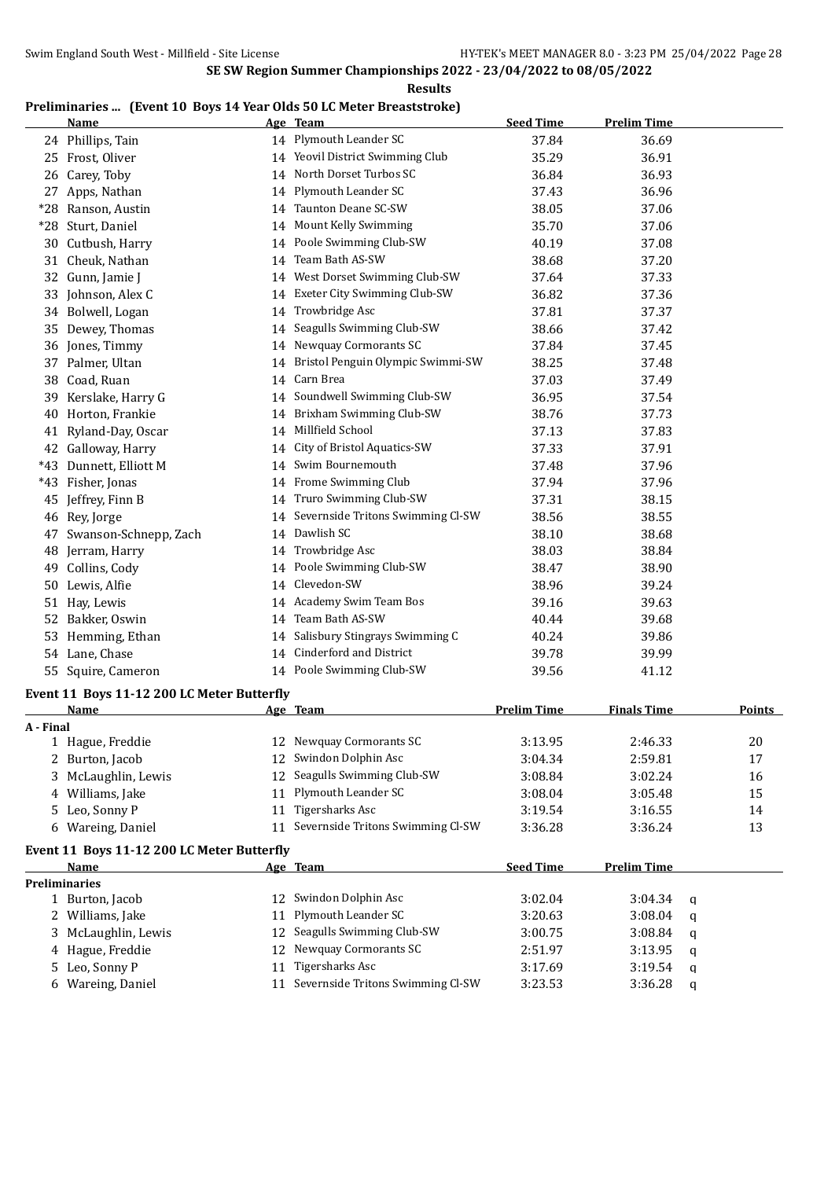**SE SW Region Summer Championships 2022 - 23/04/2022 to 08/05/2022**

**Results**

### Preliminaries ... (Event 10 Boys 14 Year Olds 50 LC Meter Breaststroke)

| | Name | Age | Team | Seed Time | Prelim Time |
|---|---|---|---|---|---|
| 24 | Phillips, Tain | 14 | Plymouth Leander SC | 37.84 | 36.69 |
| 25 | Frost, Oliver | 14 | Yeovil District Swimming Club | 35.29 | 36.91 |
| 26 | Carey, Toby | 14 | North Dorset Turbos SC | 36.84 | 36.93 |
| 27 | Apps, Nathan | 14 | Plymouth Leander SC | 37.43 | 36.96 |
| *28 | Ranson, Austin | 14 | Taunton Deane SC-SW | 38.05 | 37.06 |
| *28 | Sturt, Daniel | 14 | Mount Kelly Swimming | 35.70 | 37.06 |
| 30 | Cutbush, Harry | 14 | Poole Swimming Club-SW | 40.19 | 37.08 |
| 31 | Cheuk, Nathan | 14 | Team Bath AS-SW | 38.68 | 37.20 |
| 32 | Gunn, Jamie J | 14 | West Dorset Swimming Club-SW | 37.64 | 37.33 |
| 33 | Johnson, Alex C | 14 | Exeter City Swimming Club-SW | 36.82 | 37.36 |
| 34 | Bolwell, Logan | 14 | Trowbridge Asc | 37.81 | 37.37 |
| 35 | Dewey, Thomas | 14 | Seagulls Swimming Club-SW | 38.66 | 37.42 |
| 36 | Jones, Timmy | 14 | Newquay Cormorants SC | 37.84 | 37.45 |
| 37 | Palmer, Ultan | 14 | Bristol Penguin Olympic Swimmi-SW | 38.25 | 37.48 |
| 38 | Coad, Ruan | 14 | Carn Brea | 37.03 | 37.49 |
| 39 | Kerslake, Harry G | 14 | Soundwell Swimming Club-SW | 36.95 | 37.54 |
| 40 | Horton, Frankie | 14 | Brixham Swimming Club-SW | 38.76 | 37.73 |
| 41 | Ryland-Day, Oscar | 14 | Millfield School | 37.13 | 37.83 |
| 42 | Galloway, Harry | 14 | City of Bristol Aquatics-SW | 37.33 | 37.91 |
| *43 | Dunnett, Elliott M | 14 | Swim Bournemouth | 37.48 | 37.96 |
| *43 | Fisher, Jonas | 14 | Frome Swimming Club | 37.94 | 37.96 |
| 45 | Jeffrey, Finn B | 14 | Truro Swimming Club-SW | 37.31 | 38.15 |
| 46 | Rey, Jorge | 14 | Severnside Tritons Swimming Cl-SW | 38.56 | 38.55 |
| 47 | Swanson-Schnepp, Zach | 14 | Dawlish SC | 38.10 | 38.68 |
| 48 | Jerram, Harry | 14 | Trowbridge Asc | 38.03 | 38.84 |
| 49 | Collins, Cody | 14 | Poole Swimming Club-SW | 38.47 | 38.90 |
| 50 | Lewis, Alfie | 14 | Clevedon-SW | 38.96 | 39.24 |
| 51 | Hay, Lewis | 14 | Academy Swim Team Bos | 39.16 | 39.63 |
| 52 | Bakker, Oswin | 14 | Team Bath AS-SW | 40.44 | 39.68 |
| 53 | Hemming, Ethan | 14 | Salisbury Stingrays Swimming C | 40.24 | 39.86 |
| 54 | Lane, Chase | 14 | Cinderford and District | 39.78 | 39.99 |
| 55 | Squire, Cameron | 14 | Poole Swimming Club-SW | 39.56 | 41.12 |

### Event 11 Boys 11-12 200 LC Meter Butterfly

| | Name | Age | Team | Prelim Time | Finals Time | Points |
|---|---|---|---|---|---|---|
| **A - Final** | | | | | | |
| 1 | Hague, Freddie | 12 | Newquay Cormorants SC | 3:13.95 | 2:46.33 | 20 |
| 2 | Burton, Jacob | 12 | Swindon Dolphin Asc | 3:04.34 | 2:59.81 | 17 |
| 3 | McLaughlin, Lewis | 12 | Seagulls Swimming Club-SW | 3:08.84 | 3:02.24 | 16 |
| 4 | Williams, Jake | 11 | Plymouth Leander SC | 3:08.04 | 3:05.48 | 15 |
| 5 | Leo, Sonny P | 11 | Tigersharks Asc | 3:19.54 | 3:16.55 | 14 |
| 6 | Wareing, Daniel | 11 | Severnside Tritons Swimming Cl-SW | 3:36.28 | 3:36.24 | 13 |

### Event 11 Boys 11-12 200 LC Meter Butterfly

| | Name | Age | Team | Seed Time | Prelim Time | |
|---|---|---|---|---|---|---|
| **Preliminaries** | | | | | | |
| 1 | Burton, Jacob | 12 | Swindon Dolphin Asc | 3:02.04 | 3:04.34 | q |
| 2 | Williams, Jake | 11 | Plymouth Leander SC | 3:20.63 | 3:08.04 | q |
| 3 | McLaughlin, Lewis | 12 | Seagulls Swimming Club-SW | 3:00.75 | 3:08.84 | q |
| 4 | Hague, Freddie | 12 | Newquay Cormorants SC | 2:51.97 | 3:13.95 | q |
| 5 | Leo, Sonny P | 11 | Tigersharks Asc | 3:17.69 | 3:19.54 | q |
| 6 | Wareing, Daniel | 11 | Severnside Tritons Swimming Cl-SW | 3:23.53 | 3:36.28 | q |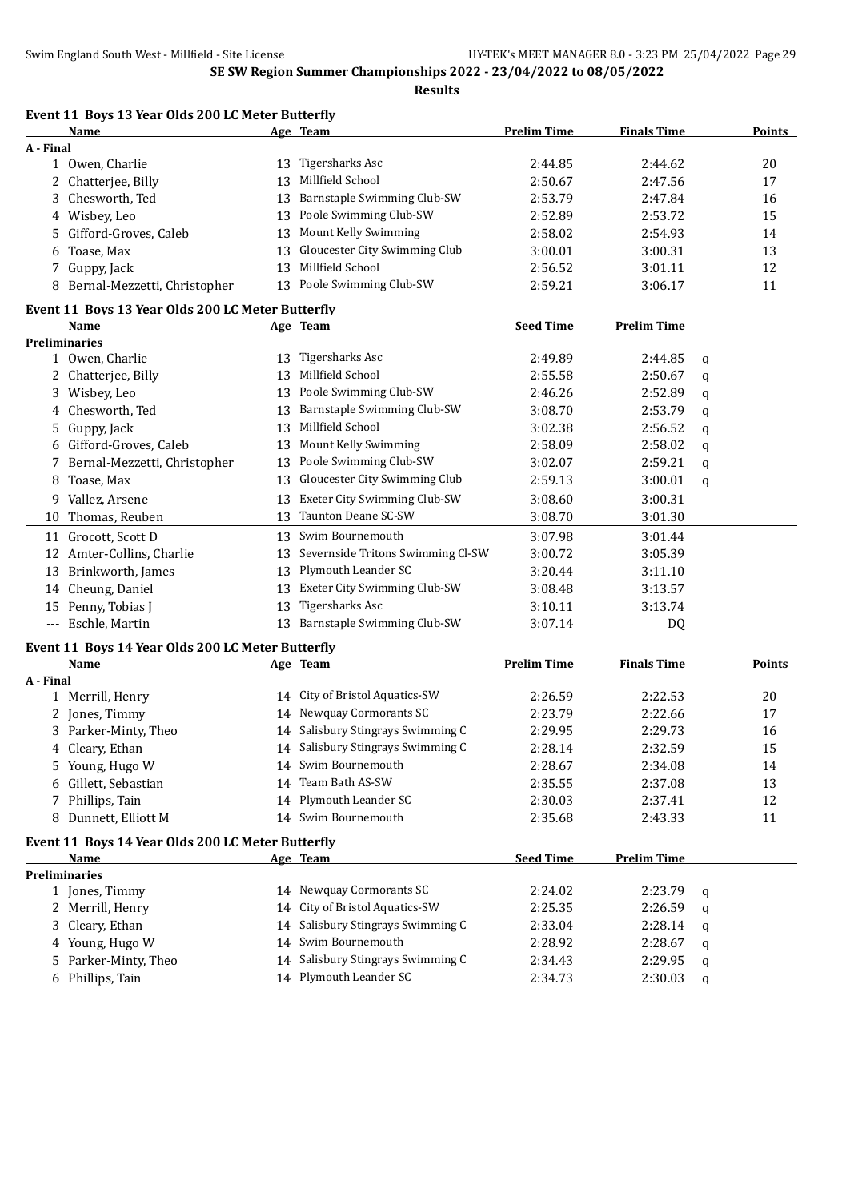**SE SW Region Summer Championships 2022 - 23/04/2022 to 08/05/2022**

**Results**

### Event 11 Boys 13 Year Olds 200 LC Meter Butterfly

| | Name | Age | Team | Prelim Time | Finals Time | Points |
|---|---|---|---|---|---|---|
| **A - Final** | | | | | | |
| 1 | Owen, Charlie | 13 | Tigersharks Asc | 2:44.85 | 2:44.62 | 20 |
| 2 | Chatterjee, Billy | 13 | Millfield School | 2:50.67 | 2:47.56 | 17 |
| 3 | Chesworth, Ted | 13 | Barnstaple Swimming Club-SW | 2:53.79 | 2:47.84 | 16 |
| 4 | Wisbey, Leo | 13 | Poole Swimming Club-SW | 2:52.89 | 2:53.72 | 15 |
| 5 | Gifford-Groves, Caleb | 13 | Mount Kelly Swimming | 2:58.02 | 2:54.93 | 14 |
| 6 | Toase, Max | 13 | Gloucester City Swimming Club | 3:00.01 | 3:00.31 | 13 |
| 7 | Guppy, Jack | 13 | Millfield School | 2:56.52 | 3:01.11 | 12 |
| 8 | Bernal-Mezzetti, Christopher | 13 | Poole Swimming Club-SW | 2:59.21 | 3:06.17 | 11 |

### Event 11 Boys 13 Year Olds 200 LC Meter Butterfly

| | Name | Age | Team | Seed Time | Prelim Time | |
|---|---|---|---|---|---|---|
| **Preliminaries** | | | | | | |
| 1 | Owen, Charlie | 13 | Tigersharks Asc | 2:49.89 | 2:44.85 | q |
| 2 | Chatterjee, Billy | 13 | Millfield School | 2:55.58 | 2:50.67 | q |
| 3 | Wisbey, Leo | 13 | Poole Swimming Club-SW | 2:46.26 | 2:52.89 | q |
| 4 | Chesworth, Ted | 13 | Barnstaple Swimming Club-SW | 3:08.70 | 2:53.79 | q |
| 5 | Guppy, Jack | 13 | Millfield School | 3:02.38 | 2:56.52 | q |
| 6 | Gifford-Groves, Caleb | 13 | Mount Kelly Swimming | 2:58.09 | 2:58.02 | q |
| 7 | Bernal-Mezzetti, Christopher | 13 | Poole Swimming Club-SW | 3:02.07 | 2:59.21 | q |
| 8 | Toase, Max | 13 | Gloucester City Swimming Club | 2:59.13 | 3:00.01 | q |
| 9 | Vallez, Arsene | 13 | Exeter City Swimming Club-SW | 3:08.60 | 3:00.31 | |
| 10 | Thomas, Reuben | 13 | Taunton Deane SC-SW | 3:08.70 | 3:01.30 | |
| 11 | Grocott, Scott D | 13 | Swim Bournemouth | 3:07.98 | 3:01.44 | |
| 12 | Amter-Collins, Charlie | 13 | Severnside Tritons Swimming Cl-SW | 3:00.72 | 3:05.39 | |
| 13 | Brinkworth, James | 13 | Plymouth Leander SC | 3:20.44 | 3:11.10 | |
| 14 | Cheung, Daniel | 13 | Exeter City Swimming Club-SW | 3:08.48 | 3:13.57 | |
| 15 | Penny, Tobias J | 13 | Tigersharks Asc | 3:10.11 | 3:13.74 | |
| --- | Eschle, Martin | 13 | Barnstaple Swimming Club-SW | 3:07.14 | DQ | |

### Event 11 Boys 14 Year Olds 200 LC Meter Butterfly

| | Name | Age | Team | Prelim Time | Finals Time | Points |
|---|---|---|---|---|---|---|
| **A - Final** | | | | | | |
| 1 | Merrill, Henry | 14 | City of Bristol Aquatics-SW | 2:26.59 | 2:22.53 | 20 |
| 2 | Jones, Timmy | 14 | Newquay Cormorants SC | 2:23.79 | 2:22.66 | 17 |
| 3 | Parker-Minty, Theo | 14 | Salisbury Stingrays Swimming C | 2:29.95 | 2:29.73 | 16 |
| 4 | Cleary, Ethan | 14 | Salisbury Stingrays Swimming C | 2:28.14 | 2:32.59 | 15 |
| 5 | Young, Hugo W | 14 | Swim Bournemouth | 2:28.67 | 2:34.08 | 14 |
| 6 | Gillett, Sebastian | 14 | Team Bath AS-SW | 2:35.55 | 2:37.08 | 13 |
| 7 | Phillips, Tain | 14 | Plymouth Leander SC | 2:30.03 | 2:37.41 | 12 |
| 8 | Dunnett, Elliott M | 14 | Swim Bournemouth | 2:35.68 | 2:43.33 | 11 |

### Event 11 Boys 14 Year Olds 200 LC Meter Butterfly

| | Name | Age | Team | Seed Time | Prelim Time | |
|---|---|---|---|---|---|---|
| **Preliminaries** | | | | | | |
| 1 | Jones, Timmy | 14 | Newquay Cormorants SC | 2:24.02 | 2:23.79 | q |
| 2 | Merrill, Henry | 14 | City of Bristol Aquatics-SW | 2:25.35 | 2:26.59 | q |
| 3 | Cleary, Ethan | 14 | Salisbury Stingrays Swimming C | 2:33.04 | 2:28.14 | q |
| 4 | Young, Hugo W | 14 | Swim Bournemouth | 2:28.92 | 2:28.67 | q |
| 5 | Parker-Minty, Theo | 14 | Salisbury Stingrays Swimming C | 2:34.43 | 2:29.95 | q |
| 6 | Phillips, Tain | 14 | Plymouth Leander SC | 2:34.73 | 2:30.03 | q |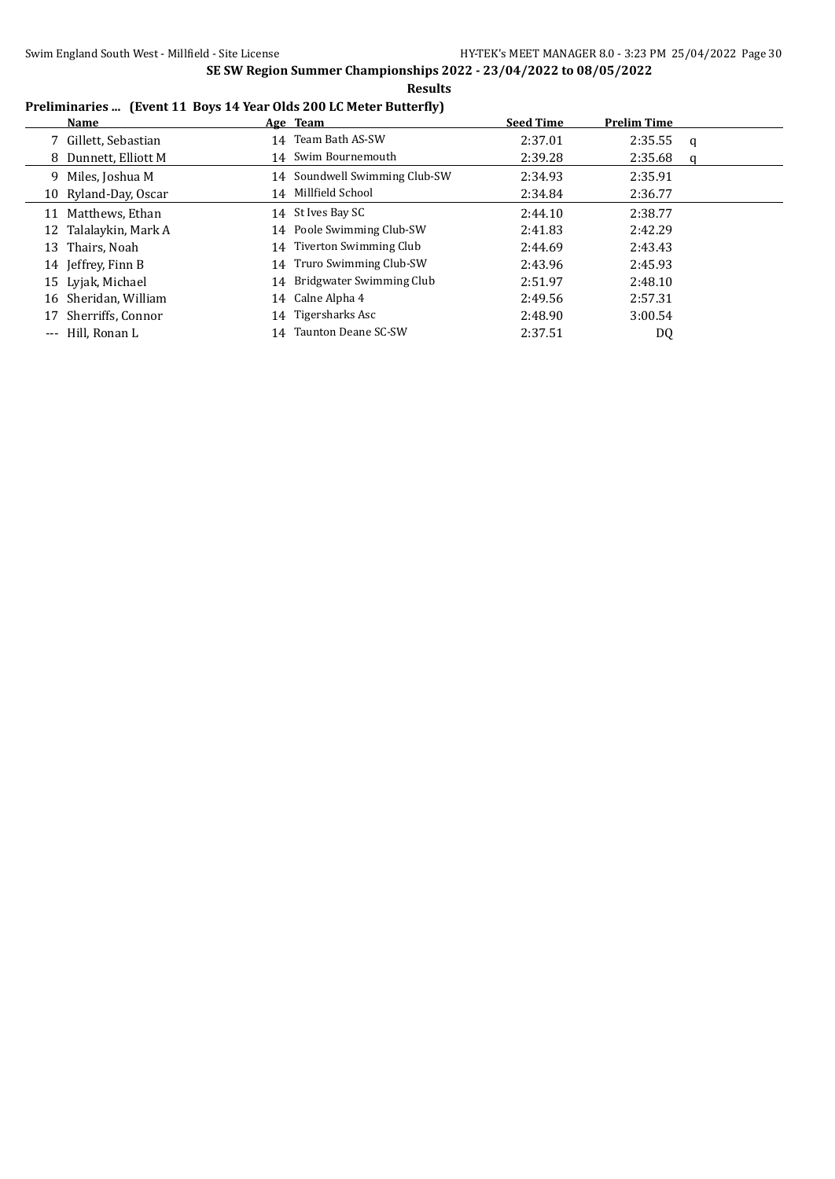## SE SW Region Summer Championships 2022 - 23/04/2022 to 08/05/2022

**Results**

### Preliminaries ... (Event 11 Boys 14 Year Olds 200 LC Meter Butterfly)

| | Name | Age | Team | Seed Time | Prelim Time | |
|---|---|---|---|---|---|---|
| 7 | Gillett, Sebastian | 14 | Team Bath AS-SW | 2:37.01 | 2:35.55 | q |
| 8 | Dunnett, Elliott M | 14 | Swim Bournemouth | 2:39.28 | 2:35.68 | q |
| 9 | Miles, Joshua M | 14 | Soundwell Swimming Club-SW | 2:34.93 | 2:35.91 | |
| 10 | Ryland-Day, Oscar | 14 | Millfield School | 2:34.84 | 2:36.77 | |
| 11 | Matthews, Ethan | 14 | St Ives Bay SC | 2:44.10 | 2:38.77 | |
| 12 | Talalaykin, Mark A | 14 | Poole Swimming Club-SW | 2:41.83 | 2:42.29 | |
| 13 | Thairs, Noah | 14 | Tiverton Swimming Club | 2:44.69 | 2:43.43 | |
| 14 | Jeffrey, Finn B | 14 | Truro Swimming Club-SW | 2:43.96 | 2:45.93 | |
| 15 | Lyjak, Michael | 14 | Bridgwater Swimming Club | 2:51.97 | 2:48.10 | |
| 16 | Sheridan, William | 14 | Calne Alpha 4 | 2:49.56 | 2:57.31 | |
| 17 | Sherriffs, Connor | 14 | Tigersharks Asc | 2:48.90 | 3:00.54 | |
| --- | Hill, Ronan L | 14 | Taunton Deane SC-SW | 2:37.51 | DQ | |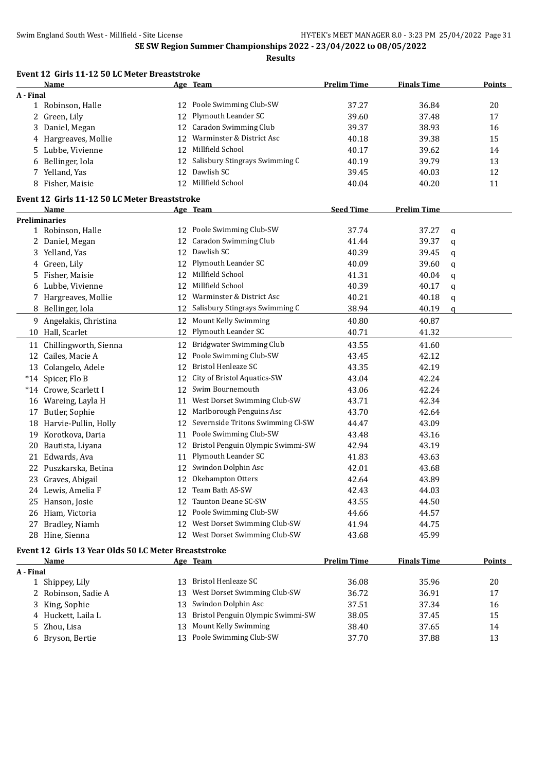**SE SW Region Summer Championships 2022 - 23/04/2022 to 08/05/2022**

**Results**

### Event 12 Girls 11-12 50 LC Meter Breaststroke

| | Name | Age | Team | Prelim Time | Finals Time | Points |
|---|---|---|---|---|---|---|
| **A - Final** | | | | | | |
| 1 | Robinson, Halle | 12 | Poole Swimming Club-SW | 37.27 | 36.84 | 20 |
| 2 | Green, Lily | 12 | Plymouth Leander SC | 39.60 | 37.48 | 17 |
| 3 | Daniel, Megan | 12 | Caradon Swimming Club | 39.37 | 38.93 | 16 |
| 4 | Hargreaves, Mollie | 12 | Warminster & District Asc | 40.18 | 39.38 | 15 |
| 5 | Lubbe, Vivienne | 12 | Millfield School | 40.17 | 39.62 | 14 |
| 6 | Bellinger, Iola | 12 | Salisbury Stingrays Swimming C | 40.19 | 39.79 | 13 |
| 7 | Yelland, Yas | 12 | Dawlish SC | 39.45 | 40.03 | 12 |
| 8 | Fisher, Maisie | 12 | Millfield School | 40.04 | 40.20 | 11 |

### Event 12 Girls 11-12 50 LC Meter Breaststroke

| | Name | Age | Team | Seed Time | Prelim Time | |
|---|---|---|---|---|---|---|
| **Preliminaries** | | | | | | |
| 1 | Robinson, Halle | 12 | Poole Swimming Club-SW | 37.74 | 37.27 | q |
| 2 | Daniel, Megan | 12 | Caradon Swimming Club | 41.44 | 39.37 | q |
| 3 | Yelland, Yas | 12 | Dawlish SC | 40.39 | 39.45 | q |
| 4 | Green, Lily | 12 | Plymouth Leander SC | 40.09 | 39.60 | q |
| 5 | Fisher, Maisie | 12 | Millfield School | 41.31 | 40.04 | q |
| 6 | Lubbe, Vivienne | 12 | Millfield School | 40.39 | 40.17 | q |
| 7 | Hargreaves, Mollie | 12 | Warminster & District Asc | 40.21 | 40.18 | q |
| 8 | Bellinger, Iola | 12 | Salisbury Stingrays Swimming C | 38.94 | 40.19 | q |
| 9 | Angelakis, Christina | 12 | Mount Kelly Swimming | 40.80 | 40.87 | |
| 10 | Hall, Scarlet | 12 | Plymouth Leander SC | 40.71 | 41.32 | |
| 11 | Chillingworth, Sienna | 12 | Bridgwater Swimming Club | 43.55 | 41.60 | |
| 12 | Cailes, Macie A | 12 | Poole Swimming Club-SW | 43.45 | 42.12 | |
| 13 | Colangelo, Adele | 12 | Bristol Henleaze SC | 43.35 | 42.19 | |
| *14 | Spicer, Flo B | 12 | City of Bristol Aquatics-SW | 43.04 | 42.24 | |
| *14 | Crowe, Scarlett I | 12 | Swim Bournemouth | 43.06 | 42.24 | |
| 16 | Wareing, Layla H | 11 | West Dorset Swimming Club-SW | 43.71 | 42.34 | |
| 17 | Butler, Sophie | 12 | Marlborough Penguins Asc | 43.70 | 42.64 | |
| 18 | Harvie-Pullin, Holly | 12 | Severnside Tritons Swimming Cl-SW | 44.47 | 43.09 | |
| 19 | Korotkova, Daria | 11 | Poole Swimming Club-SW | 43.48 | 43.16 | |
| 20 | Bautista, Liyana | 12 | Bristol Penguin Olympic Swimmi-SW | 42.94 | 43.19 | |
| 21 | Edwards, Ava | 11 | Plymouth Leander SC | 41.83 | 43.63 | |
| 22 | Puszkarska, Betina | 12 | Swindon Dolphin Asc | 42.01 | 43.68 | |
| 23 | Graves, Abigail | 12 | Okehampton Otters | 42.64 | 43.89 | |
| 24 | Lewis, Amelia F | 12 | Team Bath AS-SW | 42.43 | 44.03 | |
| 25 | Hanson, Josie | 12 | Taunton Deane SC-SW | 43.55 | 44.50 | |
| 26 | Hiam, Victoria | 12 | Poole Swimming Club-SW | 44.66 | 44.57 | |
| 27 | Bradley, Niamh | 12 | West Dorset Swimming Club-SW | 41.94 | 44.75 | |
| 28 | Hine, Sienna | 12 | West Dorset Swimming Club-SW | 43.68 | 45.99 | |

### Event 12 Girls 13 Year Olds 50 LC Meter Breaststroke

| | Name | Age | Team | Prelim Time | Finals Time | Points |
|---|---|---|---|---|---|---|
| **A - Final** | | | | | | |
| 1 | Shippey, Lily | 13 | Bristol Henleaze SC | 36.08 | 35.96 | 20 |
| 2 | Robinson, Sadie A | 13 | West Dorset Swimming Club-SW | 36.72 | 36.91 | 17 |
| 3 | King, Sophie | 13 | Swindon Dolphin Asc | 37.51 | 37.34 | 16 |
| 4 | Huckett, Laila L | 13 | Bristol Penguin Olympic Swimmi-SW | 38.05 | 37.45 | 15 |
| 5 | Zhou, Lisa | 13 | Mount Kelly Swimming | 38.40 | 37.65 | 14 |
| 6 | Bryson, Bertie | 13 | Poole Swimming Club-SW | 37.70 | 37.88 | 13 |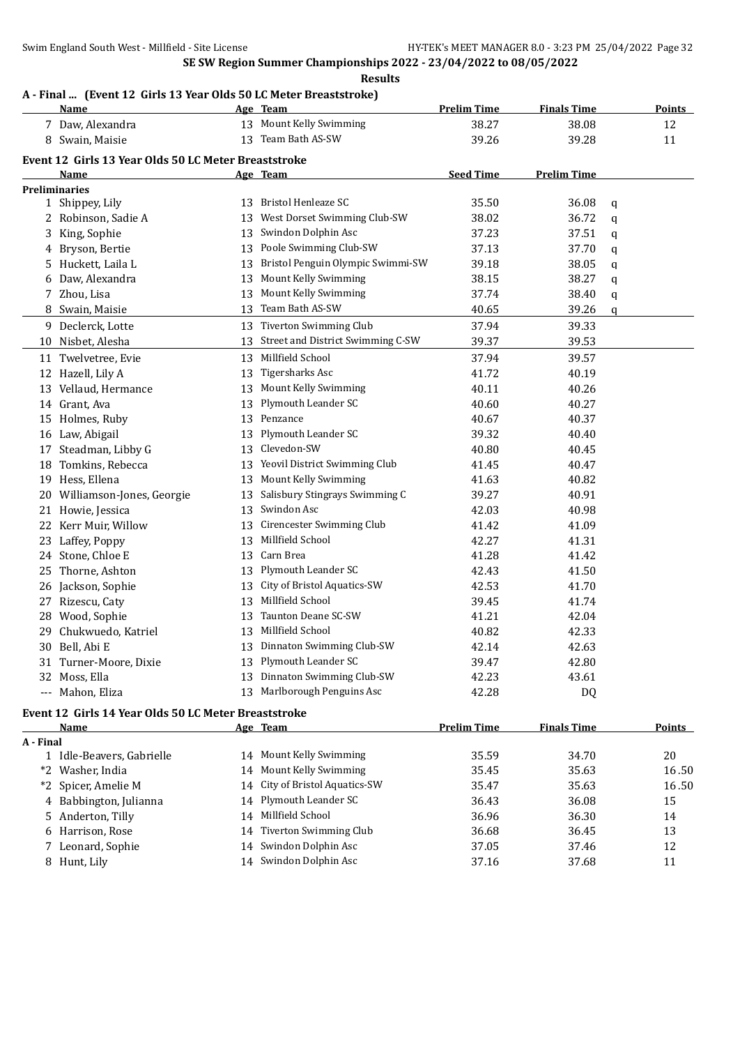**SE SW Region Summer Championships 2022 - 23/04/2022 to 08/05/2022**

**Results**

## A - Final ... (Event 12 Girls 13 Year Olds 50 LC Meter Breaststroke)

| | Name | Age | Team | Prelim Time | Finals Time | Points |
|---|---|---|---|---|---|---|
| 7 | Daw, Alexandra | 13 | Mount Kelly Swimming | 38.27 | 38.08 | 12 |
| 8 | Swain, Maisie | 13 | Team Bath AS-SW | 39.26 | 39.28 | 11 |

## Event 12 Girls 13 Year Olds 50 LC Meter Breaststroke

| | Name | Age | Team | Seed Time | Prelim Time | |
|---|---|---|---|---|---|---|
| **Preliminaries** | | | | | | |
| 1 | Shippey, Lily | 13 | Bristol Henleaze SC | 35.50 | 36.08 | q |
| 2 | Robinson, Sadie A | 13 | West Dorset Swimming Club-SW | 38.02 | 36.72 | q |
| 3 | King, Sophie | 13 | Swindon Dolphin Asc | 37.23 | 37.51 | q |
| 4 | Bryson, Bertie | 13 | Poole Swimming Club-SW | 37.13 | 37.70 | q |
| 5 | Huckett, Laila L | 13 | Bristol Penguin Olympic Swimmi-SW | 39.18 | 38.05 | q |
| 6 | Daw, Alexandra | 13 | Mount Kelly Swimming | 38.15 | 38.27 | q |
| 7 | Zhou, Lisa | 13 | Mount Kelly Swimming | 37.74 | 38.40 | q |
| 8 | Swain, Maisie | 13 | Team Bath AS-SW | 40.65 | 39.26 | q |
| 9 | Declerck, Lotte | 13 | Tiverton Swimming Club | 37.94 | 39.33 | |
| 10 | Nisbet, Alesha | 13 | Street and District Swimming C-SW | 39.37 | 39.53 | |
| 11 | Twelvetree, Evie | 13 | Millfield School | 37.94 | 39.57 | |
| 12 | Hazell, Lily A | 13 | Tigersharks Asc | 41.72 | 40.19 | |
| 13 | Vellaud, Hermance | 13 | Mount Kelly Swimming | 40.11 | 40.26 | |
| 14 | Grant, Ava | 13 | Plymouth Leander SC | 40.60 | 40.27 | |
| 15 | Holmes, Ruby | 13 | Penzance | 40.67 | 40.37 | |
| 16 | Law, Abigail | 13 | Plymouth Leander SC | 39.32 | 40.40 | |
| 17 | Steadman, Libby G | 13 | Clevedon-SW | 40.80 | 40.45 | |
| 18 | Tomkins, Rebecca | 13 | Yeovil District Swimming Club | 41.45 | 40.47 | |
| 19 | Hess, Ellena | 13 | Mount Kelly Swimming | 41.63 | 40.82 | |
| 20 | Williamson-Jones, Georgie | 13 | Salisbury Stingrays Swimming C | 39.27 | 40.91 | |
| 21 | Howie, Jessica | 13 | Swindon Asc | 42.03 | 40.98 | |
| 22 | Kerr Muir, Willow | 13 | Cirencester Swimming Club | 41.42 | 41.09 | |
| 23 | Laffey, Poppy | 13 | Millfield School | 42.27 | 41.31 | |
| 24 | Stone, Chloe E | 13 | Carn Brea | 41.28 | 41.42 | |
| 25 | Thorne, Ashton | 13 | Plymouth Leander SC | 42.43 | 41.50 | |
| 26 | Jackson, Sophie | 13 | City of Bristol Aquatics-SW | 42.53 | 41.70 | |
| 27 | Rizescu, Caty | 13 | Millfield School | 39.45 | 41.74 | |
| 28 | Wood, Sophie | 13 | Taunton Deane SC-SW | 41.21 | 42.04 | |
| 29 | Chukwuedo, Katriel | 13 | Millfield School | 40.82 | 42.33 | |
| 30 | Bell, Abi E | 13 | Dinnaton Swimming Club-SW | 42.14 | 42.63 | |
| 31 | Turner-Moore, Dixie | 13 | Plymouth Leander SC | 39.47 | 42.80 | |
| 32 | Moss, Ella | 13 | Dinnaton Swimming Club-SW | 42.23 | 43.61 | |
| --- | Mahon, Eliza | 13 | Marlborough Penguins Asc | 42.28 | DQ | |

## Event 12 Girls 14 Year Olds 50 LC Meter Breaststroke

| | Name | Age | Team | Prelim Time | Finals Time | Points |
|---|---|---|---|---|---|---|
| **A - Final** | | | | | | |
| 1 | Idle-Beavers, Gabrielle | 14 | Mount Kelly Swimming | 35.59 | 34.70 | 20 |
| *2 | Washer, India | 14 | Mount Kelly Swimming | 35.45 | 35.63 | 16.50 |
| *2 | Spicer, Amelie M | 14 | City of Bristol Aquatics-SW | 35.47 | 35.63 | 16.50 |
| 4 | Babbington, Julianna | 14 | Plymouth Leander SC | 36.43 | 36.08 | 15 |
| 5 | Anderton, Tilly | 14 | Millfield School | 36.96 | 36.30 | 14 |
| 6 | Harrison, Rose | 14 | Tiverton Swimming Club | 36.68 | 36.45 | 13 |
| 7 | Leonard, Sophie | 14 | Swindon Dolphin Asc | 37.05 | 37.46 | 12 |
| 8 | Hunt, Lily | 14 | Swindon Dolphin Asc | 37.16 | 37.68 | 11 |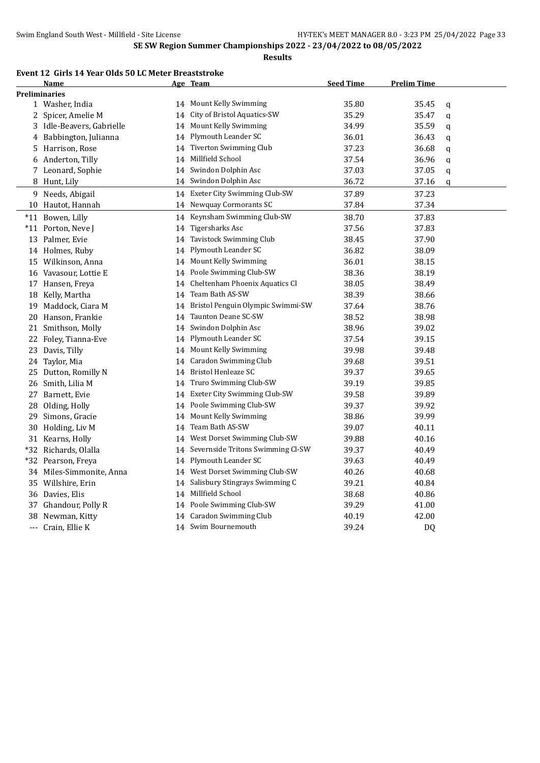## SE SW Region Summer Championships 2022 - 23/04/2022 to 08/05/2022

**Results**

### Event 12 Girls 14 Year Olds 50 LC Meter Breaststroke

| | Name | Age | Team | Seed Time | Prelim Time | |
|---|---|---|---|---|---|---|
| **Preliminaries** | | | | | | |
| 1 | Washer, India | 14 | Mount Kelly Swimming | 35.80 | 35.45 | q |
| 2 | Spicer, Amelie M | 14 | City of Bristol Aquatics-SW | 35.29 | 35.47 | q |
| 3 | Idle-Beavers, Gabrielle | 14 | Mount Kelly Swimming | 34.99 | 35.59 | q |
| 4 | Babbington, Julianna | 14 | Plymouth Leander SC | 36.01 | 36.43 | q |
| 5 | Harrison, Rose | 14 | Tiverton Swimming Club | 37.23 | 36.68 | q |
| 6 | Anderton, Tilly | 14 | Millfield School | 37.54 | 36.96 | q |
| 7 | Leonard, Sophie | 14 | Swindon Dolphin Asc | 37.03 | 37.05 | q |
| 8 | Hunt, Lily | 14 | Swindon Dolphin Asc | 36.72 | 37.16 | q |
| 9 | Needs, Abigail | 14 | Exeter City Swimming Club-SW | 37.89 | 37.23 | |
| 10 | Hautot, Hannah | 14 | Newquay Cormorants SC | 37.84 | 37.34 | |
| *11 | Bowen, Lilly | 14 | Keynsham Swimming Club-SW | 38.70 | 37.83 | |
| *11 | Porton, Neve J | 14 | Tigersharks Asc | 37.56 | 37.83 | |
| 13 | Palmer, Evie | 14 | Tavistock Swimming Club | 38.45 | 37.90 | |
| 14 | Holmes, Ruby | 14 | Plymouth Leander SC | 36.82 | 38.09 | |
| 15 | Wilkinson, Anna | 14 | Mount Kelly Swimming | 36.01 | 38.15 | |
| 16 | Vavasour, Lottie E | 14 | Poole Swimming Club-SW | 38.36 | 38.19 | |
| 17 | Hansen, Freya | 14 | Cheltenham Phoenix Aquatics Cl | 38.05 | 38.49 | |
| 18 | Kelly, Martha | 14 | Team Bath AS-SW | 38.39 | 38.66 | |
| 19 | Maddock, Ciara M | 14 | Bristol Penguin Olympic Swimmi-SW | 37.64 | 38.76 | |
| 20 | Hanson, Frankie | 14 | Taunton Deane SC-SW | 38.52 | 38.98 | |
| 21 | Smithson, Molly | 14 | Swindon Dolphin Asc | 38.96 | 39.02 | |
| 22 | Foley, Tianna-Eve | 14 | Plymouth Leander SC | 37.54 | 39.15 | |
| 23 | Davis, Tilly | 14 | Mount Kelly Swimming | 39.98 | 39.48 | |
| 24 | Taylor, Mia | 14 | Caradon Swimming Club | 39.68 | 39.51 | |
| 25 | Dutton, Romilly N | 14 | Bristol Henleaze SC | 39.37 | 39.65 | |
| 26 | Smith, Lilia M | 14 | Truro Swimming Club-SW | 39.19 | 39.85 | |
| 27 | Barnett, Evie | 14 | Exeter City Swimming Club-SW | 39.58 | 39.89 | |
| 28 | Olding, Holly | 14 | Poole Swimming Club-SW | 39.37 | 39.92 | |
| 29 | Simons, Gracie | 14 | Mount Kelly Swimming | 38.86 | 39.99 | |
| 30 | Holding, Liv M | 14 | Team Bath AS-SW | 39.07 | 40.11 | |
| 31 | Kearns, Holly | 14 | West Dorset Swimming Club-SW | 39.88 | 40.16 | |
| *32 | Richards, Olalla | 14 | Severnside Tritons Swimming Cl-SW | 39.37 | 40.49 | |
| *32 | Pearson, Freya | 14 | Plymouth Leander SC | 39.63 | 40.49 | |
| 34 | Miles-Simmonite, Anna | 14 | West Dorset Swimming Club-SW | 40.26 | 40.68 | |
| 35 | Willshire, Erin | 14 | Salisbury Stingrays Swimming C | 39.21 | 40.84 | |
| 36 | Davies, Elis | 14 | Millfield School | 38.68 | 40.86 | |
| 37 | Ghandour, Polly R | 14 | Poole Swimming Club-SW | 39.29 | 41.00 | |
| 38 | Newman, Kitty | 14 | Caradon Swimming Club | 40.19 | 42.00 | |
| --- | Crain, Ellie K | 14 | Swim Bournemouth | 39.24 | DQ | |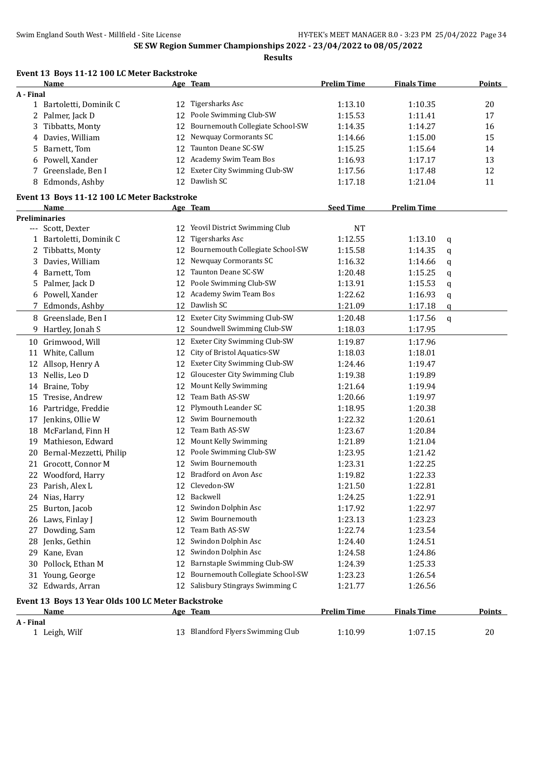**SE SW Region Summer Championships 2022 - 23/04/2022 to 08/05/2022**

**Results**

### Event 13 Boys 11-12 100 LC Meter Backstroke

| | Name | Age | Team | Prelim Time | Finals Time | Points |
|---|---|---|---|---|---|---|
| **A - Final** | | | | | | |
| 1 | Bartoletti, Dominik C | 12 | Tigersharks Asc | 1:13.10 | 1:10.35 | 20 |
| 2 | Palmer, Jack D | 12 | Poole Swimming Club-SW | 1:15.53 | 1:11.41 | 17 |
| 3 | Tibbatts, Monty | 12 | Bournemouth Collegiate School-SW | 1:14.35 | 1:14.27 | 16 |
| 4 | Davies, William | 12 | Newquay Cormorants SC | 1:14.66 | 1:15.00 | 15 |
| 5 | Barnett, Tom | 12 | Taunton Deane SC-SW | 1:15.25 | 1:15.64 | 14 |
| 6 | Powell, Xander | 12 | Academy Swim Team Bos | 1:16.93 | 1:17.17 | 13 |
| 7 | Greenslade, Ben I | 12 | Exeter City Swimming Club-SW | 1:17.56 | 1:17.48 | 12 |
| 8 | Edmonds, Ashby | 12 | Dawlish SC | 1:17.18 | 1:21.04 | 11 |

### Event 13 Boys 11-12 100 LC Meter Backstroke

| | Name | Age | Team | Seed Time | Prelim Time | |
|---|---|---|---|---|---|---|
| **Preliminaries** | | | | | | |
| --- | Scott, Dexter | 12 | Yeovil District Swimming Club | NT | | |
| 1 | Bartoletti, Dominik C | 12 | Tigersharks Asc | 1:12.55 | 1:13.10 | q |
| 2 | Tibbatts, Monty | 12 | Bournemouth Collegiate School-SW | 1:15.58 | 1:14.35 | q |
| 3 | Davies, William | 12 | Newquay Cormorants SC | 1:16.32 | 1:14.66 | q |
| 4 | Barnett, Tom | 12 | Taunton Deane SC-SW | 1:20.48 | 1:15.25 | q |
| 5 | Palmer, Jack D | 12 | Poole Swimming Club-SW | 1:13.91 | 1:15.53 | q |
| 6 | Powell, Xander | 12 | Academy Swim Team Bos | 1:22.62 | 1:16.93 | q |
| 7 | Edmonds, Ashby | 12 | Dawlish SC | 1:21.09 | 1:17.18 | q |
| 8 | Greenslade, Ben I | 12 | Exeter City Swimming Club-SW | 1:20.48 | 1:17.56 | q |
| 9 | Hartley, Jonah S | 12 | Soundwell Swimming Club-SW | 1:18.03 | 1:17.95 | |
| 10 | Grimwood, Will | 12 | Exeter City Swimming Club-SW | 1:19.87 | 1:17.96 | |
| 11 | White, Callum | 12 | City of Bristol Aquatics-SW | 1:18.03 | 1:18.01 | |
| 12 | Allsop, Henry A | 12 | Exeter City Swimming Club-SW | 1:24.46 | 1:19.47 | |
| 13 | Nellis, Leo D | 12 | Gloucester City Swimming Club | 1:19.38 | 1:19.89 | |
| 14 | Braine, Toby | 12 | Mount Kelly Swimming | 1:21.64 | 1:19.94 | |
| 15 | Tresise, Andrew | 12 | Team Bath AS-SW | 1:20.66 | 1:19.97 | |
| 16 | Partridge, Freddie | 12 | Plymouth Leander SC | 1:18.95 | 1:20.38 | |
| 17 | Jenkins, Ollie W | 12 | Swim Bournemouth | 1:22.32 | 1:20.61 | |
| 18 | McFarland, Finn H | 12 | Team Bath AS-SW | 1:23.67 | 1:20.84 | |
| 19 | Mathieson, Edward | 12 | Mount Kelly Swimming | 1:21.89 | 1:21.04 | |
| 20 | Bernal-Mezzetti, Philip | 12 | Poole Swimming Club-SW | 1:23.95 | 1:21.42 | |
| 21 | Grocott, Connor M | 12 | Swim Bournemouth | 1:23.31 | 1:22.25 | |
| 22 | Woodford, Harry | 12 | Bradford on Avon Asc | 1:19.82 | 1:22.33 | |
| 23 | Parish, Alex L | 12 | Clevedon-SW | 1:21.50 | 1:22.81 | |
| 24 | Nias, Harry | 12 | Backwell | 1:24.25 | 1:22.91 | |
| 25 | Burton, Jacob | 12 | Swindon Dolphin Asc | 1:17.92 | 1:22.97 | |
| 26 | Laws, Finlay J | 12 | Swim Bournemouth | 1:23.13 | 1:23.23 | |
| 27 | Dowding, Sam | 12 | Team Bath AS-SW | 1:22.74 | 1:23.54 | |
| 28 | Jenks, Gethin | 12 | Swindon Dolphin Asc | 1:24.40 | 1:24.51 | |
| 29 | Kane, Evan | 12 | Swindon Dolphin Asc | 1:24.58 | 1:24.86 | |
| 30 | Pollock, Ethan M | 12 | Barnstaple Swimming Club-SW | 1:24.39 | 1:25.33 | |
| 31 | Young, George | 12 | Bournemouth Collegiate School-SW | 1:23.23 | 1:26.54 | |
| 32 | Edwards, Arran | 12 | Salisbury Stingrays Swimming C | 1:21.77 | 1:26.56 | |

### Event 13 Boys 13 Year Olds 100 LC Meter Backstroke

| | Name | Age | Team | Prelim Time | Finals Time | Points |
|---|---|---|---|---|---|---|
| **A - Final** | | | | | | |
| 1 | Leigh, Wilf | 13 | Blandford Flyers Swimming Club | 1:10.99 | 1:07.15 | 20 |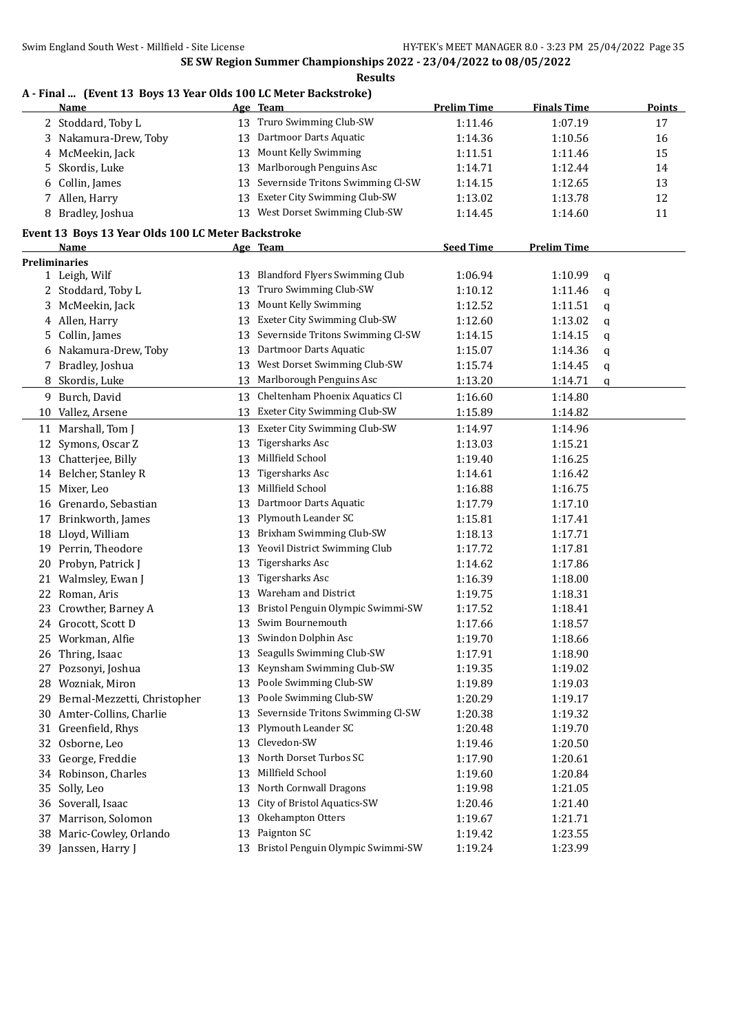SE SW Region Summer Championships 2022 - 23/04/2022 to 08/05/2022

**Results**

### A - Final ... (Event 13 Boys 13 Year Olds 100 LC Meter Backstroke)

| | Name | Age | Team | Prelim Time | Finals Time | Points |
|---|---|---|---|---|---|---|
| 2 | Stoddard, Toby L | 13 | Truro Swimming Club-SW | 1:11.46 | 1:07.19 | 17 |
| 3 | Nakamura-Drew, Toby | 13 | Dartmoor Darts Aquatic | 1:14.36 | 1:10.56 | 16 |
| 4 | McMeekin, Jack | 13 | Mount Kelly Swimming | 1:11.51 | 1:11.46 | 15 |
| 5 | Skordis, Luke | 13 | Marlborough Penguins Asc | 1:14.71 | 1:12.44 | 14 |
| 6 | Collin, James | 13 | Severnside Tritons Swimming Cl-SW | 1:14.15 | 1:12.65 | 13 |
| 7 | Allen, Harry | 13 | Exeter City Swimming Club-SW | 1:13.02 | 1:13.78 | 12 |
| 8 | Bradley, Joshua | 13 | West Dorset Swimming Club-SW | 1:14.45 | 1:14.60 | 11 |

### Event 13 Boys 13 Year Olds 100 LC Meter Backstroke

**Preliminaries**

| | Name | Age | Team | Seed Time | Prelim Time | |
|---|---|---|---|---|---|---|
| 1 | Leigh, Wilf | 13 | Blandford Flyers Swimming Club | 1:06.94 | 1:10.99 | q |
| 2 | Stoddard, Toby L | 13 | Truro Swimming Club-SW | 1:10.12 | 1:11.46 | q |
| 3 | McMeekin, Jack | 13 | Mount Kelly Swimming | 1:12.52 | 1:11.51 | q |
| 4 | Allen, Harry | 13 | Exeter City Swimming Club-SW | 1:12.60 | 1:13.02 | q |
| 5 | Collin, James | 13 | Severnside Tritons Swimming Cl-SW | 1:14.15 | 1:14.15 | q |
| 6 | Nakamura-Drew, Toby | 13 | Dartmoor Darts Aquatic | 1:15.07 | 1:14.36 | q |
| 7 | Bradley, Joshua | 13 | West Dorset Swimming Club-SW | 1:15.74 | 1:14.45 | q |
| 8 | Skordis, Luke | 13 | Marlborough Penguins Asc | 1:13.20 | 1:14.71 | q |
| 9 | Burch, David | 13 | Cheltenham Phoenix Aquatics Cl | 1:16.60 | 1:14.80 | |
| 10 | Vallez, Arsene | 13 | Exeter City Swimming Club-SW | 1:15.89 | 1:14.82 | |
| 11 | Marshall, Tom J | 13 | Exeter City Swimming Club-SW | 1:14.97 | 1:14.96 | |
| 12 | Symons, Oscar Z | 13 | Tigersharks Asc | 1:13.03 | 1:15.21 | |
| 13 | Chatterjee, Billy | 13 | Millfield School | 1:19.40 | 1:16.25 | |
| 14 | Belcher, Stanley R | 13 | Tigersharks Asc | 1:14.61 | 1:16.42 | |
| 15 | Mixer, Leo | 13 | Millfield School | 1:16.88 | 1:16.75 | |
| 16 | Grenardo, Sebastian | 13 | Dartmoor Darts Aquatic | 1:17.79 | 1:17.10 | |
| 17 | Brinkworth, James | 13 | Plymouth Leander SC | 1:15.81 | 1:17.41 | |
| 18 | Lloyd, William | 13 | Brixham Swimming Club-SW | 1:18.13 | 1:17.71 | |
| 19 | Perrin, Theodore | 13 | Yeovil District Swimming Club | 1:17.72 | 1:17.81 | |
| 20 | Probyn, Patrick J | 13 | Tigersharks Asc | 1:14.62 | 1:17.86 | |
| 21 | Walmsley, Ewan J | 13 | Tigersharks Asc | 1:16.39 | 1:18.00 | |
| 22 | Roman, Aris | 13 | Wareham and District | 1:19.75 | 1:18.31 | |
| 23 | Crowther, Barney A | 13 | Bristol Penguin Olympic Swimmi-SW | 1:17.52 | 1:18.41 | |
| 24 | Grocott, Scott D | 13 | Swim Bournemouth | 1:17.66 | 1:18.57 | |
| 25 | Workman, Alfie | 13 | Swindon Dolphin Asc | 1:19.70 | 1:18.66 | |
| 26 | Thring, Isaac | 13 | Seagulls Swimming Club-SW | 1:17.91 | 1:18.90 | |
| 27 | Pozsonyi, Joshua | 13 | Keynsham Swimming Club-SW | 1:19.35 | 1:19.02 | |
| 28 | Wozniak, Miron | 13 | Poole Swimming Club-SW | 1:19.89 | 1:19.03 | |
| 29 | Bernal-Mezzetti, Christopher | 13 | Poole Swimming Club-SW | 1:20.29 | 1:19.17 | |
| 30 | Amter-Collins, Charlie | 13 | Severnside Tritons Swimming Cl-SW | 1:20.38 | 1:19.32 | |
| 31 | Greenfield, Rhys | 13 | Plymouth Leander SC | 1:20.48 | 1:19.70 | |
| 32 | Osborne, Leo | 13 | Clevedon-SW | 1:19.46 | 1:20.50 | |
| 33 | George, Freddie | 13 | North Dorset Turbos SC | 1:17.90 | 1:20.61 | |
| 34 | Robinson, Charles | 13 | Millfield School | 1:19.60 | 1:20.84 | |
| 35 | Solly, Leo | 13 | North Cornwall Dragons | 1:19.98 | 1:21.05 | |
| 36 | Soverall, Isaac | 13 | City of Bristol Aquatics-SW | 1:20.46 | 1:21.40 | |
| 37 | Marrison, Solomon | 13 | Okehampton Otters | 1:19.67 | 1:21.71 | |
| 38 | Maric-Cowley, Orlando | 13 | Paignton SC | 1:19.42 | 1:23.55 | |
| 39 | Janssen, Harry J | 13 | Bristol Penguin Olympic Swimmi-SW | 1:19.24 | 1:23.99 | |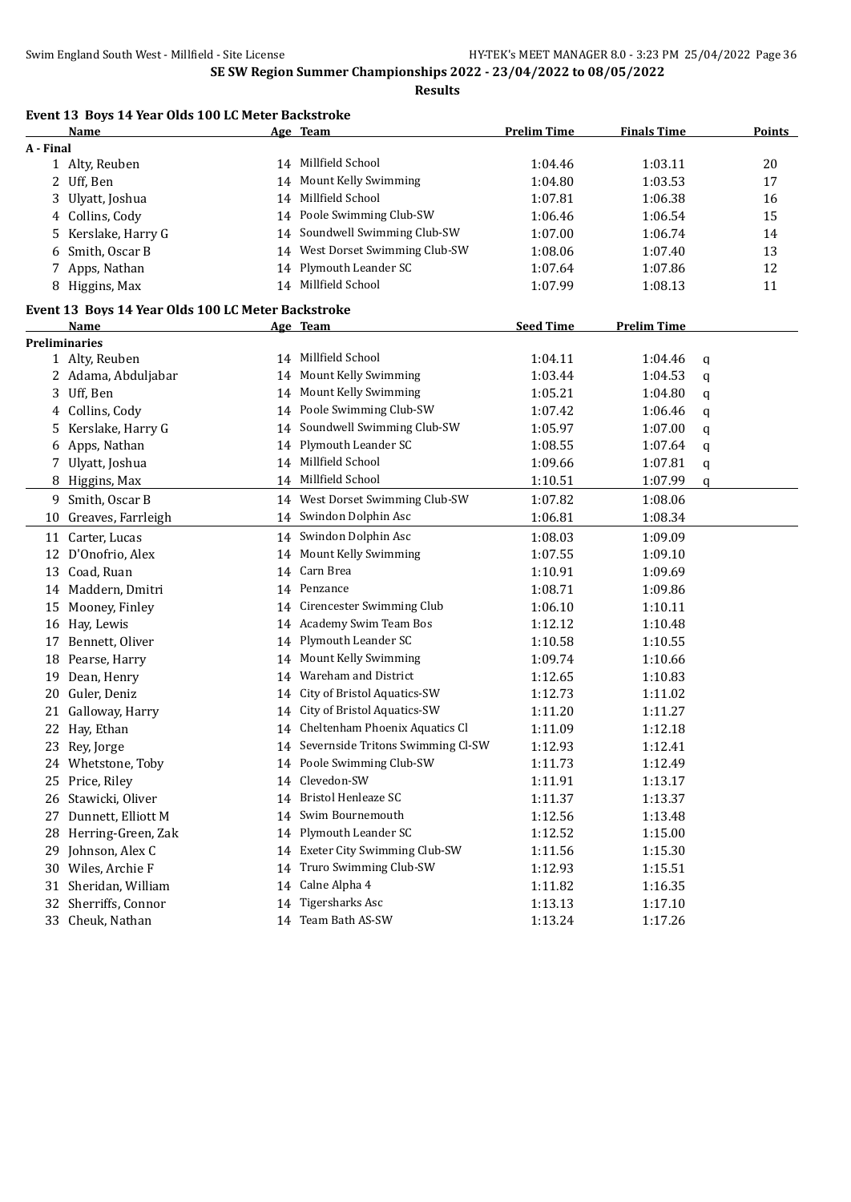# SE SW Region Summer Championships 2022 - 23/04/2022 to 08/05/2022

**Results**

## Event 13 Boys 14 Year Olds 100 LC Meter Backstroke

| | Name | Age | Team | Prelim Time | Finals Time | Points |
|---|---|---|---|---|---|---|
| **A - Final** | | | | | | |
| 1 | Alty, Reuben | 14 | Millfield School | 1:04.46 | 1:03.11 | 20 |
| 2 | Uff, Ben | 14 | Mount Kelly Swimming | 1:04.80 | 1:03.53 | 17 |
| 3 | Ulyatt, Joshua | 14 | Millfield School | 1:07.81 | 1:06.38 | 16 |
| 4 | Collins, Cody | 14 | Poole Swimming Club-SW | 1:06.46 | 1:06.54 | 15 |
| 5 | Kerslake, Harry G | 14 | Soundwell Swimming Club-SW | 1:07.00 | 1:06.74 | 14 |
| 6 | Smith, Oscar B | 14 | West Dorset Swimming Club-SW | 1:08.06 | 1:07.40 | 13 |
| 7 | Apps, Nathan | 14 | Plymouth Leander SC | 1:07.64 | 1:07.86 | 12 |
| 8 | Higgins, Max | 14 | Millfield School | 1:07.99 | 1:08.13 | 11 |

## Event 13 Boys 14 Year Olds 100 LC Meter Backstroke

| | Name | Age | Team | Seed Time | Prelim Time | |
|---|---|---|---|---|---|---|
| **Preliminaries** | | | | | | |
| 1 | Alty, Reuben | 14 | Millfield School | 1:04.11 | 1:04.46 | q |
| 2 | Adama, Abduljabar | 14 | Mount Kelly Swimming | 1:03.44 | 1:04.53 | q |
| 3 | Uff, Ben | 14 | Mount Kelly Swimming | 1:05.21 | 1:04.80 | q |
| 4 | Collins, Cody | 14 | Poole Swimming Club-SW | 1:07.42 | 1:06.46 | q |
| 5 | Kerslake, Harry G | 14 | Soundwell Swimming Club-SW | 1:05.97 | 1:07.00 | q |
| 6 | Apps, Nathan | 14 | Plymouth Leander SC | 1:08.55 | 1:07.64 | q |
| 7 | Ulyatt, Joshua | 14 | Millfield School | 1:09.66 | 1:07.81 | q |
| 8 | Higgins, Max | 14 | Millfield School | 1:10.51 | 1:07.99 | q |
| 9 | Smith, Oscar B | 14 | West Dorset Swimming Club-SW | 1:07.82 | 1:08.06 | |
| 10 | Greaves, Farrleigh | 14 | Swindon Dolphin Asc | 1:06.81 | 1:08.34 | |
| 11 | Carter, Lucas | 14 | Swindon Dolphin Asc | 1:08.03 | 1:09.09 | |
| 12 | D'Onofrio, Alex | 14 | Mount Kelly Swimming | 1:07.55 | 1:09.10 | |
| 13 | Coad, Ruan | 14 | Carn Brea | 1:10.91 | 1:09.69 | |
| 14 | Maddern, Dmitri | 14 | Penzance | 1:08.71 | 1:09.86 | |
| 15 | Mooney, Finley | 14 | Cirencester Swimming Club | 1:06.10 | 1:10.11 | |
| 16 | Hay, Lewis | 14 | Academy Swim Team Bos | 1:12.12 | 1:10.48 | |
| 17 | Bennett, Oliver | 14 | Plymouth Leander SC | 1:10.58 | 1:10.55 | |
| 18 | Pearse, Harry | 14 | Mount Kelly Swimming | 1:09.74 | 1:10.66 | |
| 19 | Dean, Henry | 14 | Wareham and District | 1:12.65 | 1:10.83 | |
| 20 | Guler, Deniz | 14 | City of Bristol Aquatics-SW | 1:12.73 | 1:11.02 | |
| 21 | Galloway, Harry | 14 | City of Bristol Aquatics-SW | 1:11.20 | 1:11.27 | |
| 22 | Hay, Ethan | 14 | Cheltenham Phoenix Aquatics Cl | 1:11.09 | 1:12.18 | |
| 23 | Rey, Jorge | 14 | Severnside Tritons Swimming Cl-SW | 1:12.93 | 1:12.41 | |
| 24 | Whetstone, Toby | 14 | Poole Swimming Club-SW | 1:11.73 | 1:12.49 | |
| 25 | Price, Riley | 14 | Clevedon-SW | 1:11.91 | 1:13.17 | |
| 26 | Stawicki, Oliver | 14 | Bristol Henleaze SC | 1:11.37 | 1:13.37 | |
| 27 | Dunnett, Elliott M | 14 | Swim Bournemouth | 1:12.56 | 1:13.48 | |
| 28 | Herring-Green, Zak | 14 | Plymouth Leander SC | 1:12.52 | 1:15.00 | |
| 29 | Johnson, Alex C | 14 | Exeter City Swimming Club-SW | 1:11.56 | 1:15.30 | |
| 30 | Wiles, Archie F | 14 | Truro Swimming Club-SW | 1:12.93 | 1:15.51 | |
| 31 | Sheridan, William | 14 | Calne Alpha 4 | 1:11.82 | 1:16.35 | |
| 32 | Sherriffs, Connor | 14 | Tigersharks Asc | 1:13.13 | 1:17.10 | |
| 33 | Cheuk, Nathan | 14 | Team Bath AS-SW | 1:13.24 | 1:17.26 | |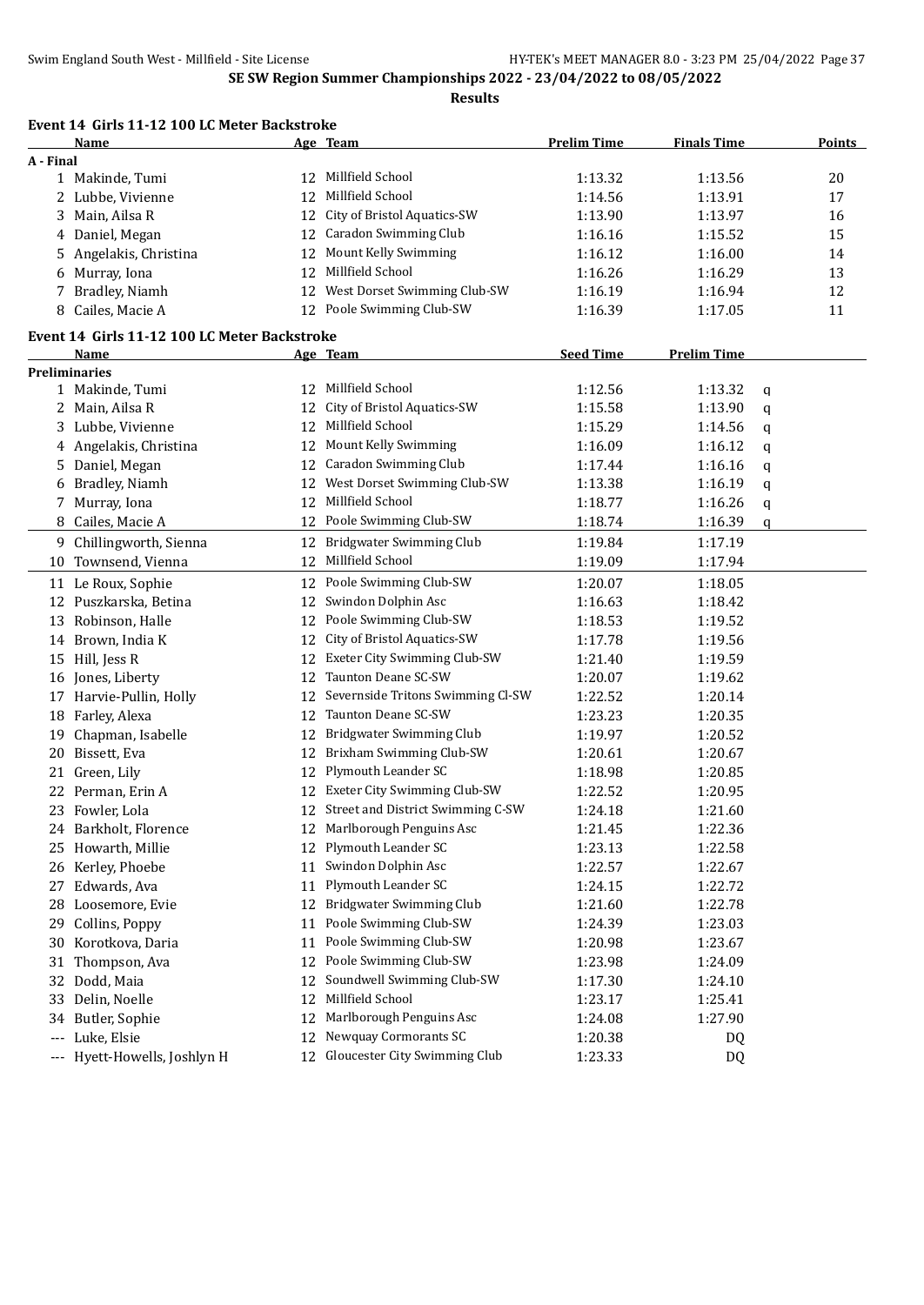**SE SW Region Summer Championships 2022 - 23/04/2022 to 08/05/2022**

**Results**

### Event 14 Girls 11-12 100 LC Meter Backstroke

| | Name | Age | Team | Prelim Time | Finals Time | Points |
|---|---|---|---|---|---|---|
| **A - Final** | | | | | | |
| 1 | Makinde, Tumi | 12 | Millfield School | 1:13.32 | 1:13.56 | 20 |
| 2 | Lubbe, Vivienne | 12 | Millfield School | 1:14.56 | 1:13.91 | 17 |
| 3 | Main, Ailsa R | 12 | City of Bristol Aquatics-SW | 1:13.90 | 1:13.97 | 16 |
| 4 | Daniel, Megan | 12 | Caradon Swimming Club | 1:16.16 | 1:15.52 | 15 |
| 5 | Angelakis, Christina | 12 | Mount Kelly Swimming | 1:16.12 | 1:16.00 | 14 |
| 6 | Murray, Iona | 12 | Millfield School | 1:16.26 | 1:16.29 | 13 |
| 7 | Bradley, Niamh | 12 | West Dorset Swimming Club-SW | 1:16.19 | 1:16.94 | 12 |
| 8 | Cailes, Macie A | 12 | Poole Swimming Club-SW | 1:16.39 | 1:17.05 | 11 |

### Event 14 Girls 11-12 100 LC Meter Backstroke

| | Name | Age | Team | Seed Time | Prelim Time | |
|---|---|---|---|---|---|---|
| **Preliminaries** | | | | | | |
| 1 | Makinde, Tumi | 12 | Millfield School | 1:12.56 | 1:13.32 | q |
| 2 | Main, Ailsa R | 12 | City of Bristol Aquatics-SW | 1:15.58 | 1:13.90 | q |
| 3 | Lubbe, Vivienne | 12 | Millfield School | 1:15.29 | 1:14.56 | q |
| 4 | Angelakis, Christina | 12 | Mount Kelly Swimming | 1:16.09 | 1:16.12 | q |
| 5 | Daniel, Megan | 12 | Caradon Swimming Club | 1:17.44 | 1:16.16 | q |
| 6 | Bradley, Niamh | 12 | West Dorset Swimming Club-SW | 1:13.38 | 1:16.19 | q |
| 7 | Murray, Iona | 12 | Millfield School | 1:18.77 | 1:16.26 | q |
| 8 | Cailes, Macie A | 12 | Poole Swimming Club-SW | 1:18.74 | 1:16.39 | q |
| 9 | Chillingworth, Sienna | 12 | Bridgwater Swimming Club | 1:19.84 | 1:17.19 | |
| 10 | Townsend, Vienna | 12 | Millfield School | 1:19.09 | 1:17.94 | |
| 11 | Le Roux, Sophie | 12 | Poole Swimming Club-SW | 1:20.07 | 1:18.05 | |
| 12 | Puszkarska, Betina | 12 | Swindon Dolphin Asc | 1:16.63 | 1:18.42 | |
| 13 | Robinson, Halle | 12 | Poole Swimming Club-SW | 1:18.53 | 1:19.52 | |
| 14 | Brown, India K | 12 | City of Bristol Aquatics-SW | 1:17.78 | 1:19.56 | |
| 15 | Hill, Jess R | 12 | Exeter City Swimming Club-SW | 1:21.40 | 1:19.59 | |
| 16 | Jones, Liberty | 12 | Taunton Deane SC-SW | 1:20.07 | 1:19.62 | |
| 17 | Harvie-Pullin, Holly | 12 | Severnside Tritons Swimming Cl-SW | 1:22.52 | 1:20.14 | |
| 18 | Farley, Alexa | 12 | Taunton Deane SC-SW | 1:23.23 | 1:20.35 | |
| 19 | Chapman, Isabelle | 12 | Bridgwater Swimming Club | 1:19.97 | 1:20.52 | |
| 20 | Bissett, Eva | 12 | Brixham Swimming Club-SW | 1:20.61 | 1:20.67 | |
| 21 | Green, Lily | 12 | Plymouth Leander SC | 1:18.98 | 1:20.85 | |
| 22 | Perman, Erin A | 12 | Exeter City Swimming Club-SW | 1:22.52 | 1:20.95 | |
| 23 | Fowler, Lola | 12 | Street and District Swimming C-SW | 1:24.18 | 1:21.60 | |
| 24 | Barkholt, Florence | 12 | Marlborough Penguins Asc | 1:21.45 | 1:22.36 | |
| 25 | Howarth, Millie | 12 | Plymouth Leander SC | 1:23.13 | 1:22.58 | |
| 26 | Kerley, Phoebe | 11 | Swindon Dolphin Asc | 1:22.57 | 1:22.67 | |
| 27 | Edwards, Ava | 11 | Plymouth Leander SC | 1:24.15 | 1:22.72 | |
| 28 | Loosemore, Evie | 12 | Bridgwater Swimming Club | 1:21.60 | 1:22.78 | |
| 29 | Collins, Poppy | 11 | Poole Swimming Club-SW | 1:24.39 | 1:23.03 | |
| 30 | Korotkova, Daria | 11 | Poole Swimming Club-SW | 1:20.98 | 1:23.67 | |
| 31 | Thompson, Ava | 12 | Poole Swimming Club-SW | 1:23.98 | 1:24.09 | |
| 32 | Dodd, Maia | 12 | Soundwell Swimming Club-SW | 1:17.30 | 1:24.10 | |
| 33 | Delin, Noelle | 12 | Millfield School | 1:23.17 | 1:25.41 | |
| 34 | Butler, Sophie | 12 | Marlborough Penguins Asc | 1:24.08 | 1:27.90 | |
| --- | Luke, Elsie | 12 | Newquay Cormorants SC | 1:20.38 | DQ | |
| --- | Hyett-Howells, Joshlyn H | 12 | Gloucester City Swimming Club | 1:23.33 | DQ | |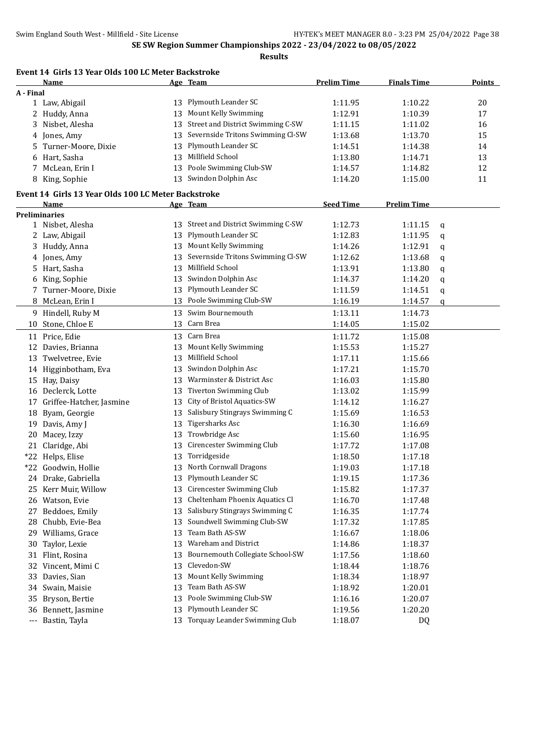**SE SW Region Summer Championships 2022 - 23/04/2022 to 08/05/2022**

**Results**

### Event 14 Girls 13 Year Olds 100 LC Meter Backstroke

| | Name | Age | Team | Prelim Time | Finals Time | Points |
|---|---|---|---|---|---|---|
| **A - Final** | | | | | | |
| 1 | Law, Abigail | 13 | Plymouth Leander SC | 1:11.95 | 1:10.22 | 20 |
| 2 | Huddy, Anna | 13 | Mount Kelly Swimming | 1:12.91 | 1:10.39 | 17 |
| 3 | Nisbet, Alesha | 13 | Street and District Swimming C-SW | 1:11.15 | 1:11.02 | 16 |
| 4 | Jones, Amy | 13 | Severnside Tritons Swimming Cl-SW | 1:13.68 | 1:13.70 | 15 |
| 5 | Turner-Moore, Dixie | 13 | Plymouth Leander SC | 1:14.51 | 1:14.38 | 14 |
| 6 | Hart, Sasha | 13 | Millfield School | 1:13.80 | 1:14.71 | 13 |
| 7 | McLean, Erin I | 13 | Poole Swimming Club-SW | 1:14.57 | 1:14.82 | 12 |
| 8 | King, Sophie | 13 | Swindon Dolphin Asc | 1:14.20 | 1:15.00 | 11 |

### Event 14 Girls 13 Year Olds 100 LC Meter Backstroke

| | Name | Age | Team | Seed Time | Prelim Time | |
|---|---|---|---|---|---|---|
| **Preliminaries** | | | | | | |
| 1 | Nisbet, Alesha | 13 | Street and District Swimming C-SW | 1:12.73 | 1:11.15 | q |
| 2 | Law, Abigail | 13 | Plymouth Leander SC | 1:12.83 | 1:11.95 | q |
| 3 | Huddy, Anna | 13 | Mount Kelly Swimming | 1:14.26 | 1:12.91 | q |
| 4 | Jones, Amy | 13 | Severnside Tritons Swimming Cl-SW | 1:12.62 | 1:13.68 | q |
| 5 | Hart, Sasha | 13 | Millfield School | 1:13.91 | 1:13.80 | q |
| 6 | King, Sophie | 13 | Swindon Dolphin Asc | 1:14.37 | 1:14.20 | q |
| 7 | Turner-Moore, Dixie | 13 | Plymouth Leander SC | 1:11.59 | 1:14.51 | q |
| 8 | McLean, Erin I | 13 | Poole Swimming Club-SW | 1:16.19 | 1:14.57 | q |
| 9 | Hindell, Ruby M | 13 | Swim Bournemouth | 1:13.11 | 1:14.73 | |
| 10 | Stone, Chloe E | 13 | Carn Brea | 1:14.05 | 1:15.02 | |
| 11 | Price, Edie | 13 | Carn Brea | 1:11.72 | 1:15.08 | |
| 12 | Davies, Brianna | 13 | Mount Kelly Swimming | 1:15.53 | 1:15.27 | |
| 13 | Twelvetree, Evie | 13 | Millfield School | 1:17.11 | 1:15.66 | |
| 14 | Higginbotham, Eva | 13 | Swindon Dolphin Asc | 1:17.21 | 1:15.70 | |
| 15 | Hay, Daisy | 13 | Warminster & District Asc | 1:16.03 | 1:15.80 | |
| 16 | Declerck, Lotte | 13 | Tiverton Swimming Club | 1:13.02 | 1:15.99 | |
| 17 | Griffee-Hatcher, Jasmine | 13 | City of Bristol Aquatics-SW | 1:14.12 | 1:16.27 | |
| 18 | Byam, Georgie | 13 | Salisbury Stingrays Swimming C | 1:15.69 | 1:16.53 | |
| 19 | Davis, Amy J | 13 | Tigersharks Asc | 1:16.30 | 1:16.69 | |
| 20 | Macey, Izzy | 13 | Trowbridge Asc | 1:15.60 | 1:16.95 | |
| 21 | Claridge, Abi | 13 | Cirencester Swimming Club | 1:17.72 | 1:17.08 | |
| *22 | Helps, Elise | 13 | Torridgeside | 1:18.50 | 1:17.18 | |
| *22 | Goodwin, Hollie | 13 | North Cornwall Dragons | 1:19.03 | 1:17.18 | |
| 24 | Drake, Gabriella | 13 | Plymouth Leander SC | 1:19.15 | 1:17.36 | |
| 25 | Kerr Muir, Willow | 13 | Cirencester Swimming Club | 1:15.82 | 1:17.37 | |
| 26 | Watson, Evie | 13 | Cheltenham Phoenix Aquatics Cl | 1:16.70 | 1:17.48 | |
| 27 | Beddoes, Emily | 13 | Salisbury Stingrays Swimming C | 1:16.35 | 1:17.74 | |
| 28 | Chubb, Evie-Bea | 13 | Soundwell Swimming Club-SW | 1:17.32 | 1:17.85 | |
| 29 | Williams, Grace | 13 | Team Bath AS-SW | 1:16.67 | 1:18.06 | |
| 30 | Taylor, Lexie | 13 | Wareham and District | 1:14.86 | 1:18.37 | |
| 31 | Flint, Rosina | 13 | Bournemouth Collegiate School-SW | 1:17.56 | 1:18.60 | |
| 32 | Vincent, Mimi C | 13 | Clevedon-SW | 1:18.44 | 1:18.76 | |
| 33 | Davies, Sian | 13 | Mount Kelly Swimming | 1:18.34 | 1:18.97 | |
| 34 | Swain, Maisie | 13 | Team Bath AS-SW | 1:18.92 | 1:20.01 | |
| 35 | Bryson, Bertie | 13 | Poole Swimming Club-SW | 1:16.16 | 1:20.07 | |
| 36 | Bennett, Jasmine | 13 | Plymouth Leander SC | 1:19.56 | 1:20.20 | |
| --- | Bastin, Tayla | 13 | Torquay Leander Swimming Club | 1:18.07 | DQ | |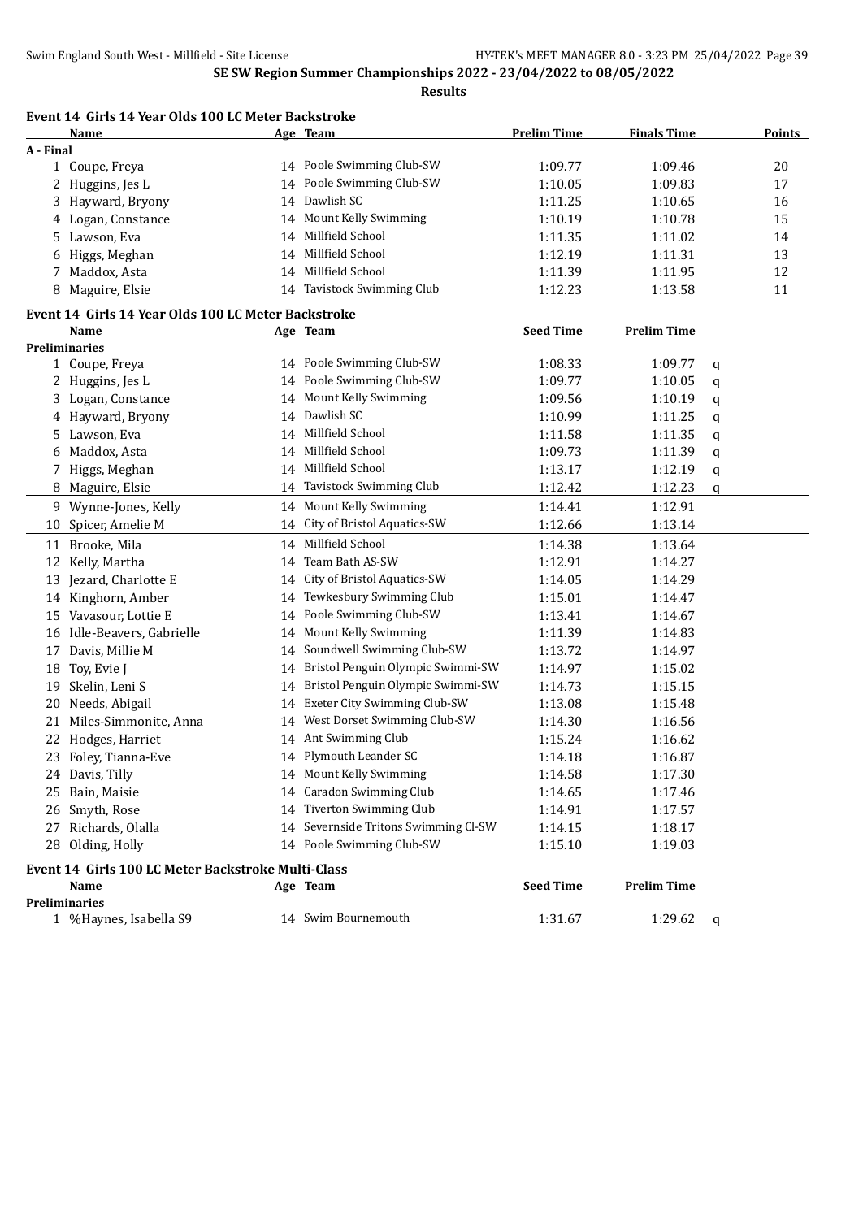SE SW Region Summer Championships 2022 - 23/04/2022 to 08/05/2022

**Results**

### Event 14 Girls 14 Year Olds 100 LC Meter Backstroke

| | Name | Age | Team | Prelim Time | Finals Time | Points |
|---|---|---|---|---|---|---|
| **A - Final** | | | | | | |
| 1 | Coupe, Freya | 14 | Poole Swimming Club-SW | 1:09.77 | 1:09.46 | 20 |
| 2 | Huggins, Jes L | 14 | Poole Swimming Club-SW | 1:10.05 | 1:09.83 | 17 |
| 3 | Hayward, Bryony | 14 | Dawlish SC | 1:11.25 | 1:10.65 | 16 |
| 4 | Logan, Constance | 14 | Mount Kelly Swimming | 1:10.19 | 1:10.78 | 15 |
| 5 | Lawson, Eva | 14 | Millfield School | 1:11.35 | 1:11.02 | 14 |
| 6 | Higgs, Meghan | 14 | Millfield School | 1:12.19 | 1:11.31 | 13 |
| 7 | Maddox, Asta | 14 | Millfield School | 1:11.39 | 1:11.95 | 12 |
| 8 | Maguire, Elsie | 14 | Tavistock Swimming Club | 1:12.23 | 1:13.58 | 11 |

### Event 14 Girls 14 Year Olds 100 LC Meter Backstroke

| | Name | Age | Team | Seed Time | Prelim Time | |
|---|---|---|---|---|---|---|
| **Preliminaries** | | | | | | |
| 1 | Coupe, Freya | 14 | Poole Swimming Club-SW | 1:08.33 | 1:09.77 | q |
| 2 | Huggins, Jes L | 14 | Poole Swimming Club-SW | 1:09.77 | 1:10.05 | q |
| 3 | Logan, Constance | 14 | Mount Kelly Swimming | 1:09.56 | 1:10.19 | q |
| 4 | Hayward, Bryony | 14 | Dawlish SC | 1:10.99 | 1:11.25 | q |
| 5 | Lawson, Eva | 14 | Millfield School | 1:11.58 | 1:11.35 | q |
| 6 | Maddox, Asta | 14 | Millfield School | 1:09.73 | 1:11.39 | q |
| 7 | Higgs, Meghan | 14 | Millfield School | 1:13.17 | 1:12.19 | q |
| 8 | Maguire, Elsie | 14 | Tavistock Swimming Club | 1:12.42 | 1:12.23 | q |
| 9 | Wynne-Jones, Kelly | 14 | Mount Kelly Swimming | 1:14.41 | 1:12.91 | |
| 10 | Spicer, Amelie M | 14 | City of Bristol Aquatics-SW | 1:12.66 | 1:13.14 | |
| 11 | Brooke, Mila | 14 | Millfield School | 1:14.38 | 1:13.64 | |
| 12 | Kelly, Martha | 14 | Team Bath AS-SW | 1:12.91 | 1:14.27 | |
| 13 | Jezard, Charlotte E | 14 | City of Bristol Aquatics-SW | 1:14.05 | 1:14.29 | |
| 14 | Kinghorn, Amber | 14 | Tewkesbury Swimming Club | 1:15.01 | 1:14.47 | |
| 15 | Vavasour, Lottie E | 14 | Poole Swimming Club-SW | 1:13.41 | 1:14.67 | |
| 16 | Idle-Beavers, Gabrielle | 14 | Mount Kelly Swimming | 1:11.39 | 1:14.83 | |
| 17 | Davis, Millie M | 14 | Soundwell Swimming Club-SW | 1:13.72 | 1:14.97 | |
| 18 | Toy, Evie J | 14 | Bristol Penguin Olympic Swimmi-SW | 1:14.97 | 1:15.02 | |
| 19 | Skelin, Leni S | 14 | Bristol Penguin Olympic Swimmi-SW | 1:14.73 | 1:15.15 | |
| 20 | Needs, Abigail | 14 | Exeter City Swimming Club-SW | 1:13.08 | 1:15.48 | |
| 21 | Miles-Simmonite, Anna | 14 | West Dorset Swimming Club-SW | 1:14.30 | 1:16.56 | |
| 22 | Hodges, Harriet | 14 | Ant Swimming Club | 1:15.24 | 1:16.62 | |
| 23 | Foley, Tianna-Eve | 14 | Plymouth Leander SC | 1:14.18 | 1:16.87 | |
| 24 | Davis, Tilly | 14 | Mount Kelly Swimming | 1:14.58 | 1:17.30 | |
| 25 | Bain, Maisie | 14 | Caradon Swimming Club | 1:14.65 | 1:17.46 | |
| 26 | Smyth, Rose | 14 | Tiverton Swimming Club | 1:14.91 | 1:17.57 | |
| 27 | Richards, Olalla | 14 | Severnside Tritons Swimming Cl-SW | 1:14.15 | 1:18.17 | |
| 28 | Olding, Holly | 14 | Poole Swimming Club-SW | 1:15.10 | 1:19.03 | |

### Event 14 Girls 100 LC Meter Backstroke Multi-Class

| | Name | Age | Team | Seed Time | Prelim Time | |
|---|---|---|---|---|---|---|
| **Preliminaries** | | | | | | |
| 1 | %Haynes, Isabella S9 | 14 | Swim Bournemouth | 1:31.67 | 1:29.62 | q |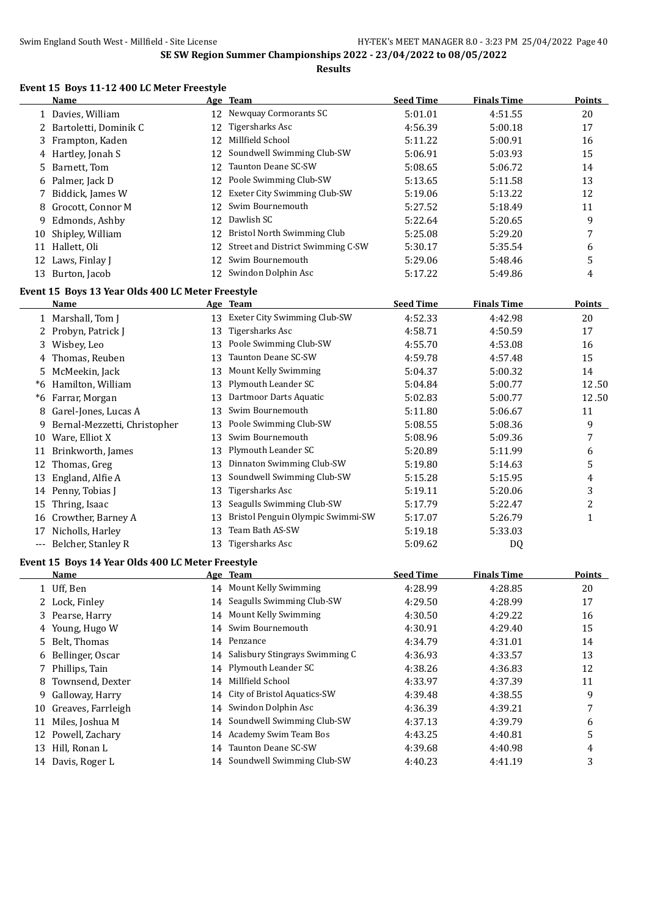**SE SW Region Summer Championships 2022 - 23/04/2022 to 08/05/2022**

**Results**

### Event 15 Boys 11-12 400 LC Meter Freestyle

| | Name | Age | Team | Seed Time | Finals Time | Points |
|---|---|---|---|---|---|---|
| 1 | Davies, William | 12 | Newquay Cormorants SC | 5:01.01 | 4:51.55 | 20 |
| 2 | Bartoletti, Dominik C | 12 | Tigersharks Asc | 4:56.39 | 5:00.18 | 17 |
| 3 | Frampton, Kaden | 12 | Millfield School | 5:11.22 | 5:00.91 | 16 |
| 4 | Hartley, Jonah S | 12 | Soundwell Swimming Club-SW | 5:06.91 | 5:03.93 | 15 |
| 5 | Barnett, Tom | 12 | Taunton Deane SC-SW | 5:08.65 | 5:06.72 | 14 |
| 6 | Palmer, Jack D | 12 | Poole Swimming Club-SW | 5:13.65 | 5:11.58 | 13 |
| 7 | Biddick, James W | 12 | Exeter City Swimming Club-SW | 5:19.06 | 5:13.22 | 12 |
| 8 | Grocott, Connor M | 12 | Swim Bournemouth | 5:27.52 | 5:18.49 | 11 |
| 9 | Edmonds, Ashby | 12 | Dawlish SC | 5:22.64 | 5:20.65 | 9 |
| 10 | Shipley, William | 12 | Bristol North Swimming Club | 5:25.08 | 5:29.20 | 7 |
| 11 | Hallett, Oli | 12 | Street and District Swimming C-SW | 5:30.17 | 5:35.54 | 6 |
| 12 | Laws, Finlay J | 12 | Swim Bournemouth | 5:29.06 | 5:48.46 | 5 |
| 13 | Burton, Jacob | 12 | Swindon Dolphin Asc | 5:17.22 | 5:49.86 | 4 |

### Event 15 Boys 13 Year Olds 400 LC Meter Freestyle

| | Name | Age | Team | Seed Time | Finals Time | Points |
|---|---|---|---|---|---|---|
| 1 | Marshall, Tom J | 13 | Exeter City Swimming Club-SW | 4:52.33 | 4:42.98 | 20 |
| 2 | Probyn, Patrick J | 13 | Tigersharks Asc | 4:58.71 | 4:50.59 | 17 |
| 3 | Wisbey, Leo | 13 | Poole Swimming Club-SW | 4:55.70 | 4:53.08 | 16 |
| 4 | Thomas, Reuben | 13 | Taunton Deane SC-SW | 4:59.78 | 4:57.48 | 15 |
| 5 | McMeekin, Jack | 13 | Mount Kelly Swimming | 5:04.37 | 5:00.32 | 14 |
| *6 | Hamilton, William | 13 | Plymouth Leander SC | 5:04.84 | 5:00.77 | 12.50 |
| *6 | Farrar, Morgan | 13 | Dartmoor Darts Aquatic | 5:02.83 | 5:00.77 | 12.50 |
| 8 | Garel-Jones, Lucas A | 13 | Swim Bournemouth | 5:11.80 | 5:06.67 | 11 |
| 9 | Bernal-Mezzetti, Christopher | 13 | Poole Swimming Club-SW | 5:08.55 | 5:08.36 | 9 |
| 10 | Ware, Elliot X | 13 | Swim Bournemouth | 5:08.96 | 5:09.36 | 7 |
| 11 | Brinkworth, James | 13 | Plymouth Leander SC | 5:20.89 | 5:11.99 | 6 |
| 12 | Thomas, Greg | 13 | Dinnaton Swimming Club-SW | 5:19.80 | 5:14.63 | 5 |
| 13 | England, Alfie A | 13 | Soundwell Swimming Club-SW | 5:15.28 | 5:15.95 | 4 |
| 14 | Penny, Tobias J | 13 | Tigersharks Asc | 5:19.11 | 5:20.06 | 3 |
| 15 | Thring, Isaac | 13 | Seagulls Swimming Club-SW | 5:17.79 | 5:22.47 | 2 |
| 16 | Crowther, Barney A | 13 | Bristol Penguin Olympic Swimmi-SW | 5:17.07 | 5:26.79 | 1 |
| 17 | Nicholls, Harley | 13 | Team Bath AS-SW | 5:19.18 | 5:33.03 | |
| --- | Belcher, Stanley R | 13 | Tigersharks Asc | 5:09.62 | DQ | |

### Event 15 Boys 14 Year Olds 400 LC Meter Freestyle

| | Name | Age | Team | Seed Time | Finals Time | Points |
|---|---|---|---|---|---|---|
| 1 | Uff, Ben | 14 | Mount Kelly Swimming | 4:28.99 | 4:28.85 | 20 |
| 2 | Lock, Finley | 14 | Seagulls Swimming Club-SW | 4:29.50 | 4:28.99 | 17 |
| 3 | Pearse, Harry | 14 | Mount Kelly Swimming | 4:30.50 | 4:29.22 | 16 |
| 4 | Young, Hugo W | 14 | Swim Bournemouth | 4:30.91 | 4:29.40 | 15 |
| 5 | Belt, Thomas | 14 | Penzance | 4:34.79 | 4:31.01 | 14 |
| 6 | Bellinger, Oscar | 14 | Salisbury Stingrays Swimming C | 4:36.93 | 4:33.57 | 13 |
| 7 | Phillips, Tain | 14 | Plymouth Leander SC | 4:38.26 | 4:36.83 | 12 |
| 8 | Townsend, Dexter | 14 | Millfield School | 4:33.97 | 4:37.39 | 11 |
| 9 | Galloway, Harry | 14 | City of Bristol Aquatics-SW | 4:39.48 | 4:38.55 | 9 |
| 10 | Greaves, Farrleigh | 14 | Swindon Dolphin Asc | 4:36.39 | 4:39.21 | 7 |
| 11 | Miles, Joshua M | 14 | Soundwell Swimming Club-SW | 4:37.13 | 4:39.79 | 6 |
| 12 | Powell, Zachary | 14 | Academy Swim Team Bos | 4:43.25 | 4:40.81 | 5 |
| 13 | Hill, Ronan L | 14 | Taunton Deane SC-SW | 4:39.68 | 4:40.98 | 4 |
| 14 | Davis, Roger L | 14 | Soundwell Swimming Club-SW | 4:40.23 | 4:41.19 | 3 |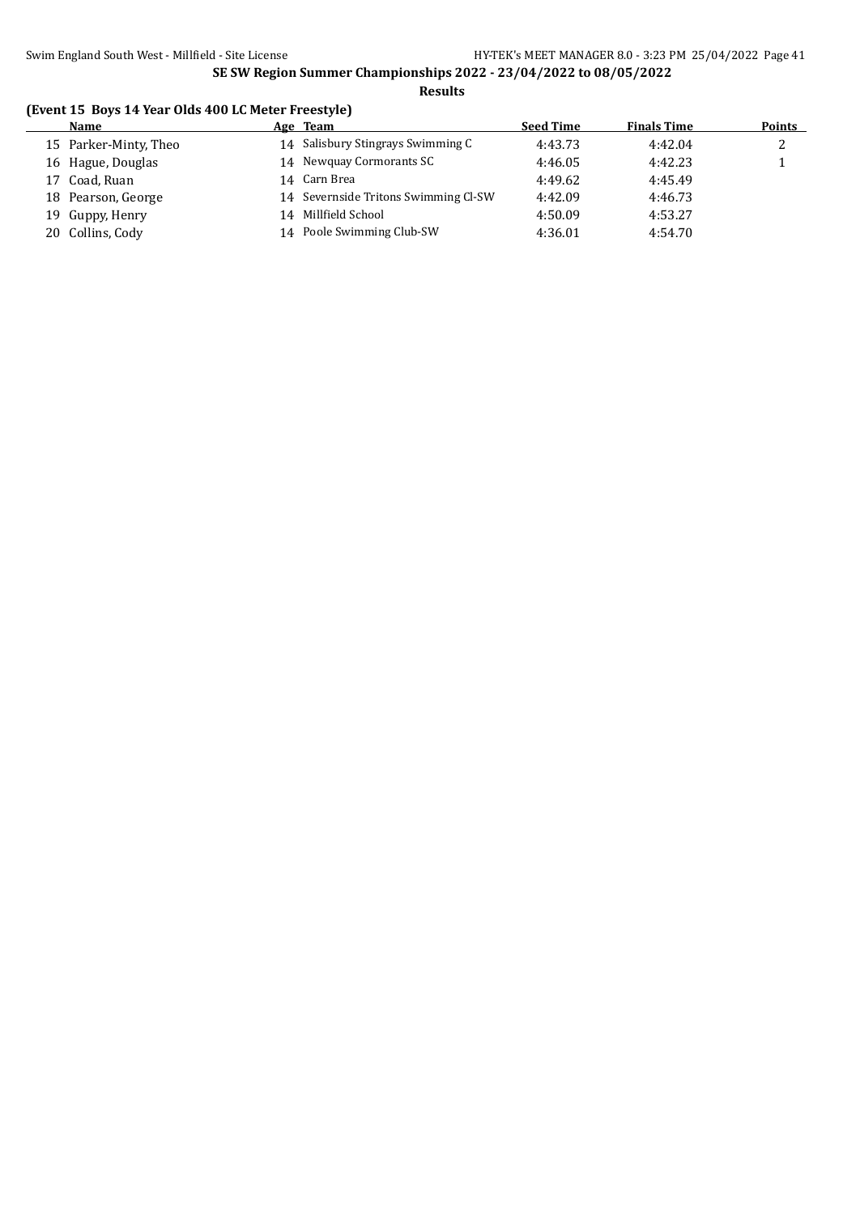**SE SW Region Summer Championships 2022 - 23/04/2022 to 08/05/2022**

**Results**

### (Event 15 Boys 14 Year Olds 400 LC Meter Freestyle)

| | Name | Age | Team | Seed Time | Finals Time | Points |
|---|---|---|---|---|---|---|
| 15 | Parker-Minty, Theo | 14 | Salisbury Stingrays Swimming C | 4:43.73 | 4:42.04 | 2 |
| 16 | Hague, Douglas | 14 | Newquay Cormorants SC | 4:46.05 | 4:42.23 | 1 |
| 17 | Coad, Ruan | 14 | Carn Brea | 4:49.62 | 4:45.49 | |
| 18 | Pearson, George | 14 | Severnside Tritons Swimming Cl-SW | 4:42.09 | 4:46.73 | |
| 19 | Guppy, Henry | 14 | Millfield School | 4:50.09 | 4:53.27 | |
| 20 | Collins, Cody | 14 | Poole Swimming Club-SW | 4:36.01 | 4:54.70 | |